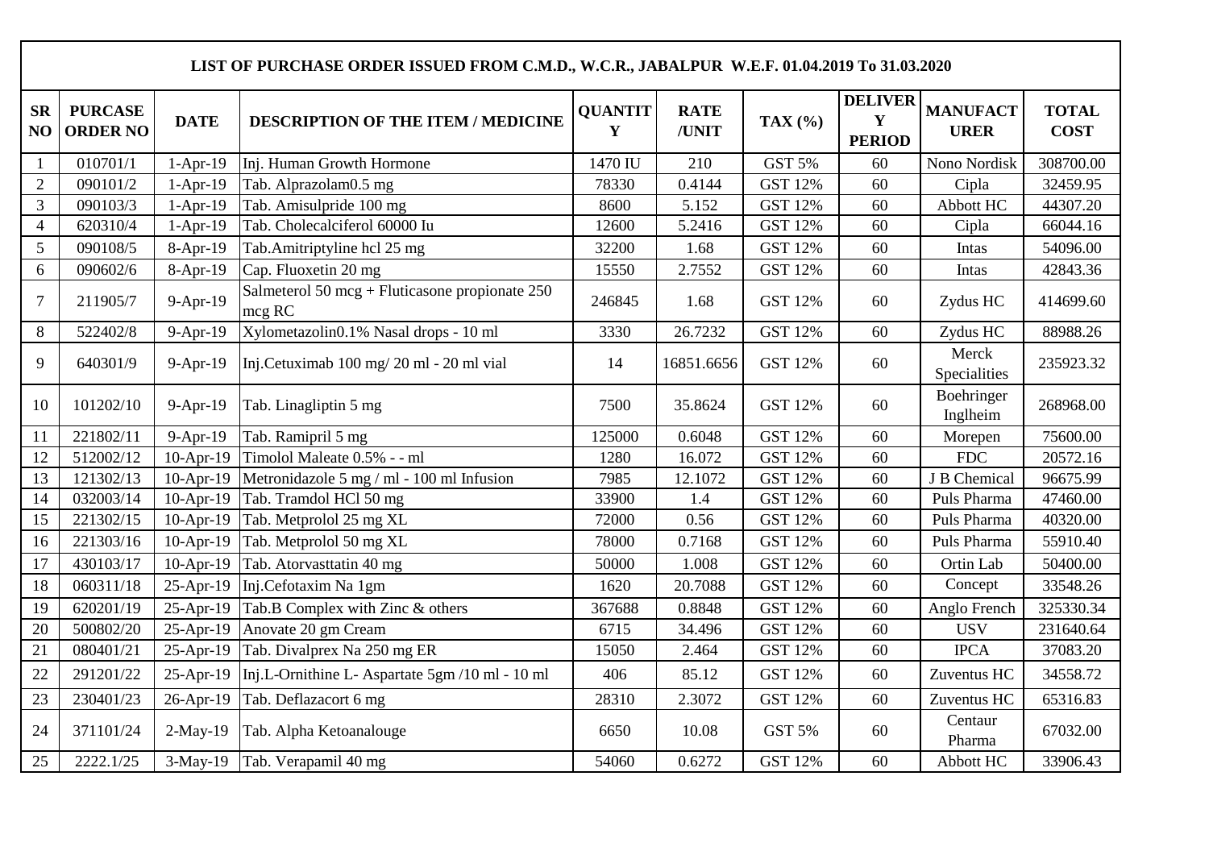| LIST OF PURCHASE ORDER ISSUED FROM C.M.D., W.C.R., JABALPUR W.E.F. 01.04.2019 To 31.03.2020 | | | | | | | | | |
|---|---|---|---|---|---|---|---|---|---|
| **SR NO** | **PURCASE ORDER NO** | **DATE** | **DESCRIPTION OF THE ITEM / MEDICINE** | **QUANTITY** | **RATE /UNIT** | **TAX (%)** | **DELIVERY PERIOD** | **MANUFACTURER** | **TOTAL COST** |
| 1 | 010701/1 | 1-Apr-19 | Inj. Human Growth Hormone | 1470 IU | 210 | GST 5% | 60 | Nono Nordisk | 308700.00 |
| 2 | 090101/2 | 1-Apr-19 | Tab. Alprazolam0.5 mg | 78330 | 0.4144 | GST 12% | 60 | Cipla | 32459.95 |
| 3 | 090103/3 | 1-Apr-19 | Tab. Amisulpride 100 mg | 8600 | 5.152 | GST 12% | 60 | Abbott HC | 44307.20 |
| 4 | 620310/4 | 1-Apr-19 | Tab. Cholecalciferol 60000 Iu | 12600 | 5.2416 | GST 12% | 60 | Cipla | 66044.16 |
| 5 | 090108/5 | 8-Apr-19 | Tab.Amitriptyline hcl 25 mg | 32200 | 1.68 | GST 12% | 60 | Intas | 54096.00 |
| 6 | 090602/6 | 8-Apr-19 | Cap. Fluoxetin 20 mg | 15550 | 2.7552 | GST 12% | 60 | Intas | 42843.36 |
| 7 | 211905/7 | 9-Apr-19 | Salmeterol 50 mcg + Fluticasone propionate 250 mcg RC | 246845 | 1.68 | GST 12% | 60 | Zydus HC | 414699.60 |
| 8 | 522402/8 | 9-Apr-19 | Xylometazolin0.1% Nasal drops - 10 ml | 3330 | 26.7232 | GST 12% | 60 | Zydus HC | 88988.26 |
| 9 | 640301/9 | 9-Apr-19 | Inj.Cetuximab 100 mg/ 20 ml - 20 ml vial | 14 | 16851.6656 | GST 12% | 60 | Merck Specialities | 235923.32 |
| 10 | 101202/10 | 9-Apr-19 | Tab. Linagliptin 5 mg | 7500 | 35.8624 | GST 12% | 60 | Boehringer Inglheim | 268968.00 |
| 11 | 221802/11 | 9-Apr-19 | Tab. Ramipril 5 mg | 125000 | 0.6048 | GST 12% | 60 | Morepen | 75600.00 |
| 12 | 512002/12 | 10-Apr-19 | Timolol Maleate 0.5% - - ml | 1280 | 16.072 | GST 12% | 60 | FDC | 20572.16 |
| 13 | 121302/13 | 10-Apr-19 | Metronidazole 5 mg / ml - 100 ml Infusion | 7985 | 12.1072 | GST 12% | 60 | J B Chemical | 96675.99 |
| 14 | 032003/14 | 10-Apr-19 | Tab. Tramdol HCl 50 mg | 33900 | 1.4 | GST 12% | 60 | Puls Pharma | 47460.00 |
| 15 | 221302/15 | 10-Apr-19 | Tab. Metprolol 25 mg XL | 72000 | 0.56 | GST 12% | 60 | Puls Pharma | 40320.00 |
| 16 | 221303/16 | 10-Apr-19 | Tab. Metprolol 50 mg XL | 78000 | 0.7168 | GST 12% | 60 | Puls Pharma | 55910.40 |
| 17 | 430103/17 | 10-Apr-19 | Tab. Atorvasttatin 40 mg | 50000 | 1.008 | GST 12% | 60 | Ortin Lab | 50400.00 |
| 18 | 060311/18 | 25-Apr-19 | Inj.Cefotaxim Na 1gm | 1620 | 20.7088 | GST 12% | 60 | Concept | 33548.26 |
| 19 | 620201/19 | 25-Apr-19 | Tab.B Complex with Zinc & others | 367688 | 0.8848 | GST 12% | 60 | Anglo French | 325330.34 |
| 20 | 500802/20 | 25-Apr-19 | Anovate 20 gm Cream | 6715 | 34.496 | GST 12% | 60 | USV | 231640.64 |
| 21 | 080401/21 | 25-Apr-19 | Tab. Divalprex Na 250 mg ER | 15050 | 2.464 | GST 12% | 60 | IPCA | 37083.20 |
| 22 | 291201/22 | 25-Apr-19 | Inj.L-Ornithine L- Aspartate 5gm /10 ml - 10 ml | 406 | 85.12 | GST 12% | 60 | Zuventus HC | 34558.72 |
| 23 | 230401/23 | 26-Apr-19 | Tab. Deflazacort 6 mg | 28310 | 2.3072 | GST 12% | 60 | Zuventus HC | 65316.83 |
| 24 | 371101/24 | 2-May-19 | Tab. Alpha Ketoanalouge | 6650 | 10.08 | GST 5% | 60 | Centaur Pharma | 67032.00 |
| 25 | 2222.1/25 | 3-May-19 | Tab. Verapamil 40 mg | 54060 | 0.6272 | GST 12% | 60 | Abbott HC | 33906.43 |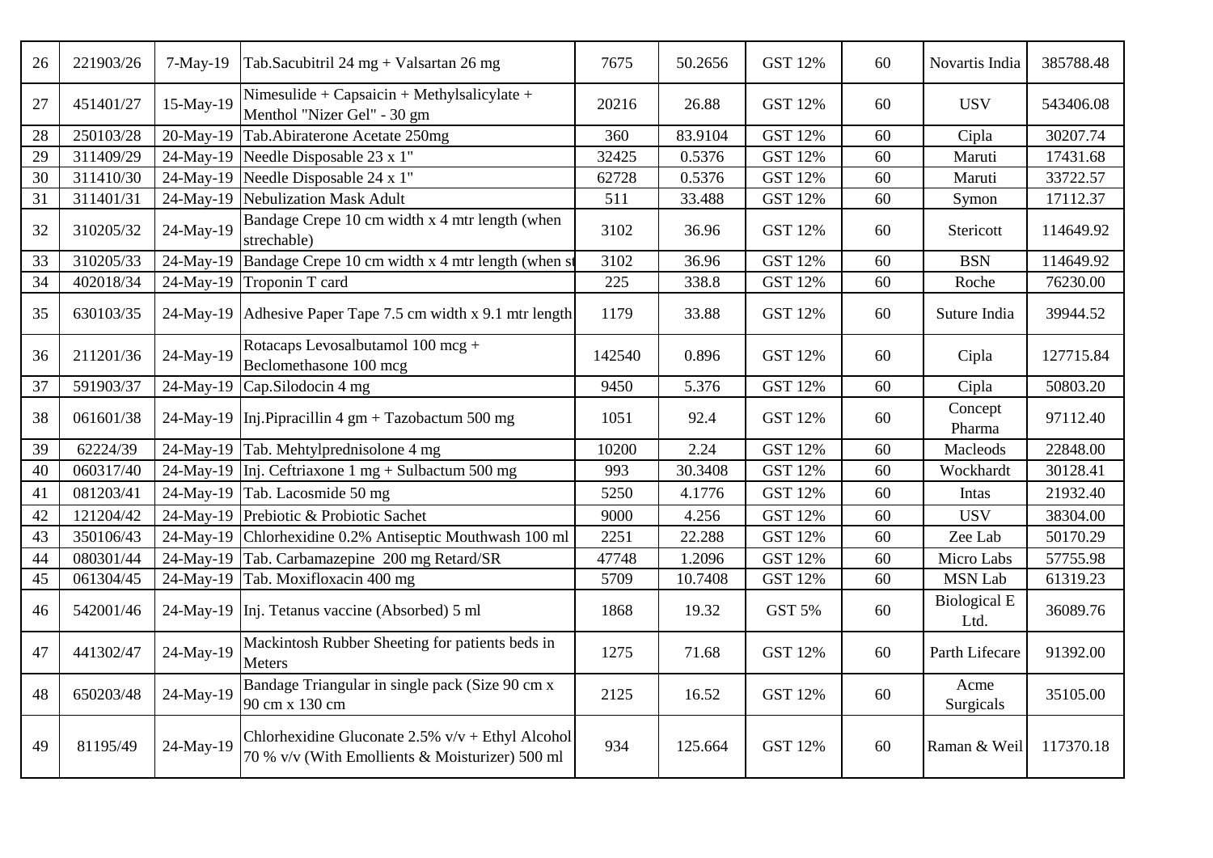| 26 | 221903/26 | 7-May-19 | Tab.Sacubitril 24 mg + Valsartan 26 mg | 7675 | 50.2656 | GST 12% | 60 | Novartis India | 385788.48 |
|---|---|---|---|---|---|---|---|---|---|
| 27 | 451401/27 | 15-May-19 | Nimesulide + Capsaicin + Methylsalicylate + Menthol "Nizer Gel" - 30 gm | 20216 | 26.88 | GST 12% | 60 | USV | 543406.08 |
| 28 | 250103/28 | 20-May-19 | Tab.Abiraterone Acetate 250mg | 360 | 83.9104 | GST 12% | 60 | Cipla | 30207.74 |
| 29 | 311409/29 | 24-May-19 | Needle Disposable 23 x 1" | 32425 | 0.5376 | GST 12% | 60 | Maruti | 17431.68 |
| 30 | 311410/30 | 24-May-19 | Needle Disposable 24 x 1" | 62728 | 0.5376 | GST 12% | 60 | Maruti | 33722.57 |
| 31 | 311401/31 | 24-May-19 | Nebulization Mask Adult | 511 | 33.488 | GST 12% | 60 | Symon | 17112.37 |
| 32 | 310205/32 | 24-May-19 | Bandage Crepe 10 cm width x 4 mtr length (when strechable) | 3102 | 36.96 | GST 12% | 60 | Stericott | 114649.92 |
| 33 | 310205/33 | 24-May-19 | Bandage Crepe 10 cm width x 4 mtr length (when st | 3102 | 36.96 | GST 12% | 60 | BSN | 114649.92 |
| 34 | 402018/34 | 24-May-19 | Troponin T card | 225 | 338.8 | GST 12% | 60 | Roche | 76230.00 |
| 35 | 630103/35 | 24-May-19 | Adhesive Paper Tape 7.5 cm width x 9.1 mtr length | 1179 | 33.88 | GST 12% | 60 | Suture India | 39944.52 |
| 36 | 211201/36 | 24-May-19 | Rotacaps Levosalbutamol 100 mcg + Beclomethasone 100 mcg | 142540 | 0.896 | GST 12% | 60 | Cipla | 127715.84 |
| 37 | 591903/37 | 24-May-19 | Cap.Silodocin 4 mg | 9450 | 5.376 | GST 12% | 60 | Cipla | 50803.20 |
| 38 | 061601/38 | 24-May-19 | Inj.Pipracillin 4 gm + Tazobactum 500 mg | 1051 | 92.4 | GST 12% | 60 | Concept Pharma | 97112.40 |
| 39 | 62224/39 | 24-May-19 | Tab. Mehtylprednisolone 4 mg | 10200 | 2.24 | GST 12% | 60 | Macleods | 22848.00 |
| 40 | 060317/40 | 24-May-19 | Inj. Ceftriaxone 1 mg + Sulbactum 500 mg | 993 | 30.3408 | GST 12% | 60 | Wockhardt | 30128.41 |
| 41 | 081203/41 | 24-May-19 | Tab. Lacosmide 50 mg | 5250 | 4.1776 | GST 12% | 60 | Intas | 21932.40 |
| 42 | 121204/42 | 24-May-19 | Prebiotic & Probiotic Sachet | 9000 | 4.256 | GST 12% | 60 | USV | 38304.00 |
| 43 | 350106/43 | 24-May-19 | Chlorhexidine 0.2% Antiseptic Mouthwash 100 ml | 2251 | 22.288 | GST 12% | 60 | Zee Lab | 50170.29 |
| 44 | 080301/44 | 24-May-19 | Tab. Carbamazepine 200 mg Retard/SR | 47748 | 1.2096 | GST 12% | 60 | Micro Labs | 57755.98 |
| 45 | 061304/45 | 24-May-19 | Tab. Moxifloxacin 400 mg | 5709 | 10.7408 | GST 12% | 60 | MSN Lab | 61319.23 |
| 46 | 542001/46 | 24-May-19 | Inj. Tetanus vaccine (Absorbed) 5 ml | 1868 | 19.32 | GST 5% | 60 | Biological E Ltd. | 36089.76 |
| 47 | 441302/47 | 24-May-19 | Mackintosh Rubber Sheeting for patients beds in Meters | 1275 | 71.68 | GST 12% | 60 | Parth Lifecare | 91392.00 |
| 48 | 650203/48 | 24-May-19 | Bandage Triangular in single pack (Size 90 cm x 90 cm x 130 cm | 2125 | 16.52 | GST 12% | 60 | Acme Surgicals | 35105.00 |
| 49 | 81195/49 | 24-May-19 | Chlorhexidine Gluconate 2.5% v/v + Ethyl Alcohol 70 % v/v (With Emollients & Moisturizer) 500 ml | 934 | 125.664 | GST 12% | 60 | Raman & Weil | 117370.18 |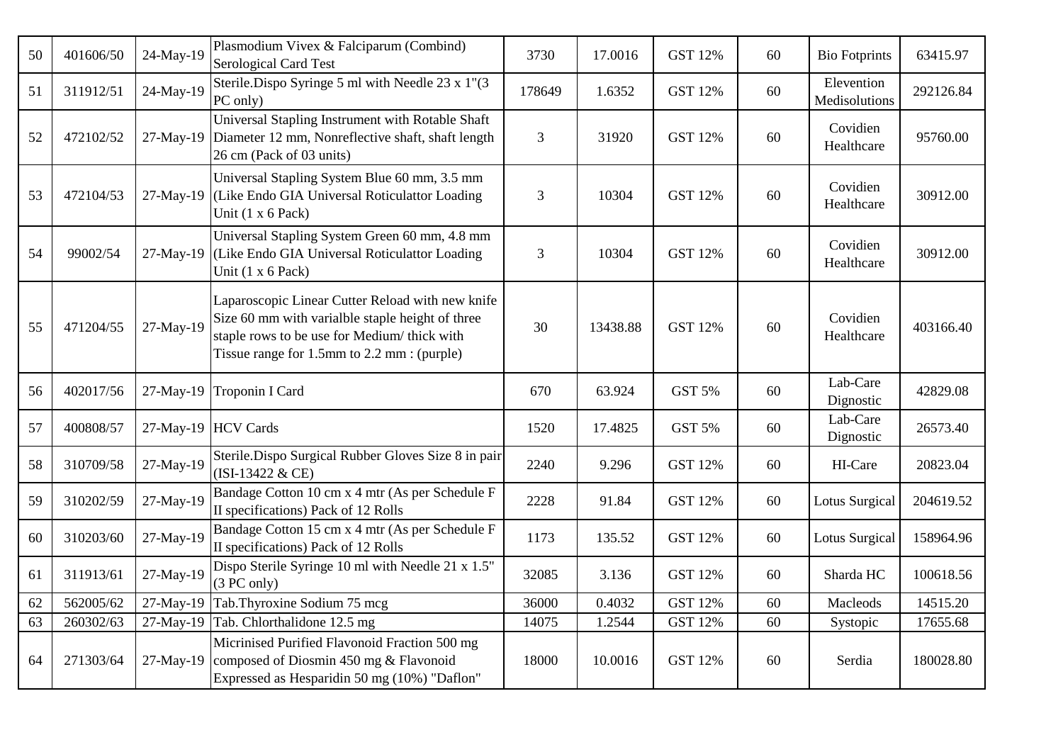| 50 | 401606/50 | 24-May-19 | Plasmodium Vivex & Falciparum (Combind) Serological Card Test | 3730 | 17.0016 | GST 12% | 60 | Bio Fotprints | 63415.97 |
|---|---|---|---|---|---|---|---|---|---|
| 51 | 311912/51 | 24-May-19 | Sterile.Dispo Syringe 5 ml with Needle 23 x 1"(3 PC only) | 178649 | 1.6352 | GST 12% | 60 | Elevention Medisolutions | 292126.84 |
| 52 | 472102/52 | 27-May-19 | Universal Stapling Instrument with Rotable Shaft Diameter 12 mm, Nonreflective shaft, shaft length 26 cm (Pack of 03 units) | 3 | 31920 | GST 12% | 60 | Covidien Healthcare | 95760.00 |
| 53 | 472104/53 | 27-May-19 | Universal Stapling System Blue 60 mm, 3.5 mm (Like Endo GIA Universal Roticulattor Loading Unit (1 x 6 Pack) | 3 | 10304 | GST 12% | 60 | Covidien Healthcare | 30912.00 |
| 54 | 99002/54 | 27-May-19 | Universal Stapling System Green 60 mm, 4.8 mm (Like Endo GIA Universal Roticulattor Loading Unit (1 x 6 Pack) | 3 | 10304 | GST 12% | 60 | Covidien Healthcare | 30912.00 |
| 55 | 471204/55 | 27-May-19 | Laparoscopic Linear Cutter Reload with new knife Size 60 mm with varialble staple height of three staple rows to be use for Medium/ thick with Tissue range for 1.5mm to 2.2 mm : (purple) | 30 | 13438.88 | GST 12% | 60 | Covidien Healthcare | 403166.40 |
| 56 | 402017/56 | 27-May-19 | Troponin I Card | 670 | 63.924 | GST 5% | 60 | Lab-Care Dignostic | 42829.08 |
| 57 | 400808/57 | 27-May-19 | HCV Cards | 1520 | 17.4825 | GST 5% | 60 | Lab-Care Dignostic | 26573.40 |
| 58 | 310709/58 | 27-May-19 | Sterile.Dispo Surgical Rubber Gloves Size 8 in pair (ISI-13422 & CE) | 2240 | 9.296 | GST 12% | 60 | HI-Care | 20823.04 |
| 59 | 310202/59 | 27-May-19 | Bandage Cotton 10 cm x 4 mtr (As per Schedule F II specifications) Pack of 12 Rolls | 2228 | 91.84 | GST 12% | 60 | Lotus Surgical | 204619.52 |
| 60 | 310203/60 | 27-May-19 | Bandage Cotton 15 cm x 4 mtr (As per Schedule F II specifications) Pack of 12 Rolls | 1173 | 135.52 | GST 12% | 60 | Lotus Surgical | 158964.96 |
| 61 | 311913/61 | 27-May-19 | Dispo Sterile Syringe 10 ml with Needle 21 x 1.5" (3 PC only) | 32085 | 3.136 | GST 12% | 60 | Sharda HC | 100618.56 |
| 62 | 562005/62 | 27-May-19 | Tab.Thyroxine Sodium 75 mcg | 36000 | 0.4032 | GST 12% | 60 | Macleods | 14515.20 |
| 63 | 260302/63 | 27-May-19 | Tab. Chlorthalidone 12.5 mg | 14075 | 1.2544 | GST 12% | 60 | Systopic | 17655.68 |
| 64 | 271303/64 | 27-May-19 | Micrinised Purified Flavonoid Fraction 500 mg composed of Diosmin 450 mg & Flavonoid Expressed as Hesparidin 50 mg (10%) "Daflon" | 18000 | 10.0016 | GST 12% | 60 | Serdia | 180028.80 |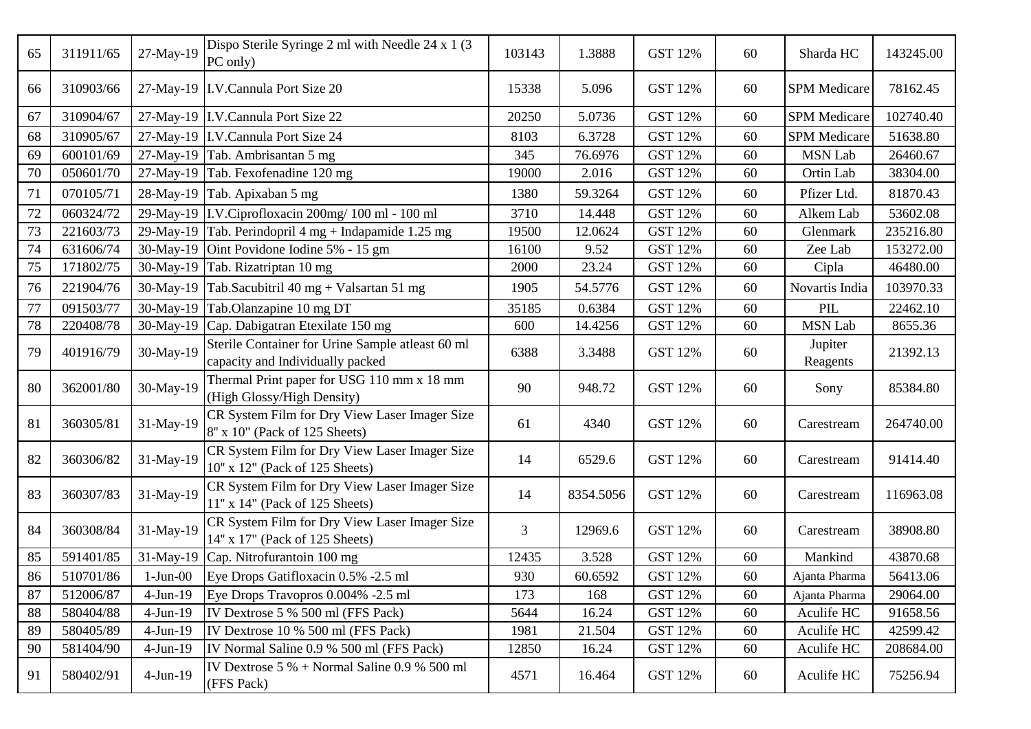| | | | | | | | | | |
|---|---|---|---|---|---|---|---|---|---|
| 65 | 311911/65 | 27-May-19 | Dispo Sterile Syringe 2 ml with Needle 24 x 1 (3 PC only) | 103143 | 1.3888 | GST 12% | 60 | Sharda HC | 143245.00 |
| 66 | 310903/66 | 27-May-19 | I.V.Cannula Port Size 20 | 15338 | 5.096 | GST 12% | 60 | SPM Medicare | 78162.45 |
| 67 | 310904/67 | 27-May-19 | I.V.Cannula Port Size 22 | 20250 | 5.0736 | GST 12% | 60 | SPM Medicare | 102740.40 |
| 68 | 310905/67 | 27-May-19 | I.V.Cannula Port Size 24 | 8103 | 6.3728 | GST 12% | 60 | SPM Medicare | 51638.80 |
| 69 | 600101/69 | 27-May-19 | Tab. Ambrisantan 5 mg | 345 | 76.6976 | GST 12% | 60 | MSN Lab | 26460.67 |
| 70 | 050601/70 | 27-May-19 | Tab. Fexofenadine 120 mg | 19000 | 2.016 | GST 12% | 60 | Ortin Lab | 38304.00 |
| 71 | 070105/71 | 28-May-19 | Tab. Apixaban 5 mg | 1380 | 59.3264 | GST 12% | 60 | Pfizer Ltd. | 81870.43 |
| 72 | 060324/72 | 29-May-19 | I.V.Ciprofloxacin 200mg/ 100 ml - 100 ml | 3710 | 14.448 | GST 12% | 60 | Alkem Lab | 53602.08 |
| 73 | 221603/73 | 29-May-19 | Tab. Perindopril 4 mg + Indapamide 1.25 mg | 19500 | 12.0624 | GST 12% | 60 | Glenmark | 235216.80 |
| 74 | 631606/74 | 30-May-19 | Oint Povidone Iodine 5% - 15 gm | 16100 | 9.52 | GST 12% | 60 | Zee Lab | 153272.00 |
| 75 | 171802/75 | 30-May-19 | Tab. Rizatriptan 10 mg | 2000 | 23.24 | GST 12% | 60 | Cipla | 46480.00 |
| 76 | 221904/76 | 30-May-19 | Tab.Sacubitril 40 mg + Valsartan 51 mg | 1905 | 54.5776 | GST 12% | 60 | Novartis India | 103970.33 |
| 77 | 091503/77 | 30-May-19 | Tab.Olanzapine 10 mg DT | 35185 | 0.6384 | GST 12% | 60 | PIL | 22462.10 |
| 78 | 220408/78 | 30-May-19 | Cap. Dabigatran Etexilate 150 mg | 600 | 14.4256 | GST 12% | 60 | MSN Lab | 8655.36 |
| 79 | 401916/79 | 30-May-19 | Sterile Container for Urine Sample atleast 60 ml capacity and Individually packed | 6388 | 3.3488 | GST 12% | 60 | Jupiter Reagents | 21392.13 |
| 80 | 362001/80 | 30-May-19 | Thermal Print paper for USG 110 mm x 18 mm (High Glossy/High Density) | 90 | 948.72 | GST 12% | 60 | Sony | 85384.80 |
| 81 | 360305/81 | 31-May-19 | CR System Film for Dry View Laser Imager Size 8" x 10" (Pack of 125 Sheets) | 61 | 4340 | GST 12% | 60 | Carestream | 264740.00 |
| 82 | 360306/82 | 31-May-19 | CR System Film for Dry View Laser Imager Size 10" x 12" (Pack of 125 Sheets) | 14 | 6529.6 | GST 12% | 60 | Carestream | 91414.40 |
| 83 | 360307/83 | 31-May-19 | CR System Film for Dry View Laser Imager Size 11" x 14" (Pack of 125 Sheets) | 14 | 8354.5056 | GST 12% | 60 | Carestream | 116963.08 |
| 84 | 360308/84 | 31-May-19 | CR System Film for Dry View Laser Imager Size 14" x 17" (Pack of 125 Sheets) | 3 | 12969.6 | GST 12% | 60 | Carestream | 38908.80 |
| 85 | 591401/85 | 31-May-19 | Cap. Nitrofurantoin 100 mg | 12435 | 3.528 | GST 12% | 60 | Mankind | 43870.68 |
| 86 | 510701/86 | 1-Jun-00 | Eye Drops Gatifloxacin 0.5% -2.5 ml | 930 | 60.6592 | GST 12% | 60 | Ajanta Pharma | 56413.06 |
| 87 | 512006/87 | 4-Jun-19 | Eye Drops Travopros 0.004% -2.5 ml | 173 | 168 | GST 12% | 60 | Ajanta Pharma | 29064.00 |
| 88 | 580404/88 | 4-Jun-19 | IV Dextrose 5 % 500 ml (FFS Pack) | 5644 | 16.24 | GST 12% | 60 | Aculife HC | 91658.56 |
| 89 | 580405/89 | 4-Jun-19 | IV Dextrose 10 % 500 ml (FFS Pack) | 1981 | 21.504 | GST 12% | 60 | Aculife HC | 42599.42 |
| 90 | 581404/90 | 4-Jun-19 | IV Normal Saline 0.9 % 500 ml (FFS Pack) | 12850 | 16.24 | GST 12% | 60 | Aculife HC | 208684.00 |
| 91 | 580402/91 | 4-Jun-19 | IV Dextrose 5 % + Normal Saline 0.9 % 500 ml (FFS Pack) | 4571 | 16.464 | GST 12% | 60 | Aculife HC | 75256.94 |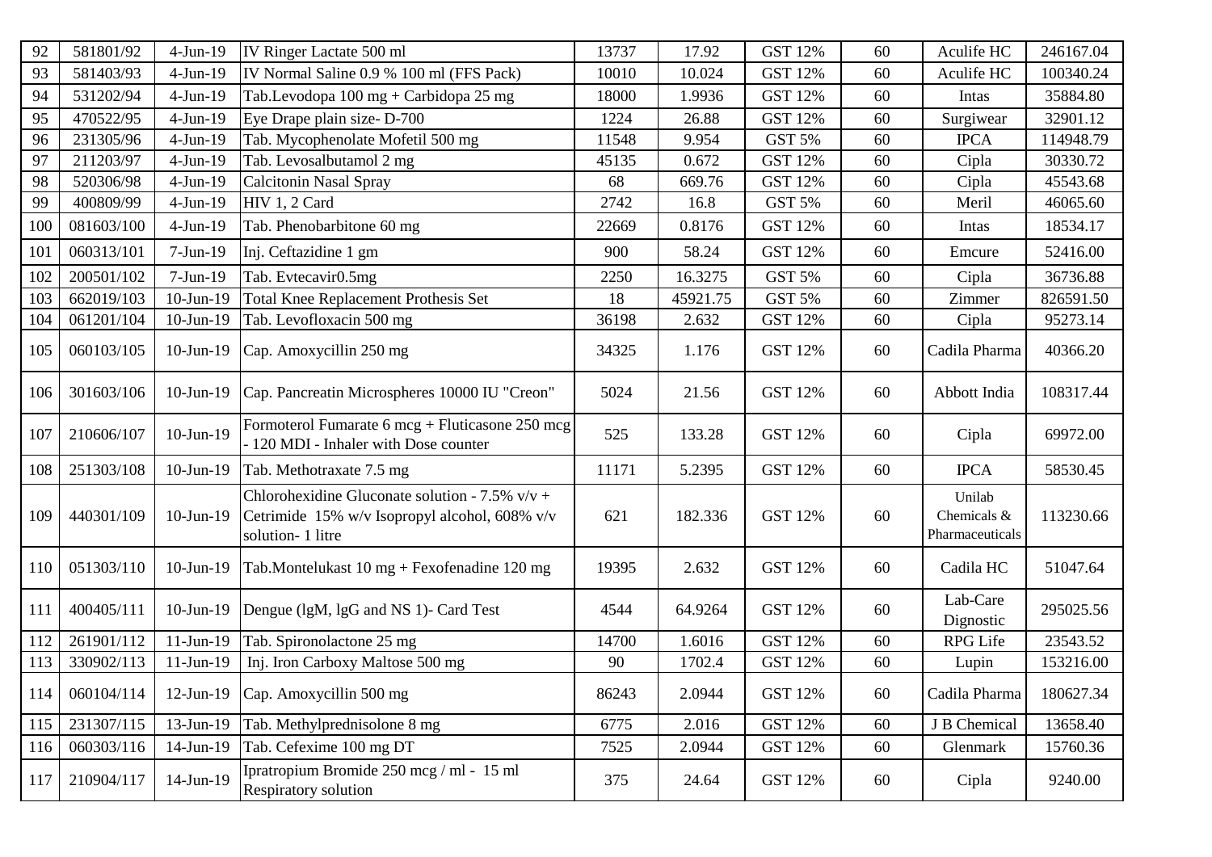| 92 | 581801/92 | 4-Jun-19 | IV Ringer Lactate 500 ml | 13737 | 17.92 | GST 12% | 60 | Aculife HC | 246167.04 |
|---|---|---|---|---|---|---|---|---|---|
| 93 | 581403/93 | 4-Jun-19 | IV Normal Saline 0.9 % 100 ml (FFS Pack) | 10010 | 10.024 | GST 12% | 60 | Aculife HC | 100340.24 |
| 94 | 531202/94 | 4-Jun-19 | Tab.Levodopa 100 mg + Carbidopa 25 mg | 18000 | 1.9936 | GST 12% | 60 | Intas | 35884.80 |
| 95 | 470522/95 | 4-Jun-19 | Eye Drape plain size- D-700 | 1224 | 26.88 | GST 12% | 60 | Surgiwear | 32901.12 |
| 96 | 231305/96 | 4-Jun-19 | Tab. Mycophenolate Mofetil 500 mg | 11548 | 9.954 | GST 5% | 60 | IPCA | 114948.79 |
| 97 | 211203/97 | 4-Jun-19 | Tab. Levosalbutamol 2 mg | 45135 | 0.672 | GST 12% | 60 | Cipla | 30330.72 |
| 98 | 520306/98 | 4-Jun-19 | Calcitonin Nasal Spray | 68 | 669.76 | GST 12% | 60 | Cipla | 45543.68 |
| 99 | 400809/99 | 4-Jun-19 | HIV 1, 2 Card | 2742 | 16.8 | GST 5% | 60 | Meril | 46065.60 |
| 100 | 081603/100 | 4-Jun-19 | Tab. Phenobarbitone 60 mg | 22669 | 0.8176 | GST 12% | 60 | Intas | 18534.17 |
| 101 | 060313/101 | 7-Jun-19 | Inj. Ceftazidine 1 gm | 900 | 58.24 | GST 12% | 60 | Emcure | 52416.00 |
| 102 | 200501/102 | 7-Jun-19 | Tab. Evtecavir0.5mg | 2250 | 16.3275 | GST 5% | 60 | Cipla | 36736.88 |
| 103 | 662019/103 | 10-Jun-19 | Total Knee Replacement Prothesis Set | 18 | 45921.75 | GST 5% | 60 | Zimmer | 826591.50 |
| 104 | 061201/104 | 10-Jun-19 | Tab. Levofloxacin 500 mg | 36198 | 2.632 | GST 12% | 60 | Cipla | 95273.14 |
| 105 | 060103/105 | 10-Jun-19 | Cap. Amoxycillin 250 mg | 34325 | 1.176 | GST 12% | 60 | Cadila Pharma | 40366.20 |
| 106 | 301603/106 | 10-Jun-19 | Cap. Pancreatin Microspheres 10000 IU "Creon" | 5024 | 21.56 | GST 12% | 60 | Abbott India | 108317.44 |
| 107 | 210606/107 | 10-Jun-19 | Formoterol Fumarate 6 mcg + Fluticasone 250 mcg - 120 MDI - Inhaler with Dose counter | 525 | 133.28 | GST 12% | 60 | Cipla | 69972.00 |
| 108 | 251303/108 | 10-Jun-19 | Tab. Methotraxate 7.5 mg | 11171 | 5.2395 | GST 12% | 60 | IPCA | 58530.45 |
| 109 | 440301/109 | 10-Jun-19 | Chlorohexidine Gluconate solution - 7.5% v/v + Cetrimide 15% w/v Isopropyl alcohol, 608% v/v solution- 1 litre | 621 | 182.336 | GST 12% | 60 | Unilab Chemicals & Pharmaceuticals | 113230.66 |
| 110 | 051303/110 | 10-Jun-19 | Tab.Montelukast 10 mg + Fexofenadine 120 mg | 19395 | 2.632 | GST 12% | 60 | Cadila HC | 51047.64 |
| 111 | 400405/111 | 10-Jun-19 | Dengue (lgM, lgG and NS 1)- Card Test | 4544 | 64.9264 | GST 12% | 60 | Lab-Care Dignostic | 295025.56 |
| 112 | 261901/112 | 11-Jun-19 | Tab. Spironolactone 25 mg | 14700 | 1.6016 | GST 12% | 60 | RPG Life | 23543.52 |
| 113 | 330902/113 | 11-Jun-19 | Inj. Iron Carboxy Maltose 500 mg | 90 | 1702.4 | GST 12% | 60 | Lupin | 153216.00 |
| 114 | 060104/114 | 12-Jun-19 | Cap. Amoxycillin 500 mg | 86243 | 2.0944 | GST 12% | 60 | Cadila Pharma | 180627.34 |
| 115 | 231307/115 | 13-Jun-19 | Tab. Methylprednisolone 8 mg | 6775 | 2.016 | GST 12% | 60 | J B Chemical | 13658.40 |
| 116 | 060303/116 | 14-Jun-19 | Tab. Cefexime 100 mg DT | 7525 | 2.0944 | GST 12% | 60 | Glenmark | 15760.36 |
| 117 | 210904/117 | 14-Jun-19 | Ipratropium Bromide 250 mcg / ml - 15 ml Respiratory solution | 375 | 24.64 | GST 12% | 60 | Cipla | 9240.00 |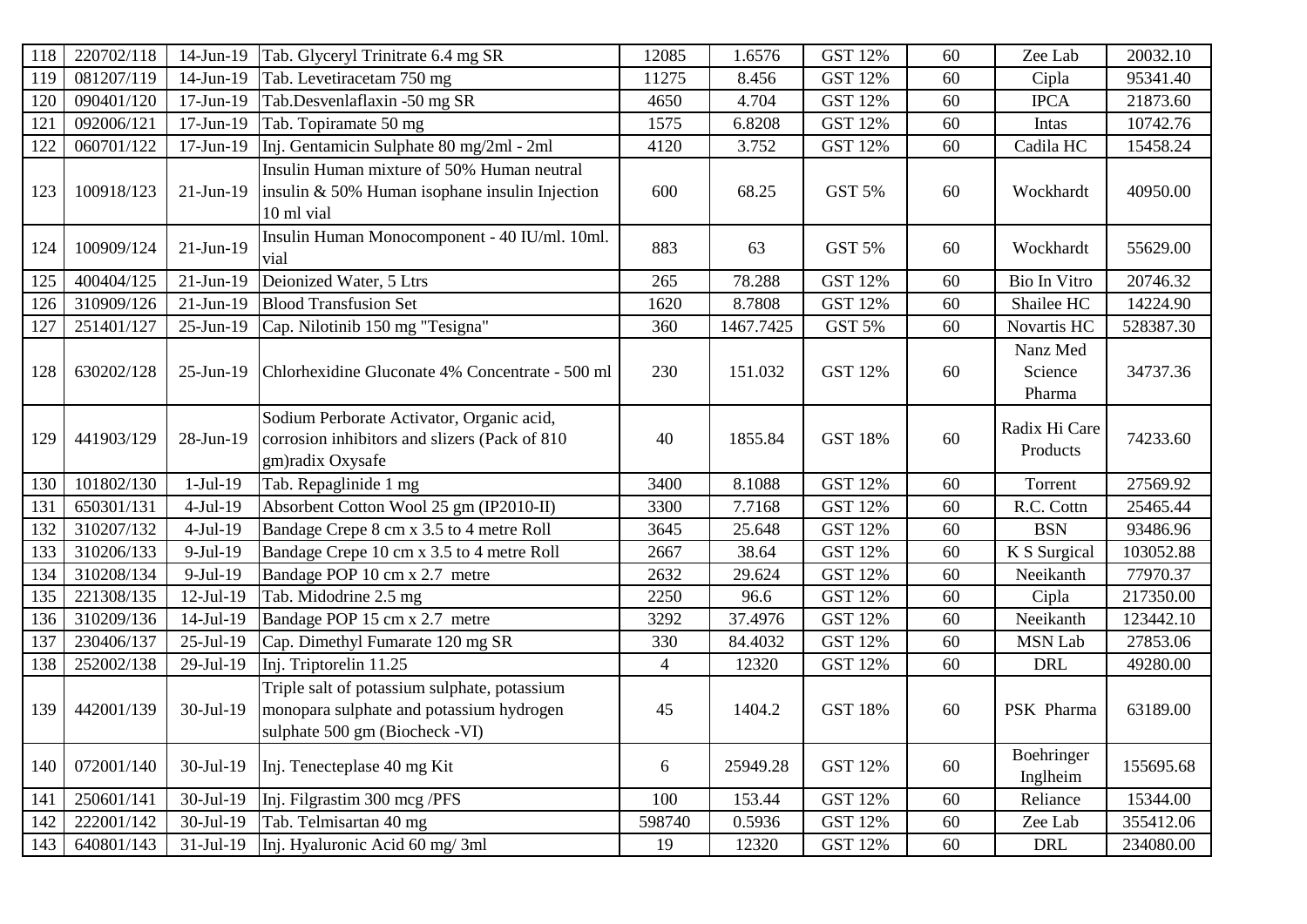| 118 | 220702/118 | 14-Jun-19 | Tab. Glyceryl Trinitrate 6.4 mg SR | 12085 | 1.6576 | GST 12% | 60 | Zee Lab | 20032.10 |
|---|---|---|---|---|---|---|---|---|---|
| 119 | 081207/119 | 14-Jun-19 | Tab. Levetiracetam 750 mg | 11275 | 8.456 | GST 12% | 60 | Cipla | 95341.40 |
| 120 | 090401/120 | 17-Jun-19 | Tab.Desvenlaflaxin -50 mg SR | 4650 | 4.704 | GST 12% | 60 | IPCA | 21873.60 |
| 121 | 092006/121 | 17-Jun-19 | Tab. Topiramate 50 mg | 1575 | 6.8208 | GST 12% | 60 | Intas | 10742.76 |
| 122 | 060701/122 | 17-Jun-19 | Inj. Gentamicin Sulphate 80 mg/2ml - 2ml | 4120 | 3.752 | GST 12% | 60 | Cadila HC | 15458.24 |
| 123 | 100918/123 | 21-Jun-19 | Insulin Human mixture of 50% Human neutral insulin & 50% Human isophane insulin Injection 10 ml vial | 600 | 68.25 | GST 5% | 60 | Wockhardt | 40950.00 |
| 124 | 100909/124 | 21-Jun-19 | Insulin Human Monocomponent - 40 IU/ml. 10ml. vial | 883 | 63 | GST 5% | 60 | Wockhardt | 55629.00 |
| 125 | 400404/125 | 21-Jun-19 | Deionized Water, 5 Ltrs | 265 | 78.288 | GST 12% | 60 | Bio In Vitro | 20746.32 |
| 126 | 310909/126 | 21-Jun-19 | Blood Transfusion Set | 1620 | 8.7808 | GST 12% | 60 | Shailee HC | 14224.90 |
| 127 | 251401/127 | 25-Jun-19 | Cap. Nilotinib 150 mg "Tesigna" | 360 | 1467.7425 | GST 5% | 60 | Novartis HC | 528387.30 |
| 128 | 630202/128 | 25-Jun-19 | Chlorhexidine Gluconate 4% Concentrate - 500 ml | 230 | 151.032 | GST 12% | 60 | Nanz Med Science Pharma | 34737.36 |
| 129 | 441903/129 | 28-Jun-19 | Sodium Perborate Activator, Organic acid, corrosion inhibitors and slizers (Pack of 810 gm)radix Oxysafe | 40 | 1855.84 | GST 18% | 60 | Radix Hi Care Products | 74233.60 |
| 130 | 101802/130 | 1-Jul-19 | Tab. Repaglinide 1 mg | 3400 | 8.1088 | GST 12% | 60 | Torrent | 27569.92 |
| 131 | 650301/131 | 4-Jul-19 | Absorbent Cotton Wool 25 gm (IP2010-II) | 3300 | 7.7168 | GST 12% | 60 | R.C. Cottn | 25465.44 |
| 132 | 310207/132 | 4-Jul-19 | Bandage Crepe 8 cm x 3.5 to 4 metre Roll | 3645 | 25.648 | GST 12% | 60 | BSN | 93486.96 |
| 133 | 310206/133 | 9-Jul-19 | Bandage Crepe 10 cm x 3.5 to 4 metre Roll | 2667 | 38.64 | GST 12% | 60 | K S Surgical | 103052.88 |
| 134 | 310208/134 | 9-Jul-19 | Bandage POP 10 cm x 2.7 metre | 2632 | 29.624 | GST 12% | 60 | Neeikanth | 77970.37 |
| 135 | 221308/135 | 12-Jul-19 | Tab. Midodrine 2.5 mg | 2250 | 96.6 | GST 12% | 60 | Cipla | 217350.00 |
| 136 | 310209/136 | 14-Jul-19 | Bandage POP 15 cm x 2.7 metre | 3292 | 37.4976 | GST 12% | 60 | Neeikanth | 123442.10 |
| 137 | 230406/137 | 25-Jul-19 | Cap. Dimethyl Fumarate 120 mg SR | 330 | 84.4032 | GST 12% | 60 | MSN Lab | 27853.06 |
| 138 | 252002/138 | 29-Jul-19 | Inj. Triptorelin 11.25 | 4 | 12320 | GST 12% | 60 | DRL | 49280.00 |
| 139 | 442001/139 | 30-Jul-19 | Triple salt of potassium sulphate, potassium monopara sulphate and potassium hydrogen sulphate 500 gm (Biocheck -VI) | 45 | 1404.2 | GST 18% | 60 | PSK Pharma | 63189.00 |
| 140 | 072001/140 | 30-Jul-19 | Inj. Tenecteplase 40 mg Kit | 6 | 25949.28 | GST 12% | 60 | Boehringer Inglheim | 155695.68 |
| 141 | 250601/141 | 30-Jul-19 | Inj. Filgrastim 300 mcg /PFS | 100 | 153.44 | GST 12% | 60 | Reliance | 15344.00 |
| 142 | 222001/142 | 30-Jul-19 | Tab. Telmisartan 40 mg | 598740 | 0.5936 | GST 12% | 60 | Zee Lab | 355412.06 |
| 143 | 640801/143 | 31-Jul-19 | Inj. Hyaluronic Acid 60 mg/ 3ml | 19 | 12320 | GST 12% | 60 | DRL | 234080.00 |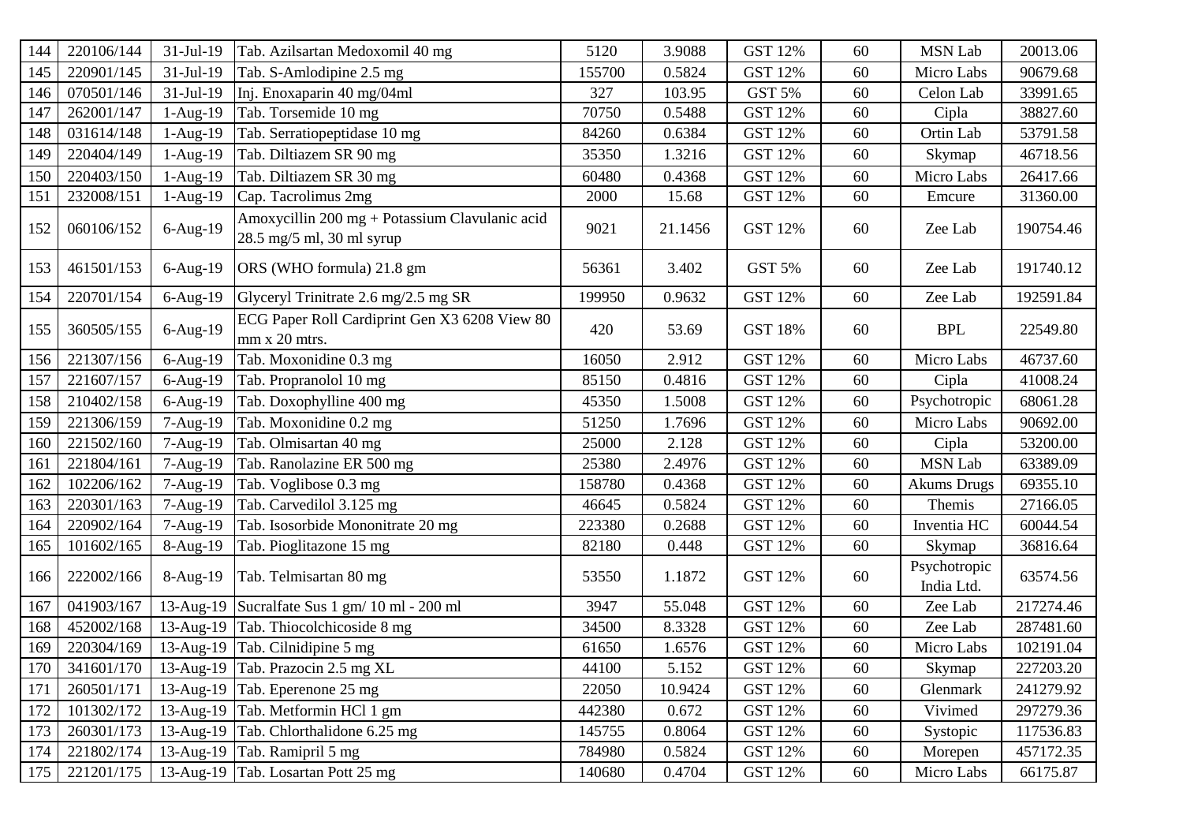| 144 | 220106/144 | 31-Jul-19 | Tab. Azilsartan Medoxomil 40 mg | 5120 | 3.9088 | GST 12% | 60 | MSN Lab | 20013.06 |
|---|---|---|---|---|---|---|---|---|---|
| 145 | 220901/145 | 31-Jul-19 | Tab. S-Amlodipine 2.5 mg | 155700 | 0.5824 | GST 12% | 60 | Micro Labs | 90679.68 |
| 146 | 070501/146 | 31-Jul-19 | Inj. Enoxaparin 40 mg/04ml | 327 | 103.95 | GST 5% | 60 | Celon Lab | 33991.65 |
| 147 | 262001/147 | 1-Aug-19 | Tab. Torsemide 10 mg | 70750 | 0.5488 | GST 12% | 60 | Cipla | 38827.60 |
| 148 | 031614/148 | 1-Aug-19 | Tab. Serratiopeptidase 10 mg | 84260 | 0.6384 | GST 12% | 60 | Ortin Lab | 53791.58 |
| 149 | 220404/149 | 1-Aug-19 | Tab. Diltiazem SR 90 mg | 35350 | 1.3216 | GST 12% | 60 | Skymap | 46718.56 |
| 150 | 220403/150 | 1-Aug-19 | Tab. Diltiazem SR 30 mg | 60480 | 0.4368 | GST 12% | 60 | Micro Labs | 26417.66 |
| 151 | 232008/151 | 1-Aug-19 | Cap. Tacrolimus 2mg | 2000 | 15.68 | GST 12% | 60 | Emcure | 31360.00 |
| 152 | 060106/152 | 6-Aug-19 | Amoxycillin 200 mg + Potassium Clavulanic acid 28.5 mg/5 ml, 30 ml syrup | 9021 | 21.1456 | GST 12% | 60 | Zee Lab | 190754.46 |
| 153 | 461501/153 | 6-Aug-19 | ORS (WHO formula) 21.8 gm | 56361 | 3.402 | GST 5% | 60 | Zee Lab | 191740.12 |
| 154 | 220701/154 | 6-Aug-19 | Glyceryl Trinitrate 2.6 mg/2.5 mg SR | 199950 | 0.9632 | GST 12% | 60 | Zee Lab | 192591.84 |
| 155 | 360505/155 | 6-Aug-19 | ECG Paper Roll Cardiprint Gen X3 6208 View 80 mm x 20 mtrs. | 420 | 53.69 | GST 18% | 60 | BPL | 22549.80 |
| 156 | 221307/156 | 6-Aug-19 | Tab. Moxonidine 0.3 mg | 16050 | 2.912 | GST 12% | 60 | Micro Labs | 46737.60 |
| 157 | 221607/157 | 6-Aug-19 | Tab. Propranolol 10 mg | 85150 | 0.4816 | GST 12% | 60 | Cipla | 41008.24 |
| 158 | 210402/158 | 6-Aug-19 | Tab. Doxophylline 400 mg | 45350 | 1.5008 | GST 12% | 60 | Psychotropic | 68061.28 |
| 159 | 221306/159 | 7-Aug-19 | Tab. Moxonidine 0.2 mg | 51250 | 1.7696 | GST 12% | 60 | Micro Labs | 90692.00 |
| 160 | 221502/160 | 7-Aug-19 | Tab. Olmisartan 40 mg | 25000 | 2.128 | GST 12% | 60 | Cipla | 53200.00 |
| 161 | 221804/161 | 7-Aug-19 | Tab. Ranolazine ER 500 mg | 25380 | 2.4976 | GST 12% | 60 | MSN Lab | 63389.09 |
| 162 | 102206/162 | 7-Aug-19 | Tab. Voglibose 0.3 mg | 158780 | 0.4368 | GST 12% | 60 | Akums Drugs | 69355.10 |
| 163 | 220301/163 | 7-Aug-19 | Tab. Carvedilol 3.125 mg | 46645 | 0.5824 | GST 12% | 60 | Themis | 27166.05 |
| 164 | 220902/164 | 7-Aug-19 | Tab. Isosorbide Mononitrate 20 mg | 223380 | 0.2688 | GST 12% | 60 | Inventia HC | 60044.54 |
| 165 | 101602/165 | 8-Aug-19 | Tab. Pioglitazone 15 mg | 82180 | 0.448 | GST 12% | 60 | Skymap | 36816.64 |
| 166 | 222002/166 | 8-Aug-19 | Tab. Telmisartan 80 mg | 53550 | 1.1872 | GST 12% | 60 | Psychotropic India Ltd. | 63574.56 |
| 167 | 041903/167 | 13-Aug-19 | Sucralfate Sus 1 gm/ 10 ml - 200 ml | 3947 | 55.048 | GST 12% | 60 | Zee Lab | 217274.46 |
| 168 | 452002/168 | 13-Aug-19 | Tab. Thiocolchicoside 8 mg | 34500 | 8.3328 | GST 12% | 60 | Zee Lab | 287481.60 |
| 169 | 220304/169 | 13-Aug-19 | Tab. Cilnidipine 5 mg | 61650 | 1.6576 | GST 12% | 60 | Micro Labs | 102191.04 |
| 170 | 341601/170 | 13-Aug-19 | Tab. Prazocin 2.5 mg XL | 44100 | 5.152 | GST 12% | 60 | Skymap | 227203.20 |
| 171 | 260501/171 | 13-Aug-19 | Tab. Eperenone 25 mg | 22050 | 10.9424 | GST 12% | 60 | Glenmark | 241279.92 |
| 172 | 101302/172 | 13-Aug-19 | Tab. Metformin HCl 1 gm | 442380 | 0.672 | GST 12% | 60 | Vivimed | 297279.36 |
| 173 | 260301/173 | 13-Aug-19 | Tab. Chlorthalidone 6.25 mg | 145755 | 0.8064 | GST 12% | 60 | Systopic | 117536.83 |
| 174 | 221802/174 | 13-Aug-19 | Tab. Ramipril 5 mg | 784980 | 0.5824 | GST 12% | 60 | Morepen | 457172.35 |
| 175 | 221201/175 | 13-Aug-19 | Tab. Losartan Pott 25 mg | 140680 | 0.4704 | GST 12% | 60 | Micro Labs | 66175.87 |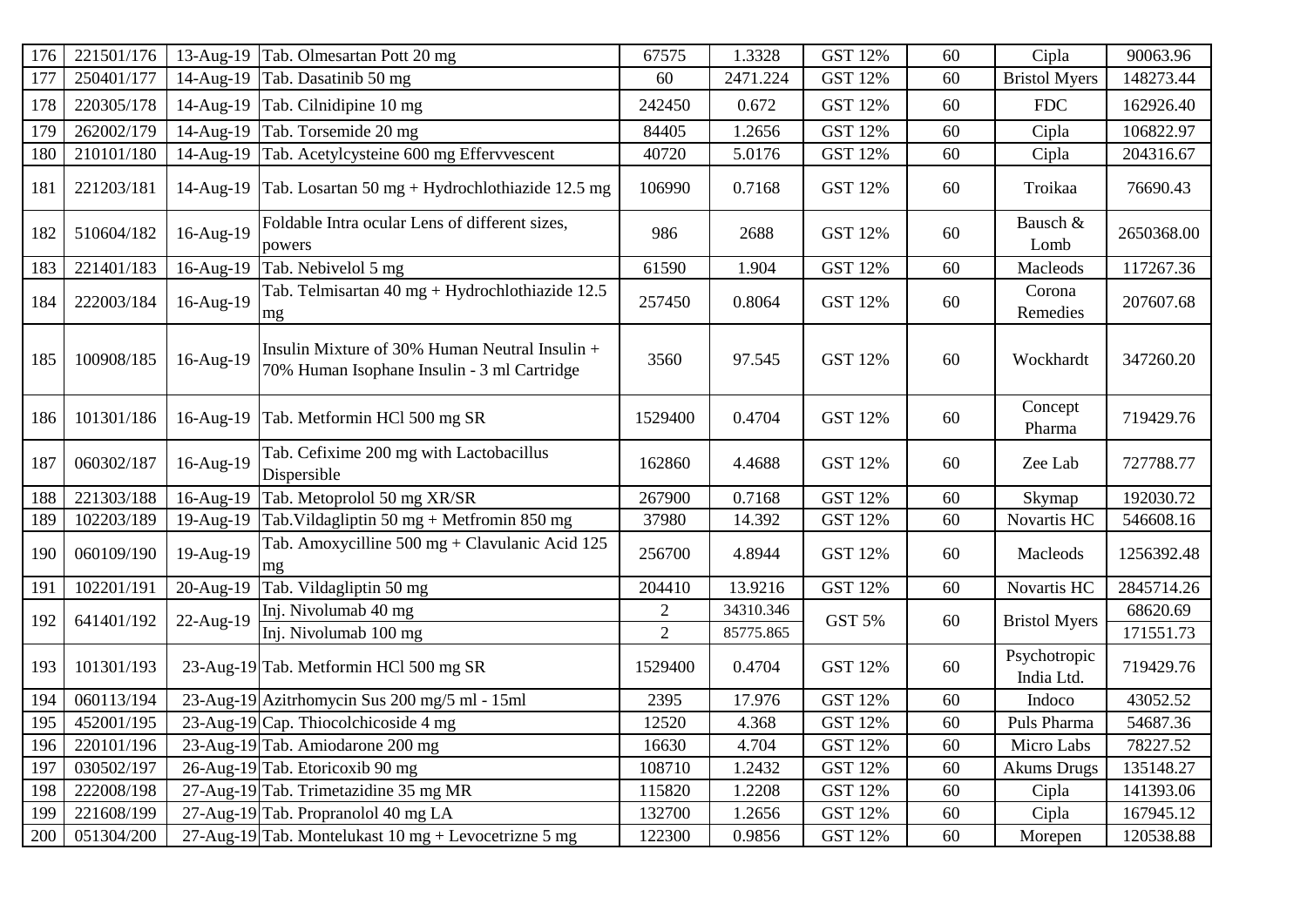| 176 | 221501/176 | 13-Aug-19 | Tab. Olmesartan Pott 20 mg | 67575 | 1.3328 | GST 12% | 60 | Cipla | 90063.96 |
|---|---|---|---|---|---|---|---|---|---|
| 177 | 250401/177 | 14-Aug-19 | Tab. Dasatinib 50 mg | 60 | 2471.224 | GST 12% | 60 | Bristol Myers | 148273.44 |
| 178 | 220305/178 | 14-Aug-19 | Tab. Cilnidipine 10 mg | 242450 | 0.672 | GST 12% | 60 | FDC | 162926.40 |
| 179 | 262002/179 | 14-Aug-19 | Tab. Torsemide 20 mg | 84405 | 1.2656 | GST 12% | 60 | Cipla | 106822.97 |
| 180 | 210101/180 | 14-Aug-19 | Tab. Acetylcysteine 600 mg Effervvescent | 40720 | 5.0176 | GST 12% | 60 | Cipla | 204316.67 |
| 181 | 221203/181 | 14-Aug-19 | Tab. Losartan 50 mg + Hydrochlothiazide 12.5 mg | 106990 | 0.7168 | GST 12% | 60 | Troikaa | 76690.43 |
| 182 | 510604/182 | 16-Aug-19 | Foldable Intra ocular Lens of different sizes, powers | 986 | 2688 | GST 12% | 60 | Bausch & Lomb | 2650368.00 |
| 183 | 221401/183 | 16-Aug-19 | Tab. Nebivelol 5 mg | 61590 | 1.904 | GST 12% | 60 | Macleods | 117267.36 |
| 184 | 222003/184 | 16-Aug-19 | Tab. Telmisartan 40 mg + Hydrochlothiazide 12.5 mg | 257450 | 0.8064 | GST 12% | 60 | Corona Remedies | 207607.68 |
| 185 | 100908/185 | 16-Aug-19 | Insulin Mixture of 30% Human Neutral Insulin + 70% Human Isophane Insulin - 3 ml Cartridge | 3560 | 97.545 | GST 12% | 60 | Wockhardt | 347260.20 |
| 186 | 101301/186 | 16-Aug-19 | Tab. Metformin HCl 500 mg SR | 1529400 | 0.4704 | GST 12% | 60 | Concept Pharma | 719429.76 |
| 187 | 060302/187 | 16-Aug-19 | Tab. Cefixime 200 mg with Lactobacillus Dispersible | 162860 | 4.4688 | GST 12% | 60 | Zee Lab | 727788.77 |
| 188 | 221303/188 | 16-Aug-19 | Tab. Metoprolol 50 mg XR/SR | 267900 | 0.7168 | GST 12% | 60 | Skymap | 192030.72 |
| 189 | 102203/189 | 19-Aug-19 | Tab.Vildagliptin 50 mg + Metfromin 850 mg | 37980 | 14.392 | GST 12% | 60 | Novartis HC | 546608.16 |
| 190 | 060109/190 | 19-Aug-19 | Tab. Amoxycilline 500 mg + Clavulanic Acid 125 mg | 256700 | 4.8944 | GST 12% | 60 | Macleods | 1256392.48 |
| 191 | 102201/191 | 20-Aug-19 | Tab. Vildagliptin 50 mg | 204410 | 13.9216 | GST 12% | 60 | Novartis HC | 2845714.26 |
| 192 | 641401/192 | 22-Aug-19 | Inj. Nivolumab 40 mg | 2 | 34310.346 | GST 5% | 60 | Bristol Myers | 68620.69 |
| | | | Inj. Nivolumab 100 mg | 2 | 85775.865 | | | | 171551.73 |
| 193 | 101301/193 | 23-Aug-19 | Tab. Metformin HCl 500 mg SR | 1529400 | 0.4704 | GST 12% | 60 | Psychotropic India Ltd. | 719429.76 |
| 194 | 060113/194 | 23-Aug-19 | Azitrhomycin Sus 200 mg/5 ml - 15ml | 2395 | 17.976 | GST 12% | 60 | Indoco | 43052.52 |
| 195 | 452001/195 | 23-Aug-19 | Cap. Thiocolchicoside 4 mg | 12520 | 4.368 | GST 12% | 60 | Puls Pharma | 54687.36 |
| 196 | 220101/196 | 23-Aug-19 | Tab. Amiodarone 200 mg | 16630 | 4.704 | GST 12% | 60 | Micro Labs | 78227.52 |
| 197 | 030502/197 | 26-Aug-19 | Tab. Etoricoxib 90 mg | 108710 | 1.2432 | GST 12% | 60 | Akums Drugs | 135148.27 |
| 198 | 222008/198 | 27-Aug-19 | Tab. Trimetazidine 35 mg MR | 115820 | 1.2208 | GST 12% | 60 | Cipla | 141393.06 |
| 199 | 221608/199 | 27-Aug-19 | Tab. Propranolol 40 mg LA | 132700 | 1.2656 | GST 12% | 60 | Cipla | 167945.12 |
| 200 | 051304/200 | 27-Aug-19 | Tab. Montelukast 10 mg + Levocetrizne 5 mg | 122300 | 0.9856 | GST 12% | 60 | Morepen | 120538.88 |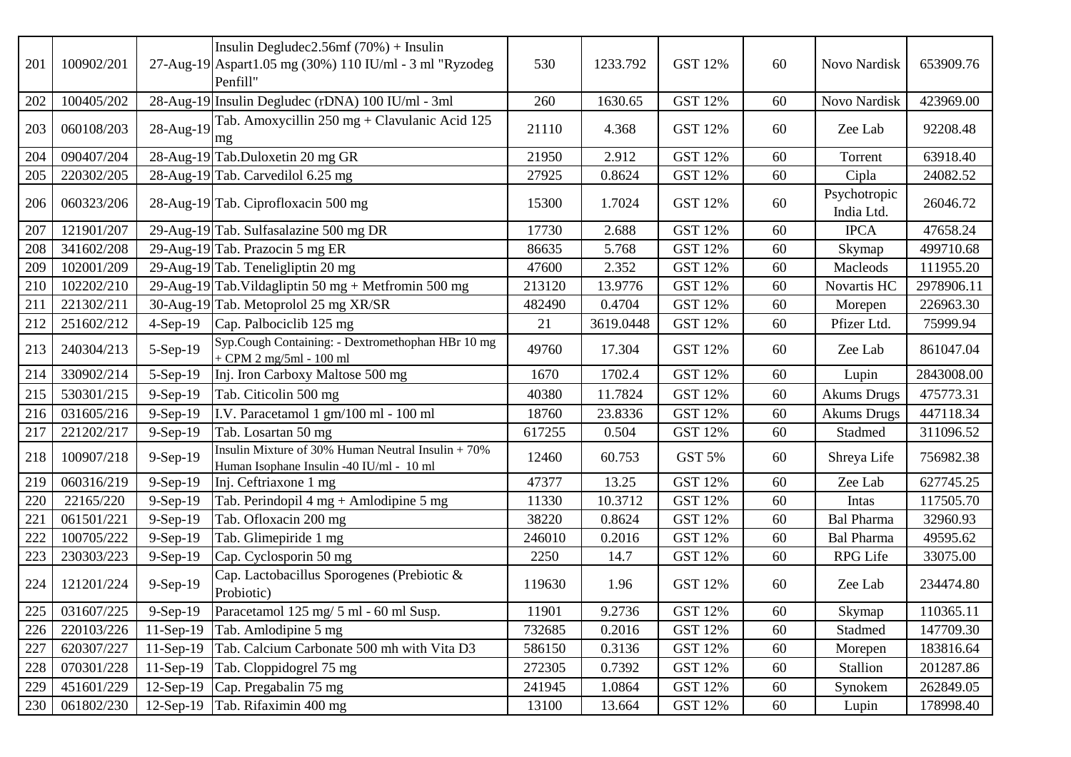| 201 | 100902/201 | 27-Aug-19 | Insulin Degludec2.56mf (70%) + Insulin Aspart1.05 mg (30%) 110 IU/ml - 3 ml "Ryzodeg Penfill" | 530 | 1233.792 | GST 12% | 60 | Novo Nardisk | 653909.76 |
|---|---|---|---|---|---|---|---|---|---|
| 202 | 100405/202 | 28-Aug-19 | Insulin Degludec (rDNA) 100 IU/ml - 3ml | 260 | 1630.65 | GST 12% | 60 | Novo Nardisk | 423969.00 |
| 203 | 060108/203 | 28-Aug-19 | Tab. Amoxycillin 250 mg + Clavulanic Acid 125 mg | 21110 | 4.368 | GST 12% | 60 | Zee Lab | 92208.48 |
| 204 | 090407/204 | 28-Aug-19 | Tab.Duloxetin 20 mg GR | 21950 | 2.912 | GST 12% | 60 | Torrent | 63918.40 |
| 205 | 220302/205 | 28-Aug-19 | Tab. Carvedilol 6.25 mg | 27925 | 0.8624 | GST 12% | 60 | Cipla | 24082.52 |
| 206 | 060323/206 | 28-Aug-19 | Tab. Ciprofloxacin 500 mg | 15300 | 1.7024 | GST 12% | 60 | Psychotropic India Ltd. | 26046.72 |
| 207 | 121901/207 | 29-Aug-19 | Tab. Sulfasalazine 500 mg DR | 17730 | 2.688 | GST 12% | 60 | IPCA | 47658.24 |
| 208 | 341602/208 | 29-Aug-19 | Tab. Prazocin 5 mg ER | 86635 | 5.768 | GST 12% | 60 | Skymap | 499710.68 |
| 209 | 102001/209 | 29-Aug-19 | Tab. Teneligliptin 20 mg | 47600 | 2.352 | GST 12% | 60 | Macleods | 111955.20 |
| 210 | 102202/210 | 29-Aug-19 | Tab.Vildagliptin 50 mg + Metfromin 500 mg | 213120 | 13.9776 | GST 12% | 60 | Novartis HC | 2978906.11 |
| 211 | 221302/211 | 30-Aug-19 | Tab. Metoprolol 25 mg XR/SR | 482490 | 0.4704 | GST 12% | 60 | Morepen | 226963.30 |
| 212 | 251602/212 | 4-Sep-19 | Cap. Palbociclib 125 mg | 21 | 3619.0448 | GST 12% | 60 | Pfizer Ltd. | 75999.94 |
| 213 | 240304/213 | 5-Sep-19 | Syp.Cough Containing: - Dextromethophan HBr 10 mg + CPM 2 mg/5ml - 100 ml | 49760 | 17.304 | GST 12% | 60 | Zee Lab | 861047.04 |
| 214 | 330902/214 | 5-Sep-19 | Inj. Iron Carboxy Maltose 500 mg | 1670 | 1702.4 | GST 12% | 60 | Lupin | 2843008.00 |
| 215 | 530301/215 | 9-Sep-19 | Tab. Citicolin 500 mg | 40380 | 11.7824 | GST 12% | 60 | Akums Drugs | 475773.31 |
| 216 | 031605/216 | 9-Sep-19 | I.V. Paracetamol 1 gm/100 ml - 100 ml | 18760 | 23.8336 | GST 12% | 60 | Akums Drugs | 447118.34 |
| 217 | 221202/217 | 9-Sep-19 | Tab. Losartan 50 mg | 617255 | 0.504 | GST 12% | 60 | Stadmed | 311096.52 |
| 218 | 100907/218 | 9-Sep-19 | Insulin Mixture of 30% Human Neutral Insulin + 70% Human Isophane Insulin -40 IU/ml - 10 ml | 12460 | 60.753 | GST 5% | 60 | Shreya Life | 756982.38 |
| 219 | 060316/219 | 9-Sep-19 | Inj. Ceftriaxone 1 mg | 47377 | 13.25 | GST 12% | 60 | Zee Lab | 627745.25 |
| 220 | 22165/220 | 9-Sep-19 | Tab. Perindopil 4 mg + Amlodipine 5 mg | 11330 | 10.3712 | GST 12% | 60 | Intas | 117505.70 |
| 221 | 061501/221 | 9-Sep-19 | Tab. Ofloxacin 200 mg | 38220 | 0.8624 | GST 12% | 60 | Bal Pharma | 32960.93 |
| 222 | 100705/222 | 9-Sep-19 | Tab. Glimepiride 1 mg | 246010 | 0.2016 | GST 12% | 60 | Bal Pharma | 49595.62 |
| 223 | 230303/223 | 9-Sep-19 | Cap. Cyclosporin 50 mg | 2250 | 14.7 | GST 12% | 60 | RPG Life | 33075.00 |
| 224 | 121201/224 | 9-Sep-19 | Cap. Lactobacillus Sporogenes (Prebiotic & Probiotic) | 119630 | 1.96 | GST 12% | 60 | Zee Lab | 234474.80 |
| 225 | 031607/225 | 9-Sep-19 | Paracetamol 125 mg/ 5 ml - 60 ml Susp. | 11901 | 9.2736 | GST 12% | 60 | Skymap | 110365.11 |
| 226 | 220103/226 | 11-Sep-19 | Tab. Amlodipine 5 mg | 732685 | 0.2016 | GST 12% | 60 | Stadmed | 147709.30 |
| 227 | 620307/227 | 11-Sep-19 | Tab. Calcium Carbonate 500 mh with Vita D3 | 586150 | 0.3136 | GST 12% | 60 | Morepen | 183816.64 |
| 228 | 070301/228 | 11-Sep-19 | Tab. Cloppidogrel 75 mg | 272305 | 0.7392 | GST 12% | 60 | Stallion | 201287.86 |
| 229 | 451601/229 | 12-Sep-19 | Cap. Pregabalin 75 mg | 241945 | 1.0864 | GST 12% | 60 | Synokem | 262849.05 |
| 230 | 061802/230 | 12-Sep-19 | Tab. Rifaximin 400 mg | 13100 | 13.664 | GST 12% | 60 | Lupin | 178998.40 |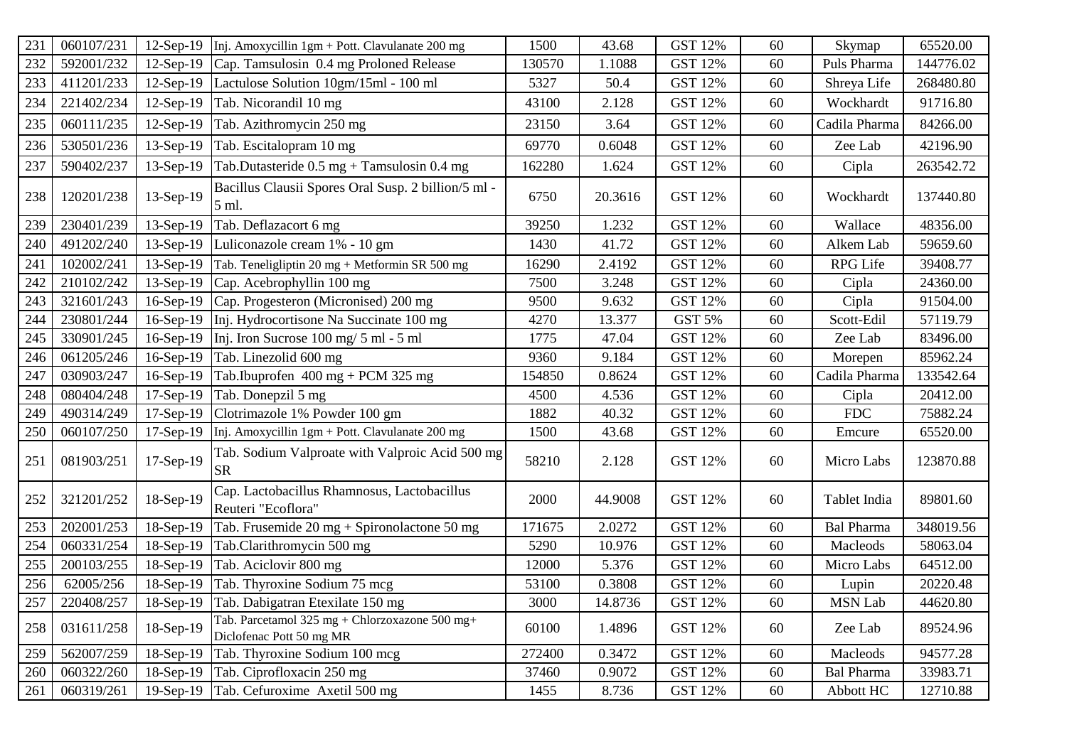| 231 | 060107/231 | 12-Sep-19 | Inj. Amoxycillin 1gm + Pott. Clavulanate 200 mg | 1500 | 43.68 | GST 12% | 60 | Skymap | 65520.00 |
|---|---|---|---|---|---|---|---|---|---|
| 232 | 592001/232 | 12-Sep-19 | Cap. Tamsulosin 0.4 mg Proloned Release | 130570 | 1.1088 | GST 12% | 60 | Puls Pharma | 144776.02 |
| 233 | 411201/233 | 12-Sep-19 | Lactulose Solution 10gm/15ml - 100 ml | 5327 | 50.4 | GST 12% | 60 | Shreya Life | 268480.80 |
| 234 | 221402/234 | 12-Sep-19 | Tab. Nicorandil 10 mg | 43100 | 2.128 | GST 12% | 60 | Wockhardt | 91716.80 |
| 235 | 060111/235 | 12-Sep-19 | Tab. Azithromycin 250 mg | 23150 | 3.64 | GST 12% | 60 | Cadila Pharma | 84266.00 |
| 236 | 530501/236 | 13-Sep-19 | Tab. Escitalopram 10 mg | 69770 | 0.6048 | GST 12% | 60 | Zee Lab | 42196.90 |
| 237 | 590402/237 | 13-Sep-19 | Tab.Dutasteride 0.5 mg + Tamsulosin 0.4 mg | 162280 | 1.624 | GST 12% | 60 | Cipla | 263542.72 |
| 238 | 120201/238 | 13-Sep-19 | Bacillus Clausii Spores Oral Susp. 2 billion/5 ml - 5 ml. | 6750 | 20.3616 | GST 12% | 60 | Wockhardt | 137440.80 |
| 239 | 230401/239 | 13-Sep-19 | Tab. Deflazacort 6 mg | 39250 | 1.232 | GST 12% | 60 | Wallace | 48356.00 |
| 240 | 491202/240 | 13-Sep-19 | Luliconazole cream 1% - 10 gm | 1430 | 41.72 | GST 12% | 60 | Alkem Lab | 59659.60 |
| 241 | 102002/241 | 13-Sep-19 | Tab. Teneligliptin 20 mg + Metformin SR 500 mg | 16290 | 2.4192 | GST 12% | 60 | RPG Life | 39408.77 |
| 242 | 210102/242 | 13-Sep-19 | Cap. Acebrophyllin 100 mg | 7500 | 3.248 | GST 12% | 60 | Cipla | 24360.00 |
| 243 | 321601/243 | 16-Sep-19 | Cap. Progesteron (Micronised) 200 mg | 9500 | 9.632 | GST 12% | 60 | Cipla | 91504.00 |
| 244 | 230801/244 | 16-Sep-19 | Inj. Hydrocortisone Na Succinate 100 mg | 4270 | 13.377 | GST 5% | 60 | Scott-Edil | 57119.79 |
| 245 | 330901/245 | 16-Sep-19 | Inj. Iron Sucrose 100 mg/ 5 ml - 5 ml | 1775 | 47.04 | GST 12% | 60 | Zee Lab | 83496.00 |
| 246 | 061205/246 | 16-Sep-19 | Tab. Linezolid 600 mg | 9360 | 9.184 | GST 12% | 60 | Morepen | 85962.24 |
| 247 | 030903/247 | 16-Sep-19 | Tab.Ibuprofen 400 mg + PCM 325 mg | 154850 | 0.8624 | GST 12% | 60 | Cadila Pharma | 133542.64 |
| 248 | 080404/248 | 17-Sep-19 | Tab. Donepzil 5 mg | 4500 | 4.536 | GST 12% | 60 | Cipla | 20412.00 |
| 249 | 490314/249 | 17-Sep-19 | Clotrimazole 1% Powder 100 gm | 1882 | 40.32 | GST 12% | 60 | FDC | 75882.24 |
| 250 | 060107/250 | 17-Sep-19 | Inj. Amoxycillin 1gm + Pott. Clavulanate 200 mg | 1500 | 43.68 | GST 12% | 60 | Emcure | 65520.00 |
| 251 | 081903/251 | 17-Sep-19 | Tab. Sodium Valproate with Valproic Acid 500 mg SR | 58210 | 2.128 | GST 12% | 60 | Micro Labs | 123870.88 |
| 252 | 321201/252 | 18-Sep-19 | Cap. Lactobacillus Rhamnosus, Lactobacillus Reuteri "Ecoflora" | 2000 | 44.9008 | GST 12% | 60 | Tablet India | 89801.60 |
| 253 | 202001/253 | 18-Sep-19 | Tab. Frusemide 20 mg + Spironolactone 50 mg | 171675 | 2.0272 | GST 12% | 60 | Bal Pharma | 348019.56 |
| 254 | 060331/254 | 18-Sep-19 | Tab.Clarithromycin 500 mg | 5290 | 10.976 | GST 12% | 60 | Macleods | 58063.04 |
| 255 | 200103/255 | 18-Sep-19 | Tab. Aciclovir 800 mg | 12000 | 5.376 | GST 12% | 60 | Micro Labs | 64512.00 |
| 256 | 62005/256 | 18-Sep-19 | Tab. Thyroxine Sodium 75 mcg | 53100 | 0.3808 | GST 12% | 60 | Lupin | 20220.48 |
| 257 | 220408/257 | 18-Sep-19 | Tab. Dabigatran Etexilate 150 mg | 3000 | 14.8736 | GST 12% | 60 | MSN Lab | 44620.80 |
| 258 | 031611/258 | 18-Sep-19 | Tab. Parcetamol 325 mg + Chlorzoxazone 500 mg+ Diclofenac Pott 50 mg MR | 60100 | 1.4896 | GST 12% | 60 | Zee Lab | 89524.96 |
| 259 | 562007/259 | 18-Sep-19 | Tab. Thyroxine Sodium 100 mcg | 272400 | 0.3472 | GST 12% | 60 | Macleods | 94577.28 |
| 260 | 060322/260 | 18-Sep-19 | Tab. Ciprofloxacin 250 mg | 37460 | 0.9072 | GST 12% | 60 | Bal Pharma | 33983.71 |
| 261 | 060319/261 | 19-Sep-19 | Tab. Cefuroxime Axetil 500 mg | 1455 | 8.736 | GST 12% | 60 | Abbott HC | 12710.88 |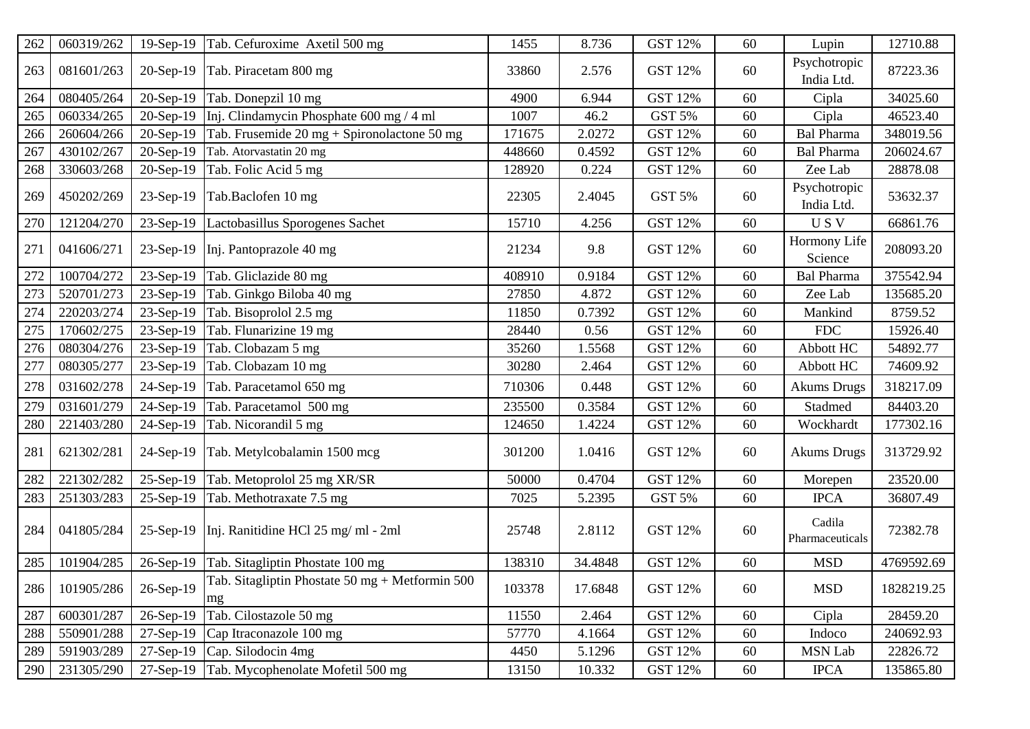| 262 | 060319/262 | 19-Sep-19 | Tab. Cefuroxime Axetil 500 mg | 1455 | 8.736 | GST 12% | 60 | Lupin | 12710.88 |
|---|---|---|---|---|---|---|---|---|---|
| 263 | 081601/263 | 20-Sep-19 | Tab. Piracetam 800 mg | 33860 | 2.576 | GST 12% | 60 | Psychotropic India Ltd. | 87223.36 |
| 264 | 080405/264 | 20-Sep-19 | Tab. Donepzil 10 mg | 4900 | 6.944 | GST 12% | 60 | Cipla | 34025.60 |
| 265 | 060334/265 | 20-Sep-19 | Inj. Clindamycin Phosphate 600 mg / 4 ml | 1007 | 46.2 | GST 5% | 60 | Cipla | 46523.40 |
| 266 | 260604/266 | 20-Sep-19 | Tab. Frusemide 20 mg + Spironolactone 50 mg | 171675 | 2.0272 | GST 12% | 60 | Bal Pharma | 348019.56 |
| 267 | 430102/267 | 20-Sep-19 | Tab. Atorvastatin 20 mg | 448660 | 0.4592 | GST 12% | 60 | Bal Pharma | 206024.67 |
| 268 | 330603/268 | 20-Sep-19 | Tab. Folic Acid 5 mg | 128920 | 0.224 | GST 12% | 60 | Zee Lab | 28878.08 |
| 269 | 450202/269 | 23-Sep-19 | Tab.Baclofen 10 mg | 22305 | 2.4045 | GST 5% | 60 | Psychotropic India Ltd. | 53632.37 |
| 270 | 121204/270 | 23-Sep-19 | Lactobasillus Sporogenes Sachet | 15710 | 4.256 | GST 12% | 60 | U S V | 66861.76 |
| 271 | 041606/271 | 23-Sep-19 | Inj. Pantoprazole 40 mg | 21234 | 9.8 | GST 12% | 60 | Hormony Life Science | 208093.20 |
| 272 | 100704/272 | 23-Sep-19 | Tab. Gliclazide 80 mg | 408910 | 0.9184 | GST 12% | 60 | Bal Pharma | 375542.94 |
| 273 | 520701/273 | 23-Sep-19 | Tab. Ginkgo Biloba 40 mg | 27850 | 4.872 | GST 12% | 60 | Zee Lab | 135685.20 |
| 274 | 220203/274 | 23-Sep-19 | Tab. Bisoprolol 2.5 mg | 11850 | 0.7392 | GST 12% | 60 | Mankind | 8759.52 |
| 275 | 170602/275 | 23-Sep-19 | Tab. Flunarizine 19 mg | 28440 | 0.56 | GST 12% | 60 | FDC | 15926.40 |
| 276 | 080304/276 | 23-Sep-19 | Tab. Clobazam 5 mg | 35260 | 1.5568 | GST 12% | 60 | Abbott HC | 54892.77 |
| 277 | 080305/277 | 23-Sep-19 | Tab. Clobazam 10 mg | 30280 | 2.464 | GST 12% | 60 | Abbott HC | 74609.92 |
| 278 | 031602/278 | 24-Sep-19 | Tab. Paracetamol 650 mg | 710306 | 0.448 | GST 12% | 60 | Akums Drugs | 318217.09 |
| 279 | 031601/279 | 24-Sep-19 | Tab. Paracetamol 500 mg | 235500 | 0.3584 | GST 12% | 60 | Stadmed | 84403.20 |
| 280 | 221403/280 | 24-Sep-19 | Tab. Nicorandil 5 mg | 124650 | 1.4224 | GST 12% | 60 | Wockhardt | 177302.16 |
| 281 | 621302/281 | 24-Sep-19 | Tab. Metylcobalamin 1500 mcg | 301200 | 1.0416 | GST 12% | 60 | Akums Drugs | 313729.92 |
| 282 | 221302/282 | 25-Sep-19 | Tab. Metoprolol 25 mg XR/SR | 50000 | 0.4704 | GST 12% | 60 | Morepen | 23520.00 |
| 283 | 251303/283 | 25-Sep-19 | Tab. Methotraxate 7.5 mg | 7025 | 5.2395 | GST 5% | 60 | IPCA | 36807.49 |
| 284 | 041805/284 | 25-Sep-19 | Inj. Ranitidine HCl 25 mg/ ml - 2ml | 25748 | 2.8112 | GST 12% | 60 | Cadila Pharmaceuticals | 72382.78 |
| 285 | 101904/285 | 26-Sep-19 | Tab. Sitagliptin Phostate 100 mg | 138310 | 34.4848 | GST 12% | 60 | MSD | 4769592.69 |
| 286 | 101905/286 | 26-Sep-19 | Tab. Sitagliptin Phostate 50 mg + Metformin 500 mg | 103378 | 17.6848 | GST 12% | 60 | MSD | 1828219.25 |
| 287 | 600301/287 | 26-Sep-19 | Tab. Cilostazole 50 mg | 11550 | 2.464 | GST 12% | 60 | Cipla | 28459.20 |
| 288 | 550901/288 | 27-Sep-19 | Cap Itraconazole 100 mg | 57770 | 4.1664 | GST 12% | 60 | Indoco | 240692.93 |
| 289 | 591903/289 | 27-Sep-19 | Cap. Silodocin 4mg | 4450 | 5.1296 | GST 12% | 60 | MSN Lab | 22826.72 |
| 290 | 231305/290 | 27-Sep-19 | Tab. Mycophenolate Mofetil 500 mg | 13150 | 10.332 | GST 12% | 60 | IPCA | 135865.80 |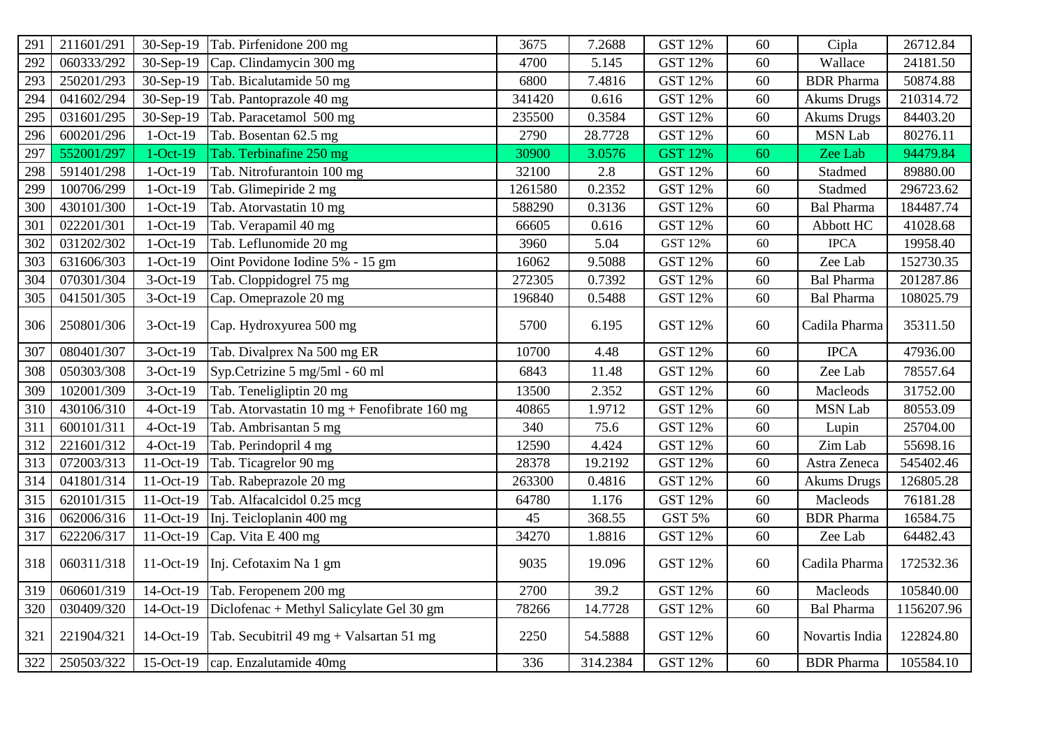| 291 | 211601/291 | 30-Sep-19 | Tab. Pirfenidone 200 mg | 3675 | 7.2688 | GST 12% | 60 | Cipla | 26712.84 |
|---|---|---|---|---|---|---|---|---|---|
| 292 | 060333/292 | 30-Sep-19 | Cap. Clindamycin 300 mg | 4700 | 5.145 | GST 12% | 60 | Wallace | 24181.50 |
| 293 | 250201/293 | 30-Sep-19 | Tab. Bicalutamide 50 mg | 6800 | 7.4816 | GST 12% | 60 | BDR Pharma | 50874.88 |
| 294 | 041602/294 | 30-Sep-19 | Tab. Pantoprazole 40 mg | 341420 | 0.616 | GST 12% | 60 | Akums Drugs | 210314.72 |
| 295 | 031601/295 | 30-Sep-19 | Tab. Paracetamol 500 mg | 235500 | 0.3584 | GST 12% | 60 | Akums Drugs | 84403.20 |
| 296 | 600201/296 | 1-Oct-19 | Tab. Bosentan 62.5 mg | 2790 | 28.7728 | GST 12% | 60 | MSN Lab | 80276.11 |
| 297 | 552001/297 | 1-Oct-19 | Tab. Terbinafine 250 mg | 30900 | 3.0576 | GST 12% | 60 | Zee Lab | 94479.84 |
| 298 | 591401/298 | 1-Oct-19 | Tab. Nitrofurantoin 100 mg | 32100 | 2.8 | GST 12% | 60 | Stadmed | 89880.00 |
| 299 | 100706/299 | 1-Oct-19 | Tab. Glimepiride 2 mg | 1261580 | 0.2352 | GST 12% | 60 | Stadmed | 296723.62 |
| 300 | 430101/300 | 1-Oct-19 | Tab. Atorvastatin 10 mg | 588290 | 0.3136 | GST 12% | 60 | Bal Pharma | 184487.74 |
| 301 | 022201/301 | 1-Oct-19 | Tab. Verapamil 40 mg | 66605 | 0.616 | GST 12% | 60 | Abbott HC | 41028.68 |
| 302 | 031202/302 | 1-Oct-19 | Tab. Leflunomide 20 mg | 3960 | 5.04 | GST 12% | 60 | IPCA | 19958.40 |
| 303 | 631606/303 | 1-Oct-19 | Oint Povidone Iodine 5% - 15 gm | 16062 | 9.5088 | GST 12% | 60 | Zee Lab | 152730.35 |
| 304 | 070301/304 | 3-Oct-19 | Tab. Cloppidogrel 75 mg | 272305 | 0.7392 | GST 12% | 60 | Bal Pharma | 201287.86 |
| 305 | 041501/305 | 3-Oct-19 | Cap. Omeprazole 20 mg | 196840 | 0.5488 | GST 12% | 60 | Bal Pharma | 108025.79 |
| 306 | 250801/306 | 3-Oct-19 | Cap. Hydroxyurea 500 mg | 5700 | 6.195 | GST 12% | 60 | Cadila Pharma | 35311.50 |
| 307 | 080401/307 | 3-Oct-19 | Tab. Divalprex Na 500 mg ER | 10700 | 4.48 | GST 12% | 60 | IPCA | 47936.00 |
| 308 | 050303/308 | 3-Oct-19 | Syp.Cetrizine 5 mg/5ml - 60 ml | 6843 | 11.48 | GST 12% | 60 | Zee Lab | 78557.64 |
| 309 | 102001/309 | 3-Oct-19 | Tab. Teneligliptin 20 mg | 13500 | 2.352 | GST 12% | 60 | Macleods | 31752.00 |
| 310 | 430106/310 | 4-Oct-19 | Tab. Atorvastatin 10 mg + Fenofibrate 160 mg | 40865 | 1.9712 | GST 12% | 60 | MSN Lab | 80553.09 |
| 311 | 600101/311 | 4-Oct-19 | Tab. Ambrisantan 5 mg | 340 | 75.6 | GST 12% | 60 | Lupin | 25704.00 |
| 312 | 221601/312 | 4-Oct-19 | Tab. Perindopril 4 mg | 12590 | 4.424 | GST 12% | 60 | Zim Lab | 55698.16 |
| 313 | 072003/313 | 11-Oct-19 | Tab. Ticagrelor 90 mg | 28378 | 19.2192 | GST 12% | 60 | Astra Zeneca | 545402.46 |
| 314 | 041801/314 | 11-Oct-19 | Tab. Rabeprazole 20 mg | 263300 | 0.4816 | GST 12% | 60 | Akums Drugs | 126805.28 |
| 315 | 620101/315 | 11-Oct-19 | Tab. Alfacalcidol 0.25 mcg | 64780 | 1.176 | GST 12% | 60 | Macleods | 76181.28 |
| 316 | 062006/316 | 11-Oct-19 | Inj. Teicloplanin 400 mg | 45 | 368.55 | GST 5% | 60 | BDR Pharma | 16584.75 |
| 317 | 622206/317 | 11-Oct-19 | Cap. Vita E 400 mg | 34270 | 1.8816 | GST 12% | 60 | Zee Lab | 64482.43 |
| 318 | 060311/318 | 11-Oct-19 | Inj. Cefotaxim Na 1 gm | 9035 | 19.096 | GST 12% | 60 | Cadila Pharma | 172532.36 |
| 319 | 060601/319 | 14-Oct-19 | Tab. Feropenem 200 mg | 2700 | 39.2 | GST 12% | 60 | Macleods | 105840.00 |
| 320 | 030409/320 | 14-Oct-19 | Diclofenac + Methyl Salicylate Gel 30 gm | 78266 | 14.7728 | GST 12% | 60 | Bal Pharma | 1156207.96 |
| 321 | 221904/321 | 14-Oct-19 | Tab. Secubitril 49 mg + Valsartan 51 mg | 2250 | 54.5888 | GST 12% | 60 | Novartis India | 122824.80 |
| 322 | 250503/322 | 15-Oct-19 | cap. Enzalutamide 40mg | 336 | 314.2384 | GST 12% | 60 | BDR Pharma | 105584.10 |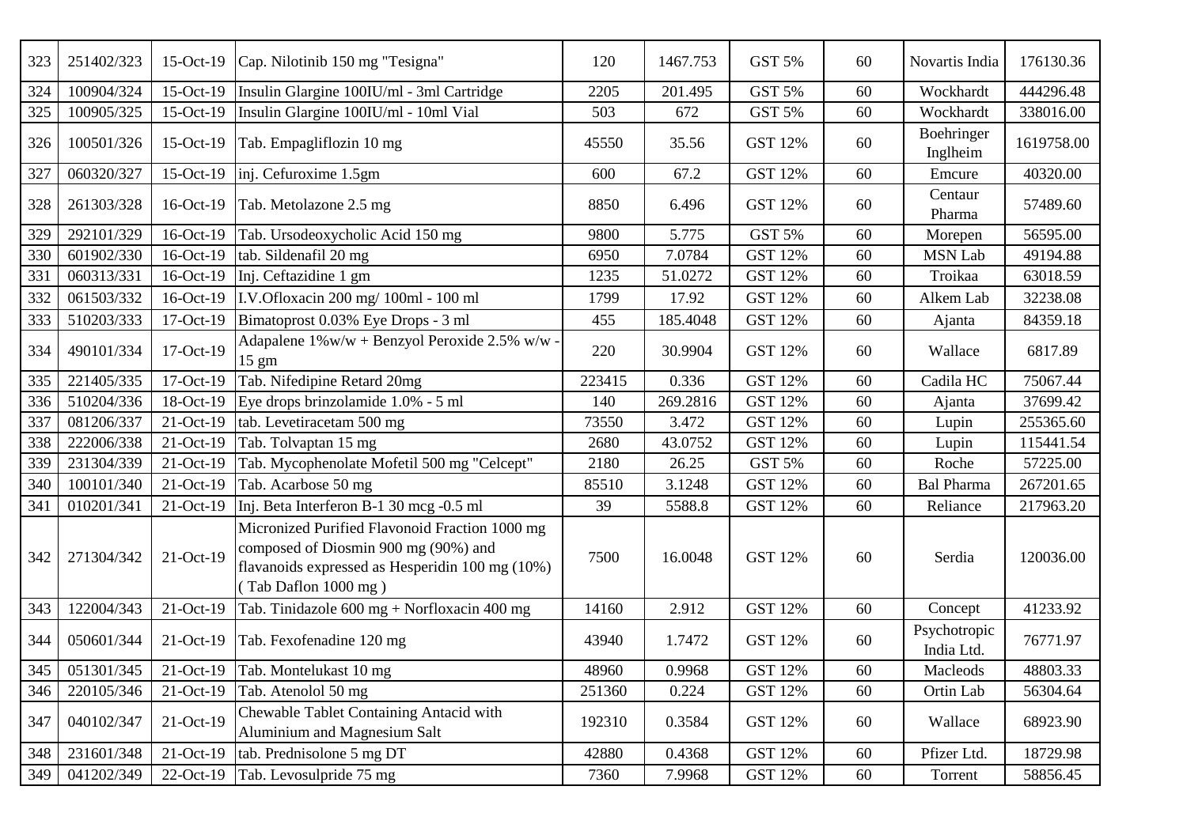| 323 | 251402/323 | 15-Oct-19 | Cap. Nilotinib 150 mg "Tesigna" | 120 | 1467.753 | GST 5% | 60 | Novartis India | 176130.36 |
|---|---|---|---|---|---|---|---|---|---|
| 324 | 100904/324 | 15-Oct-19 | Insulin Glargine 100IU/ml - 3ml Cartridge | 2205 | 201.495 | GST 5% | 60 | Wockhardt | 444296.48 |
| 325 | 100905/325 | 15-Oct-19 | Insulin Glargine 100IU/ml - 10ml Vial | 503 | 672 | GST 5% | 60 | Wockhardt | 338016.00 |
| 326 | 100501/326 | 15-Oct-19 | Tab. Empagliflozin 10 mg | 45550 | 35.56 | GST 12% | 60 | Boehringer Inglheim | 1619758.00 |
| 327 | 060320/327 | 15-Oct-19 | inj. Cefuroxime 1.5gm | 600 | 67.2 | GST 12% | 60 | Emcure | 40320.00 |
| 328 | 261303/328 | 16-Oct-19 | Tab. Metolazone 2.5 mg | 8850 | 6.496 | GST 12% | 60 | Centaur Pharma | 57489.60 |
| 329 | 292101/329 | 16-Oct-19 | Tab. Ursodeoxycholic Acid 150 mg | 9800 | 5.775 | GST 5% | 60 | Morepen | 56595.00 |
| 330 | 601902/330 | 16-Oct-19 | tab. Sildenafil 20 mg | 6950 | 7.0784 | GST 12% | 60 | MSN Lab | 49194.88 |
| 331 | 060313/331 | 16-Oct-19 | Inj. Ceftazidine 1 gm | 1235 | 51.0272 | GST 12% | 60 | Troikaa | 63018.59 |
| 332 | 061503/332 | 16-Oct-19 | I.V.Ofloxacin 200 mg/ 100ml - 100 ml | 1799 | 17.92 | GST 12% | 60 | Alkem Lab | 32238.08 |
| 333 | 510203/333 | 17-Oct-19 | Bimatoprost 0.03% Eye Drops - 3 ml | 455 | 185.4048 | GST 12% | 60 | Ajanta | 84359.18 |
| 334 | 490101/334 | 17-Oct-19 | Adapalene 1%w/w + Benzyol Peroxide 2.5% w/w - 15 gm | 220 | 30.9904 | GST 12% | 60 | Wallace | 6817.89 |
| 335 | 221405/335 | 17-Oct-19 | Tab. Nifedipine Retard 20mg | 223415 | 0.336 | GST 12% | 60 | Cadila HC | 75067.44 |
| 336 | 510204/336 | 18-Oct-19 | Eye drops brinzolamide 1.0% - 5 ml | 140 | 269.2816 | GST 12% | 60 | Ajanta | 37699.42 |
| 337 | 081206/337 | 21-Oct-19 | tab. Levetiracetam 500 mg | 73550 | 3.472 | GST 12% | 60 | Lupin | 255365.60 |
| 338 | 222006/338 | 21-Oct-19 | Tab. Tolvaptan 15 mg | 2680 | 43.0752 | GST 12% | 60 | Lupin | 115441.54 |
| 339 | 231304/339 | 21-Oct-19 | Tab. Mycophenolate Mofetil 500 mg "Celcept" | 2180 | 26.25 | GST 5% | 60 | Roche | 57225.00 |
| 340 | 100101/340 | 21-Oct-19 | Tab. Acarbose 50 mg | 85510 | 3.1248 | GST 12% | 60 | Bal Pharma | 267201.65 |
| 341 | 010201/341 | 21-Oct-19 | Inj. Beta Interferon B-1 30 mcg -0.5 ml | 39 | 5588.8 | GST 12% | 60 | Reliance | 217963.20 |
| 342 | 271304/342 | 21-Oct-19 | Micronized Purified Flavonoid Fraction 1000 mg composed of Diosmin 900 mg (90%) and flavanoids expressed as Hesperidin 100 mg (10%) ( Tab Daflon 1000 mg ) | 7500 | 16.0048 | GST 12% | 60 | Serdia | 120036.00 |
| 343 | 122004/343 | 21-Oct-19 | Tab. Tinidazole 600 mg + Norfloxacin 400 mg | 14160 | 2.912 | GST 12% | 60 | Concept | 41233.92 |
| 344 | 050601/344 | 21-Oct-19 | Tab. Fexofenadine 120 mg | 43940 | 1.7472 | GST 12% | 60 | Psychotropic India Ltd. | 76771.97 |
| 345 | 051301/345 | 21-Oct-19 | Tab. Montelukast 10 mg | 48960 | 0.9968 | GST 12% | 60 | Macleods | 48803.33 |
| 346 | 220105/346 | 21-Oct-19 | Tab. Atenolol 50 mg | 251360 | 0.224 | GST 12% | 60 | Ortin Lab | 56304.64 |
| 347 | 040102/347 | 21-Oct-19 | Chewable Tablet Containing Antacid with Aluminium and Magnesium Salt | 192310 | 0.3584 | GST 12% | 60 | Wallace | 68923.90 |
| 348 | 231601/348 | 21-Oct-19 | tab. Prednisolone 5 mg DT | 42880 | 0.4368 | GST 12% | 60 | Pfizer Ltd. | 18729.98 |
| 349 | 041202/349 | 22-Oct-19 | Tab. Levosulpride 75 mg | 7360 | 7.9968 | GST 12% | 60 | Torrent | 58856.45 |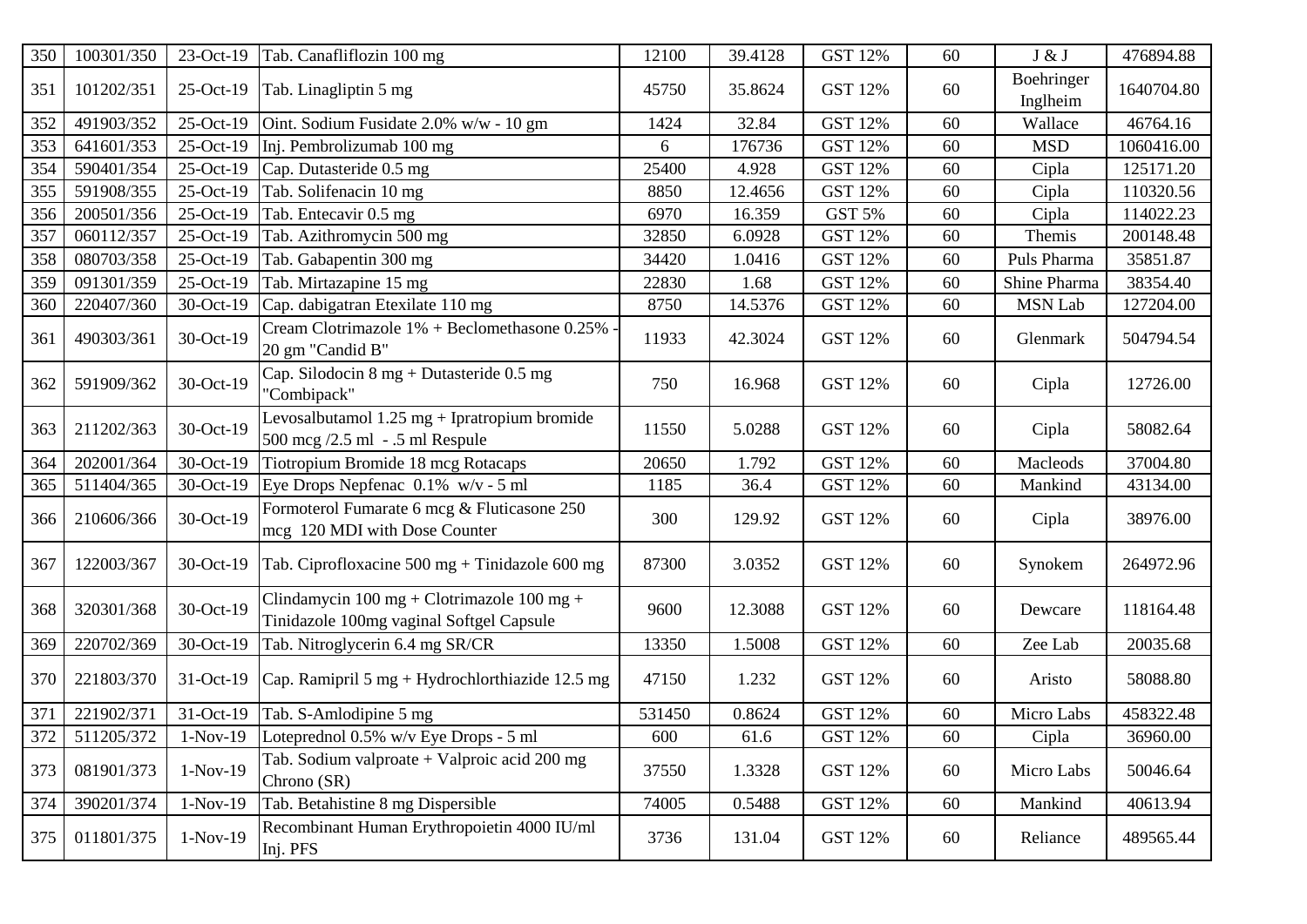| 350 | 100301/350 | 23-Oct-19 | Tab. Canafliflozin 100 mg | 12100 | 39.4128 | GST 12% | 60 | J & J | 476894.88 |
|---|---|---|---|---|---|---|---|---|---|
| 351 | 101202/351 | 25-Oct-19 | Tab. Linagliptin 5 mg | 45750 | 35.8624 | GST 12% | 60 | Boehringer Inglheim | 1640704.80 |
| 352 | 491903/352 | 25-Oct-19 | Oint. Sodium Fusidate 2.0% w/w - 10 gm | 1424 | 32.84 | GST 12% | 60 | Wallace | 46764.16 |
| 353 | 641601/353 | 25-Oct-19 | Inj. Pembrolizumab 100 mg | 6 | 176736 | GST 12% | 60 | MSD | 1060416.00 |
| 354 | 590401/354 | 25-Oct-19 | Cap. Dutasteride 0.5 mg | 25400 | 4.928 | GST 12% | 60 | Cipla | 125171.20 |
| 355 | 591908/355 | 25-Oct-19 | Tab. Solifenacin 10 mg | 8850 | 12.4656 | GST 12% | 60 | Cipla | 110320.56 |
| 356 | 200501/356 | 25-Oct-19 | Tab. Entecavir 0.5 mg | 6970 | 16.359 | GST 5% | 60 | Cipla | 114022.23 |
| 357 | 060112/357 | 25-Oct-19 | Tab. Azithromycin 500 mg | 32850 | 6.0928 | GST 12% | 60 | Themis | 200148.48 |
| 358 | 080703/358 | 25-Oct-19 | Tab. Gabapentin 300 mg | 34420 | 1.0416 | GST 12% | 60 | Puls Pharma | 35851.87 |
| 359 | 091301/359 | 25-Oct-19 | Tab. Mirtazapine 15 mg | 22830 | 1.68 | GST 12% | 60 | Shine Pharma | 38354.40 |
| 360 | 220407/360 | 30-Oct-19 | Cap. dabigatran Etexilate 110 mg | 8750 | 14.5376 | GST 12% | 60 | MSN Lab | 127204.00 |
| 361 | 490303/361 | 30-Oct-19 | Cream Clotrimazole 1% + Beclomethasone 0.25% - 20 gm "Candid B" | 11933 | 42.3024 | GST 12% | 60 | Glenmark | 504794.54 |
| 362 | 591909/362 | 30-Oct-19 | Cap. Silodocin 8 mg + Dutasteride 0.5 mg "Combipack" | 750 | 16.968 | GST 12% | 60 | Cipla | 12726.00 |
| 363 | 211202/363 | 30-Oct-19 | Levosalbutamol 1.25 mg + Ipratropium bromide 500 mcg /2.5 ml - .5 ml Respule | 11550 | 5.0288 | GST 12% | 60 | Cipla | 58082.64 |
| 364 | 202001/364 | 30-Oct-19 | Tiotropium Bromide 18 mcg Rotacaps | 20650 | 1.792 | GST 12% | 60 | Macleods | 37004.80 |
| 365 | 511404/365 | 30-Oct-19 | Eye Drops Nepfenac 0.1% w/v - 5 ml | 1185 | 36.4 | GST 12% | 60 | Mankind | 43134.00 |
| 366 | 210606/366 | 30-Oct-19 | Formoterol Fumarate 6 mcg & Fluticasone 250 mcg 120 MDI with Dose Counter | 300 | 129.92 | GST 12% | 60 | Cipla | 38976.00 |
| 367 | 122003/367 | 30-Oct-19 | Tab. Ciprofloxacine 500 mg + Tinidazole 600 mg | 87300 | 3.0352 | GST 12% | 60 | Synokem | 264972.96 |
| 368 | 320301/368 | 30-Oct-19 | Clindamycin 100 mg + Clotrimazole 100 mg + Tinidazole 100mg vaginal Softgel Capsule | 9600 | 12.3088 | GST 12% | 60 | Dewcare | 118164.48 |
| 369 | 220702/369 | 30-Oct-19 | Tab. Nitroglycerin 6.4 mg SR/CR | 13350 | 1.5008 | GST 12% | 60 | Zee Lab | 20035.68 |
| 370 | 221803/370 | 31-Oct-19 | Cap. Ramipril 5 mg + Hydrochlorthiazide 12.5 mg | 47150 | 1.232 | GST 12% | 60 | Aristo | 58088.80 |
| 371 | 221902/371 | 31-Oct-19 | Tab. S-Amlodipine 5 mg | 531450 | 0.8624 | GST 12% | 60 | Micro Labs | 458322.48 |
| 372 | 511205/372 | 1-Nov-19 | Loteprednol 0.5% w/v Eye Drops - 5 ml | 600 | 61.6 | GST 12% | 60 | Cipla | 36960.00 |
| 373 | 081901/373 | 1-Nov-19 | Tab. Sodium valproate + Valproic acid 200 mg Chrono (SR) | 37550 | 1.3328 | GST 12% | 60 | Micro Labs | 50046.64 |
| 374 | 390201/374 | 1-Nov-19 | Tab. Betahistine 8 mg Dispersible | 74005 | 0.5488 | GST 12% | 60 | Mankind | 40613.94 |
| 375 | 011801/375 | 1-Nov-19 | Recombinant Human Erythropoietin 4000 IU/ml Inj. PFS | 3736 | 131.04 | GST 12% | 60 | Reliance | 489565.44 |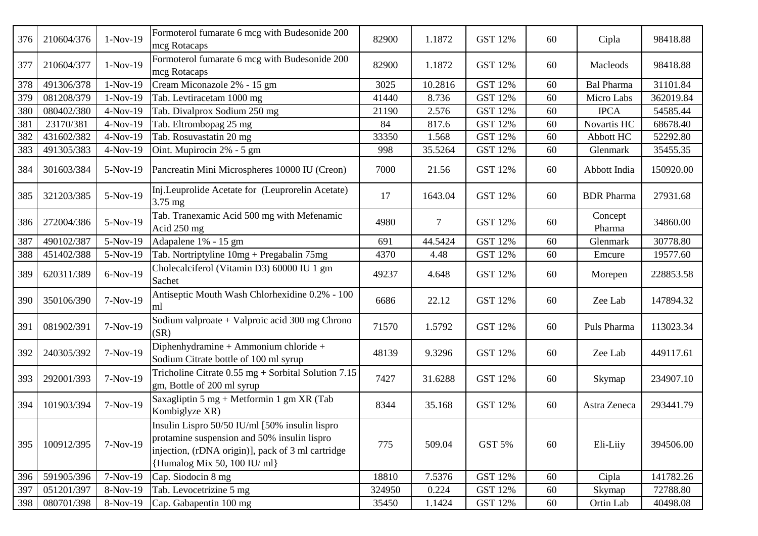| 376 | 210604/376 | 1-Nov-19 | Formoterol fumarate 6 mcg with Budesonide 200 mcg Rotacaps | 82900 | 1.1872 | GST 12% | 60 | Cipla | 98418.88 |
|---|---|---|---|---|---|---|---|---|---|
| 377 | 210604/377 | 1-Nov-19 | Formoterol fumarate 6 mcg with Budesonide 200 mcg Rotacaps | 82900 | 1.1872 | GST 12% | 60 | Macleods | 98418.88 |
| 378 | 491306/378 | 1-Nov-19 | Cream Miconazole 2% - 15 gm | 3025 | 10.2816 | GST 12% | 60 | Bal Pharma | 31101.84 |
| 379 | 081208/379 | 1-Nov-19 | Tab. Levtiracetam 1000 mg | 41440 | 8.736 | GST 12% | 60 | Micro Labs | 362019.84 |
| 380 | 080402/380 | 4-Nov-19 | Tab. Divalprox Sodium 250 mg | 21190 | 2.576 | GST 12% | 60 | IPCA | 54585.44 |
| 381 | 23170/381 | 4-Nov-19 | Tab. Eltrombopag 25 mg | 84 | 817.6 | GST 12% | 60 | Novartis HC | 68678.40 |
| 382 | 431602/382 | 4-Nov-19 | Tab. Rosuvastatin 20 mg | 33350 | 1.568 | GST 12% | 60 | Abbott HC | 52292.80 |
| 383 | 491305/383 | 4-Nov-19 | Oint. Mupirocin 2% - 5 gm | 998 | 35.5264 | GST 12% | 60 | Glenmark | 35455.35 |
| 384 | 301603/384 | 5-Nov-19 | Pancreatin Mini Microspheres 10000 IU (Creon) | 7000 | 21.56 | GST 12% | 60 | Abbott India | 150920.00 |
| 385 | 321203/385 | 5-Nov-19 | Inj.Leuprolide Acetate for (Leuprorelin Acetate) 3.75 mg | 17 | 1643.04 | GST 12% | 60 | BDR Pharma | 27931.68 |
| 386 | 272004/386 | 5-Nov-19 | Tab. Tranexamic Acid 500 mg with Mefenamic Acid 250 mg | 4980 | 7 | GST 12% | 60 | Concept Pharma | 34860.00 |
| 387 | 490102/387 | 5-Nov-19 | Adapalene 1% - 15 gm | 691 | 44.5424 | GST 12% | 60 | Glenmark | 30778.80 |
| 388 | 451402/388 | 5-Nov-19 | Tab. Nortriptyline 10mg + Pregabalin 75mg | 4370 | 4.48 | GST 12% | 60 | Emcure | 19577.60 |
| 389 | 620311/389 | 6-Nov-19 | Cholecalciferol (Vitamin D3) 60000 IU 1 gm Sachet | 49237 | 4.648 | GST 12% | 60 | Morepen | 228853.58 |
| 390 | 350106/390 | 7-Nov-19 | Antiseptic Mouth Wash Chlorhexidine 0.2% - 100 ml | 6686 | 22.12 | GST 12% | 60 | Zee Lab | 147894.32 |
| 391 | 081902/391 | 7-Nov-19 | Sodium valproate + Valproic acid 300 mg Chrono (SR) | 71570 | 1.5792 | GST 12% | 60 | Puls Pharma | 113023.34 |
| 392 | 240305/392 | 7-Nov-19 | Diphenhydramine + Ammonium chloride + Sodium Citrate bottle of 100 ml syrup | 48139 | 9.3296 | GST 12% | 60 | Zee Lab | 449117.61 |
| 393 | 292001/393 | 7-Nov-19 | Tricholine Citrate 0.55 mg + Sorbital Solution 7.15 gm, Bottle of 200 ml syrup | 7427 | 31.6288 | GST 12% | 60 | Skymap | 234907.10 |
| 394 | 101903/394 | 7-Nov-19 | Saxagliptin 5 mg + Metformin 1 gm XR (Tab Kombiglyze XR) | 8344 | 35.168 | GST 12% | 60 | Astra Zeneca | 293441.79 |
| 395 | 100912/395 | 7-Nov-19 | Insulin Lispro 50/50 IU/ml [50% insulin lispro protamine suspension and 50% insulin lispro injection, (rDNA origin)], pack of 3 ml cartridge {Humalog Mix 50, 100 IU/ ml} | 775 | 509.04 | GST 5% | 60 | Eli-Liiy | 394506.00 |
| 396 | 591905/396 | 7-Nov-19 | Cap. Siodocin 8 mg | 18810 | 7.5376 | GST 12% | 60 | Cipla | 141782.26 |
| 397 | 051201/397 | 8-Nov-19 | Tab. Levocetrizine 5 mg | 324950 | 0.224 | GST 12% | 60 | Skymap | 72788.80 |
| 398 | 080701/398 | 8-Nov-19 | Cap. Gabapentin 100 mg | 35450 | 1.1424 | GST 12% | 60 | Ortin Lab | 40498.08 |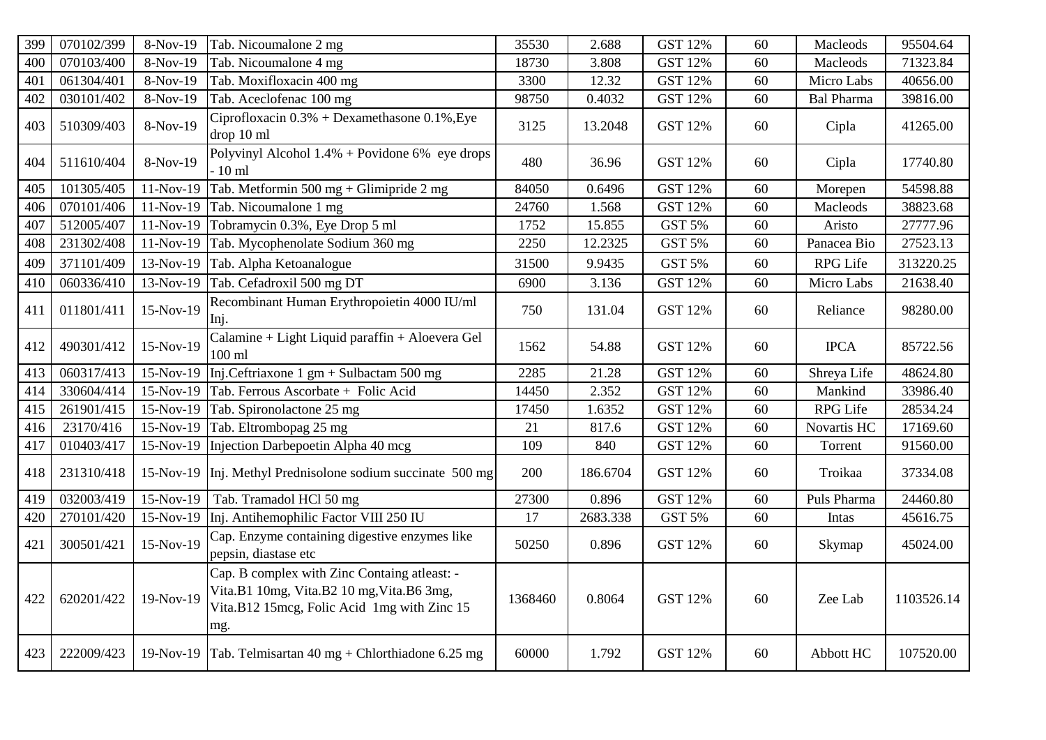| 399 | 070102/399 | 8-Nov-19 | Tab. Nicoumalone 2 mg | 35530 | 2.688 | GST 12% | 60 | Macleods | 95504.64 |
|---|---|---|---|---|---|---|---|---|---|
| 400 | 070103/400 | 8-Nov-19 | Tab. Nicoumalone 4 mg | 18730 | 3.808 | GST 12% | 60 | Macleods | 71323.84 |
| 401 | 061304/401 | 8-Nov-19 | Tab. Moxifloxacin 400 mg | 3300 | 12.32 | GST 12% | 60 | Micro Labs | 40656.00 |
| 402 | 030101/402 | 8-Nov-19 | Tab. Aceclofenac 100 mg | 98750 | 0.4032 | GST 12% | 60 | Bal Pharma | 39816.00 |
| 403 | 510309/403 | 8-Nov-19 | Ciprofloxacin 0.3% + Dexamethasone 0.1%,Eye drop 10 ml | 3125 | 13.2048 | GST 12% | 60 | Cipla | 41265.00 |
| 404 | 511610/404 | 8-Nov-19 | Polyvinyl Alcohol 1.4% + Povidone 6% eye drops - 10 ml | 480 | 36.96 | GST 12% | 60 | Cipla | 17740.80 |
| 405 | 101305/405 | 11-Nov-19 | Tab. Metformin 500 mg + Glimipride 2 mg | 84050 | 0.6496 | GST 12% | 60 | Morepen | 54598.88 |
| 406 | 070101/406 | 11-Nov-19 | Tab. Nicoumalone 1 mg | 24760 | 1.568 | GST 12% | 60 | Macleods | 38823.68 |
| 407 | 512005/407 | 11-Nov-19 | Tobramycin 0.3%, Eye Drop 5 ml | 1752 | 15.855 | GST 5% | 60 | Aristo | 27777.96 |
| 408 | 231302/408 | 11-Nov-19 | Tab. Mycophenolate Sodium 360 mg | 2250 | 12.2325 | GST 5% | 60 | Panacea Bio | 27523.13 |
| 409 | 371101/409 | 13-Nov-19 | Tab. Alpha Ketoanalogue | 31500 | 9.9435 | GST 5% | 60 | RPG Life | 313220.25 |
| 410 | 060336/410 | 13-Nov-19 | Tab. Cefadroxil 500 mg DT | 6900 | 3.136 | GST 12% | 60 | Micro Labs | 21638.40 |
| 411 | 011801/411 | 15-Nov-19 | Recombinant Human Erythropoietin 4000 IU/ml Inj. | 750 | 131.04 | GST 12% | 60 | Reliance | 98280.00 |
| 412 | 490301/412 | 15-Nov-19 | Calamine + Light Liquid paraffin + Aloevera Gel 100 ml | 1562 | 54.88 | GST 12% | 60 | IPCA | 85722.56 |
| 413 | 060317/413 | 15-Nov-19 | Inj.Ceftriaxone 1 gm + Sulbactam 500 mg | 2285 | 21.28 | GST 12% | 60 | Shreya Life | 48624.80 |
| 414 | 330604/414 | 15-Nov-19 | Tab. Ferrous Ascorbate + Folic Acid | 14450 | 2.352 | GST 12% | 60 | Mankind | 33986.40 |
| 415 | 261901/415 | 15-Nov-19 | Tab. Spironolactone 25 mg | 17450 | 1.6352 | GST 12% | 60 | RPG Life | 28534.24 |
| 416 | 23170/416 | 15-Nov-19 | Tab. Eltrombopag 25 mg | 21 | 817.6 | GST 12% | 60 | Novartis HC | 17169.60 |
| 417 | 010403/417 | 15-Nov-19 | Injection Darbepoetin Alpha 40 mcg | 109 | 840 | GST 12% | 60 | Torrent | 91560.00 |
| 418 | 231310/418 | 15-Nov-19 | Inj. Methyl Prednisolone sodium succinate 500 mg | 200 | 186.6704 | GST 12% | 60 | Troikaa | 37334.08 |
| 419 | 032003/419 | 15-Nov-19 | Tab. Tramadol HCl 50 mg | 27300 | 0.896 | GST 12% | 60 | Puls Pharma | 24460.80 |
| 420 | 270101/420 | 15-Nov-19 | Inj. Antihemophilic Factor VIII 250 IU | 17 | 2683.338 | GST 5% | 60 | Intas | 45616.75 |
| 421 | 300501/421 | 15-Nov-19 | Cap. Enzyme containing digestive enzymes like pepsin, diastase etc | 50250 | 0.896 | GST 12% | 60 | Skymap | 45024.00 |
| 422 | 620201/422 | 19-Nov-19 | Cap. B complex with Zinc Containg atleast: - Vita.B1 10mg, Vita.B2 10 mg,Vita.B6 3mg, Vita.B12 15mcg, Folic Acid 1mg with Zinc 15 mg. | 1368460 | 0.8064 | GST 12% | 60 | Zee Lab | 1103526.14 |
| 423 | 222009/423 | 19-Nov-19 | Tab. Telmisartan 40 mg + Chlorthiadone 6.25 mg | 60000 | 1.792 | GST 12% | 60 | Abbott HC | 107520.00 |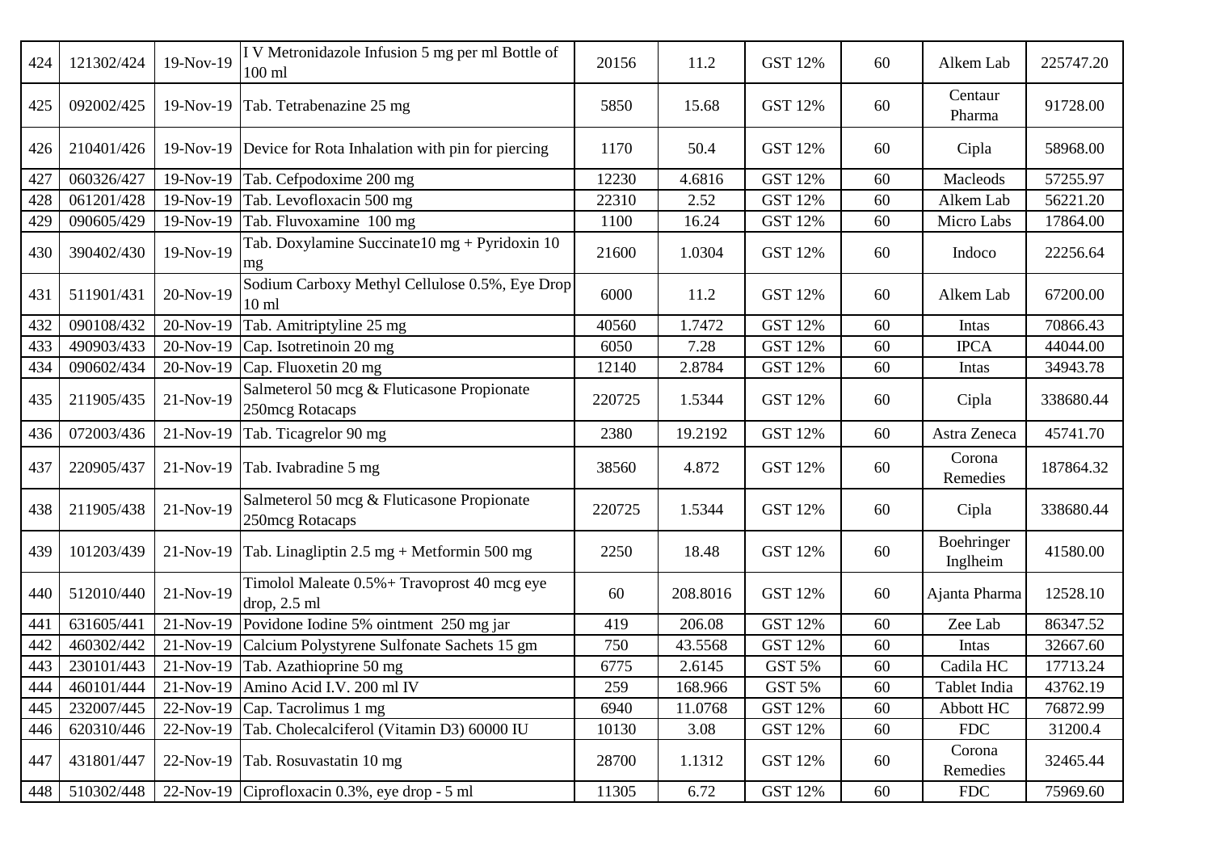| 424 | 121302/424 | 19-Nov-19 | I V Metronidazole Infusion 5 mg per ml Bottle of 100 ml | 20156 | 11.2 | GST 12% | 60 | Alkem Lab | 225747.20 |
|---|---|---|---|---|---|---|---|---|---|
| 425 | 092002/425 | 19-Nov-19 | Tab. Tetrabenazine 25 mg | 5850 | 15.68 | GST 12% | 60 | Centaur Pharma | 91728.00 |
| 426 | 210401/426 | 19-Nov-19 | Device for Rota Inhalation with pin for piercing | 1170 | 50.4 | GST 12% | 60 | Cipla | 58968.00 |
| 427 | 060326/427 | 19-Nov-19 | Tab. Cefpodoxime 200 mg | 12230 | 4.6816 | GST 12% | 60 | Macleods | 57255.97 |
| 428 | 061201/428 | 19-Nov-19 | Tab. Levofloxacin 500 mg | 22310 | 2.52 | GST 12% | 60 | Alkem Lab | 56221.20 |
| 429 | 090605/429 | 19-Nov-19 | Tab. Fluvoxamine 100 mg | 1100 | 16.24 | GST 12% | 60 | Micro Labs | 17864.00 |
| 430 | 390402/430 | 19-Nov-19 | Tab. Doxylamine Succinate10 mg + Pyridoxin 10 mg | 21600 | 1.0304 | GST 12% | 60 | Indoco | 22256.64 |
| 431 | 511901/431 | 20-Nov-19 | Sodium Carboxy Methyl Cellulose 0.5%, Eye Drop 10 ml | 6000 | 11.2 | GST 12% | 60 | Alkem Lab | 67200.00 |
| 432 | 090108/432 | 20-Nov-19 | Tab. Amitriptyline 25 mg | 40560 | 1.7472 | GST 12% | 60 | Intas | 70866.43 |
| 433 | 490903/433 | 20-Nov-19 | Cap. Isotretinoin 20 mg | 6050 | 7.28 | GST 12% | 60 | IPCA | 44044.00 |
| 434 | 090602/434 | 20-Nov-19 | Cap. Fluoxetin 20 mg | 12140 | 2.8784 | GST 12% | 60 | Intas | 34943.78 |
| 435 | 211905/435 | 21-Nov-19 | Salmeterol 50 mcg & Fluticasone Propionate 250mcg Rotacaps | 220725 | 1.5344 | GST 12% | 60 | Cipla | 338680.44 |
| 436 | 072003/436 | 21-Nov-19 | Tab. Ticagrelor 90 mg | 2380 | 19.2192 | GST 12% | 60 | Astra Zeneca | 45741.70 |
| 437 | 220905/437 | 21-Nov-19 | Tab. Ivabradine 5 mg | 38560 | 4.872 | GST 12% | 60 | Corona Remedies | 187864.32 |
| 438 | 211905/438 | 21-Nov-19 | Salmeterol 50 mcg & Fluticasone Propionate 250mcg Rotacaps | 220725 | 1.5344 | GST 12% | 60 | Cipla | 338680.44 |
| 439 | 101203/439 | 21-Nov-19 | Tab. Linagliptin 2.5 mg + Metformin 500 mg | 2250 | 18.48 | GST 12% | 60 | Boehringer Inglheim | 41580.00 |
| 440 | 512010/440 | 21-Nov-19 | Timolol Maleate 0.5%+ Travoprost 40 mcg eye drop, 2.5 ml | 60 | 208.8016 | GST 12% | 60 | Ajanta Pharma | 12528.10 |
| 441 | 631605/441 | 21-Nov-19 | Povidone Iodine 5% ointment 250 mg jar | 419 | 206.08 | GST 12% | 60 | Zee Lab | 86347.52 |
| 442 | 460302/442 | 21-Nov-19 | Calcium Polystyrene Sulfonate Sachets 15 gm | 750 | 43.5568 | GST 12% | 60 | Intas | 32667.60 |
| 443 | 230101/443 | 21-Nov-19 | Tab. Azathioprine 50 mg | 6775 | 2.6145 | GST 5% | 60 | Cadila HC | 17713.24 |
| 444 | 460101/444 | 21-Nov-19 | Amino Acid I.V. 200 ml IV | 259 | 168.966 | GST 5% | 60 | Tablet India | 43762.19 |
| 445 | 232007/445 | 22-Nov-19 | Cap. Tacrolimus 1 mg | 6940 | 11.0768 | GST 12% | 60 | Abbott HC | 76872.99 |
| 446 | 620310/446 | 22-Nov-19 | Tab. Cholecalciferol (Vitamin D3) 60000 IU | 10130 | 3.08 | GST 12% | 60 | FDC | 31200.4 |
| 447 | 431801/447 | 22-Nov-19 | Tab. Rosuvastatin 10 mg | 28700 | 1.1312 | GST 12% | 60 | Corona Remedies | 32465.44 |
| 448 | 510302/448 | 22-Nov-19 | Ciprofloxacin 0.3%, eye drop - 5 ml | 11305 | 6.72 | GST 12% | 60 | FDC | 75969.60 |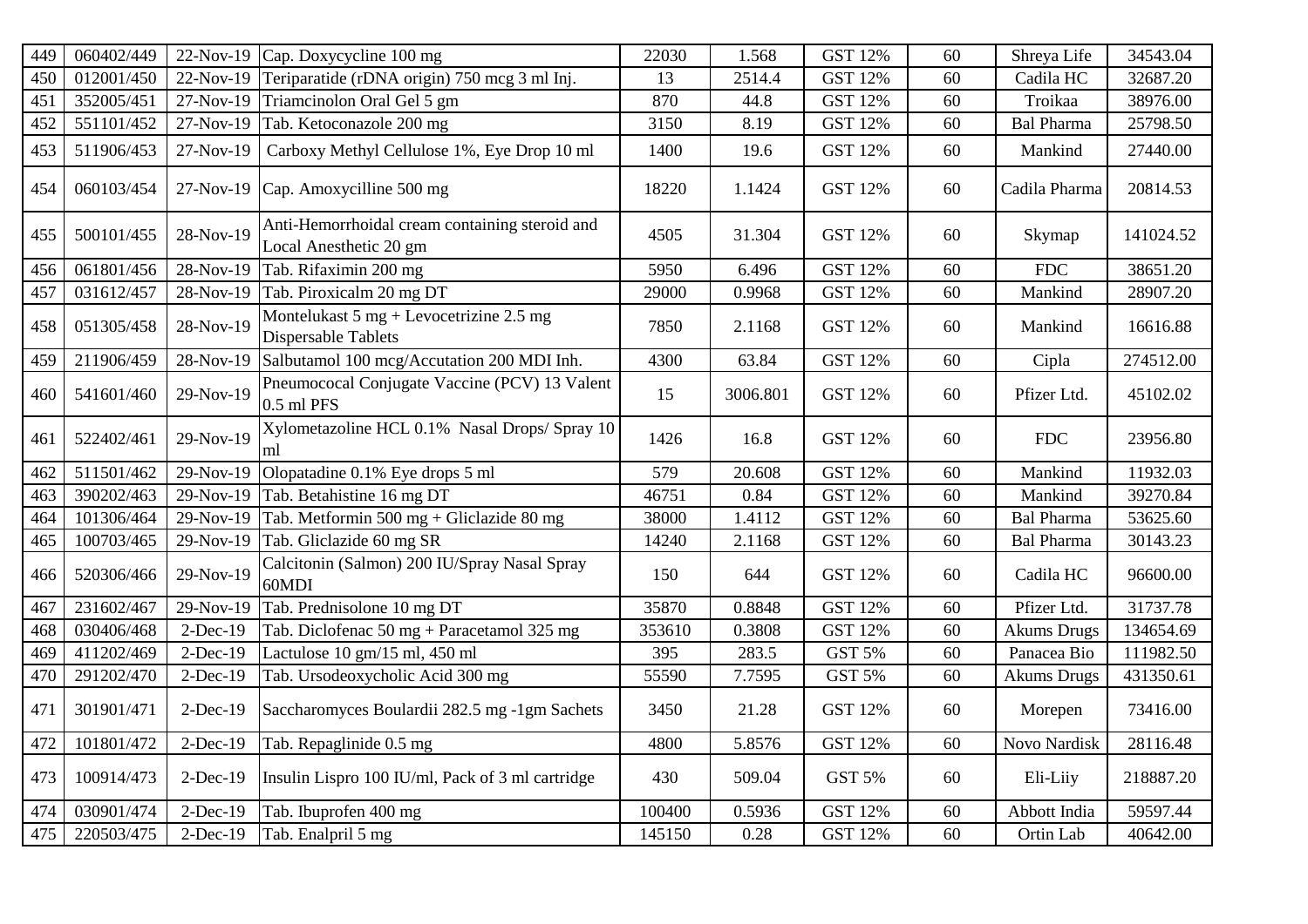| 449 | 060402/449 | 22-Nov-19 | Cap. Doxycycline 100 mg | 22030 | 1.568 | GST 12% | 60 | Shreya Life | 34543.04 |
|---|---|---|---|---|---|---|---|---|---|
| 450 | 012001/450 | 22-Nov-19 | Teriparatide (rDNA origin) 750 mcg 3 ml Inj. | 13 | 2514.4 | GST 12% | 60 | Cadila HC | 32687.20 |
| 451 | 352005/451 | 27-Nov-19 | Triamcinolon Oral Gel 5 gm | 870 | 44.8 | GST 12% | 60 | Troikaa | 38976.00 |
| 452 | 551101/452 | 27-Nov-19 | Tab. Ketoconazole 200 mg | 3150 | 8.19 | GST 12% | 60 | Bal Pharma | 25798.50 |
| 453 | 511906/453 | 27-Nov-19 | Carboxy Methyl Cellulose 1%, Eye Drop 10 ml | 1400 | 19.6 | GST 12% | 60 | Mankind | 27440.00 |
| 454 | 060103/454 | 27-Nov-19 | Cap. Amoxycilline 500 mg | 18220 | 1.1424 | GST 12% | 60 | Cadila Pharma | 20814.53 |
| 455 | 500101/455 | 28-Nov-19 | Anti-Hemorrhoidal cream containing steroid and Local Anesthetic 20 gm | 4505 | 31.304 | GST 12% | 60 | Skymap | 141024.52 |
| 456 | 061801/456 | 28-Nov-19 | Tab. Rifaximin 200 mg | 5950 | 6.496 | GST 12% | 60 | FDC | 38651.20 |
| 457 | 031612/457 | 28-Nov-19 | Tab. Piroxicalm 20 mg DT | 29000 | 0.9968 | GST 12% | 60 | Mankind | 28907.20 |
| 458 | 051305/458 | 28-Nov-19 | Montelukast 5 mg + Levocetrizine 2.5 mg Dispersable Tablets | 7850 | 2.1168 | GST 12% | 60 | Mankind | 16616.88 |
| 459 | 211906/459 | 28-Nov-19 | Salbutamol 100 mcg/Accutation 200 MDI Inh. | 4300 | 63.84 | GST 12% | 60 | Cipla | 274512.00 |
| 460 | 541601/460 | 29-Nov-19 | Pneumococal Conjugate Vaccine (PCV) 13 Valent 0.5 ml PFS | 15 | 3006.801 | GST 12% | 60 | Pfizer Ltd. | 45102.02 |
| 461 | 522402/461 | 29-Nov-19 | Xylometazoline HCL 0.1% Nasal Drops/ Spray 10 ml | 1426 | 16.8 | GST 12% | 60 | FDC | 23956.80 |
| 462 | 511501/462 | 29-Nov-19 | Olopatadine 0.1% Eye drops 5 ml | 579 | 20.608 | GST 12% | 60 | Mankind | 11932.03 |
| 463 | 390202/463 | 29-Nov-19 | Tab. Betahistine 16 mg DT | 46751 | 0.84 | GST 12% | 60 | Mankind | 39270.84 |
| 464 | 101306/464 | 29-Nov-19 | Tab. Metformin 500 mg + Gliclazide 80 mg | 38000 | 1.4112 | GST 12% | 60 | Bal Pharma | 53625.60 |
| 465 | 100703/465 | 29-Nov-19 | Tab. Gliclazide 60 mg SR | 14240 | 2.1168 | GST 12% | 60 | Bal Pharma | 30143.23 |
| 466 | 520306/466 | 29-Nov-19 | Calcitonin (Salmon) 200 IU/Spray Nasal Spray 60MDI | 150 | 644 | GST 12% | 60 | Cadila HC | 96600.00 |
| 467 | 231602/467 | 29-Nov-19 | Tab. Prednisolone 10 mg DT | 35870 | 0.8848 | GST 12% | 60 | Pfizer Ltd. | 31737.78 |
| 468 | 030406/468 | 2-Dec-19 | Tab. Diclofenac 50 mg + Paracetamol 325 mg | 353610 | 0.3808 | GST 12% | 60 | Akums Drugs | 134654.69 |
| 469 | 411202/469 | 2-Dec-19 | Lactulose 10 gm/15 ml, 450 ml | 395 | 283.5 | GST 5% | 60 | Panacea Bio | 111982.50 |
| 470 | 291202/470 | 2-Dec-19 | Tab. Ursodeoxycholic Acid 300 mg | 55590 | 7.7595 | GST 5% | 60 | Akums Drugs | 431350.61 |
| 471 | 301901/471 | 2-Dec-19 | Saccharomyces Boulardii 282.5 mg -1gm Sachets | 3450 | 21.28 | GST 12% | 60 | Morepen | 73416.00 |
| 472 | 101801/472 | 2-Dec-19 | Tab. Repaglinide 0.5 mg | 4800 | 5.8576 | GST 12% | 60 | Novo Nardisk | 28116.48 |
| 473 | 100914/473 | 2-Dec-19 | Insulin Lispro 100 IU/ml, Pack of 3 ml cartridge | 430 | 509.04 | GST 5% | 60 | Eli-Liiy | 218887.20 |
| 474 | 030901/474 | 2-Dec-19 | Tab. Ibuprofen 400 mg | 100400 | 0.5936 | GST 12% | 60 | Abbott India | 59597.44 |
| 475 | 220503/475 | 2-Dec-19 | Tab. Enalpril 5 mg | 145150 | 0.28 | GST 12% | 60 | Ortin Lab | 40642.00 |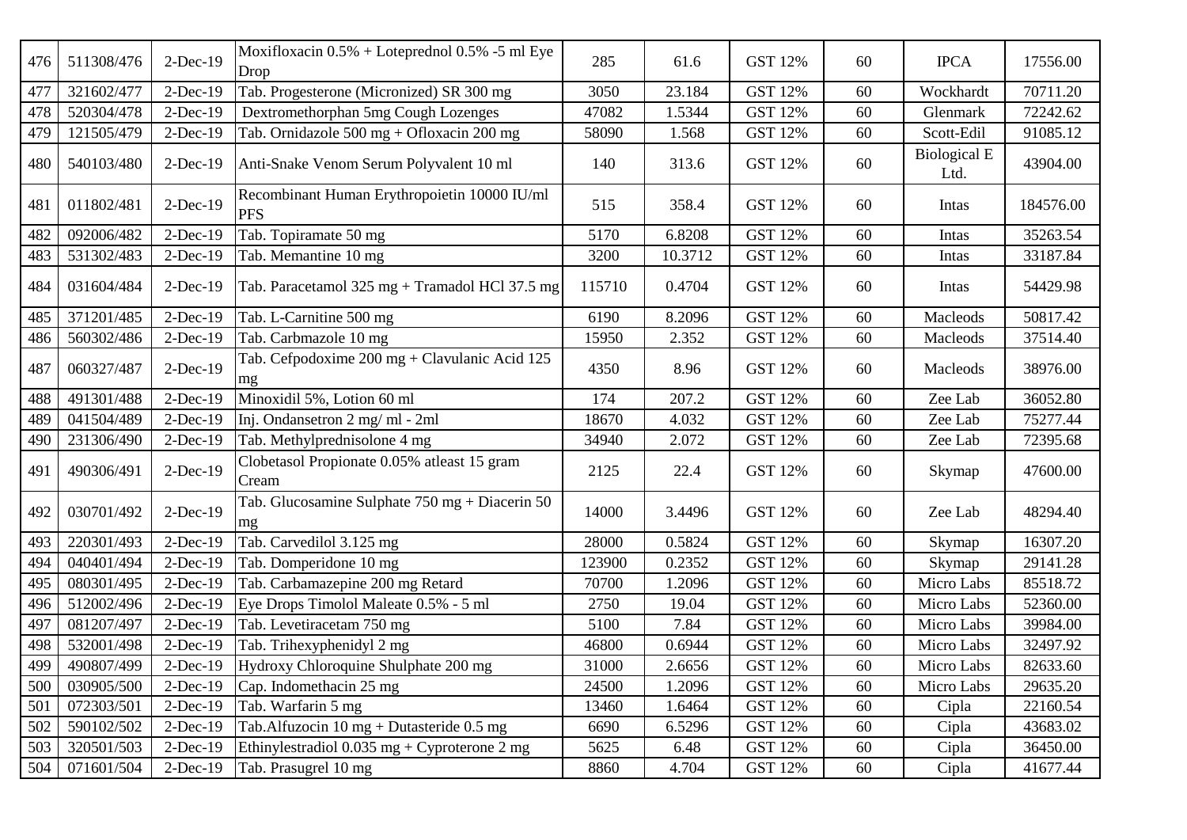| 476 | 511308/476 | 2-Dec-19 | Moxifloxacin 0.5% + Loteprednol 0.5% -5 ml Eye Drop | 285 | 61.6 | GST 12% | 60 | IPCA | 17556.00 |
|---|---|---|---|---|---|---|---|---|---|
| 477 | 321602/477 | 2-Dec-19 | Tab. Progesterone (Micronized) SR 300 mg | 3050 | 23.184 | GST 12% | 60 | Wockhardt | 70711.20 |
| 478 | 520304/478 | 2-Dec-19 | Dextromethorphan 5mg Cough Lozenges | 47082 | 1.5344 | GST 12% | 60 | Glenmark | 72242.62 |
| 479 | 121505/479 | 2-Dec-19 | Tab. Ornidazole 500 mg + Ofloxacin 200 mg | 58090 | 1.568 | GST 12% | 60 | Scott-Edil | 91085.12 |
| 480 | 540103/480 | 2-Dec-19 | Anti-Snake Venom Serum Polyvalent 10 ml | 140 | 313.6 | GST 12% | 60 | Biological E Ltd. | 43904.00 |
| 481 | 011802/481 | 2-Dec-19 | Recombinant Human Erythropoietin 10000 IU/ml PFS | 515 | 358.4 | GST 12% | 60 | Intas | 184576.00 |
| 482 | 092006/482 | 2-Dec-19 | Tab. Topiramate 50 mg | 5170 | 6.8208 | GST 12% | 60 | Intas | 35263.54 |
| 483 | 531302/483 | 2-Dec-19 | Tab. Memantine 10 mg | 3200 | 10.3712 | GST 12% | 60 | Intas | 33187.84 |
| 484 | 031604/484 | 2-Dec-19 | Tab. Paracetamol 325 mg + Tramadol HCl 37.5 mg | 115710 | 0.4704 | GST 12% | 60 | Intas | 54429.98 |
| 485 | 371201/485 | 2-Dec-19 | Tab. L-Carnitine 500 mg | 6190 | 8.2096 | GST 12% | 60 | Macleods | 50817.42 |
| 486 | 560302/486 | 2-Dec-19 | Tab. Carbmazole 10 mg | 15950 | 2.352 | GST 12% | 60 | Macleods | 37514.40 |
| 487 | 060327/487 | 2-Dec-19 | Tab. Cefpodoxime 200 mg + Clavulanic Acid 125 mg | 4350 | 8.96 | GST 12% | 60 | Macleods | 38976.00 |
| 488 | 491301/488 | 2-Dec-19 | Minoxidil 5%, Lotion 60 ml | 174 | 207.2 | GST 12% | 60 | Zee Lab | 36052.80 |
| 489 | 041504/489 | 2-Dec-19 | Inj. Ondansetron 2 mg/ ml - 2ml | 18670 | 4.032 | GST 12% | 60 | Zee Lab | 75277.44 |
| 490 | 231306/490 | 2-Dec-19 | Tab. Methylprednisolone 4 mg | 34940 | 2.072 | GST 12% | 60 | Zee Lab | 72395.68 |
| 491 | 490306/491 | 2-Dec-19 | Clobetasol Propionate 0.05% atleast 15 gram Cream | 2125 | 22.4 | GST 12% | 60 | Skymap | 47600.00 |
| 492 | 030701/492 | 2-Dec-19 | Tab. Glucosamine Sulphate 750 mg + Diacerin 50 mg | 14000 | 3.4496 | GST 12% | 60 | Zee Lab | 48294.40 |
| 493 | 220301/493 | 2-Dec-19 | Tab. Carvedilol 3.125 mg | 28000 | 0.5824 | GST 12% | 60 | Skymap | 16307.20 |
| 494 | 040401/494 | 2-Dec-19 | Tab. Domperidone 10 mg | 123900 | 0.2352 | GST 12% | 60 | Skymap | 29141.28 |
| 495 | 080301/495 | 2-Dec-19 | Tab. Carbamazepine 200 mg Retard | 70700 | 1.2096 | GST 12% | 60 | Micro Labs | 85518.72 |
| 496 | 512002/496 | 2-Dec-19 | Eye Drops Timolol Maleate 0.5% - 5 ml | 2750 | 19.04 | GST 12% | 60 | Micro Labs | 52360.00 |
| 497 | 081207/497 | 2-Dec-19 | Tab. Levetiracetam 750 mg | 5100 | 7.84 | GST 12% | 60 | Micro Labs | 39984.00 |
| 498 | 532001/498 | 2-Dec-19 | Tab. Trihexyphenidyl 2 mg | 46800 | 0.6944 | GST 12% | 60 | Micro Labs | 32497.92 |
| 499 | 490807/499 | 2-Dec-19 | Hydroxy Chloroquine Shulphate 200 mg | 31000 | 2.6656 | GST 12% | 60 | Micro Labs | 82633.60 |
| 500 | 030905/500 | 2-Dec-19 | Cap. Indomethacin 25 mg | 24500 | 1.2096 | GST 12% | 60 | Micro Labs | 29635.20 |
| 501 | 072303/501 | 2-Dec-19 | Tab. Warfarin 5 mg | 13460 | 1.6464 | GST 12% | 60 | Cipla | 22160.54 |
| 502 | 590102/502 | 2-Dec-19 | Tab.Alfuzocin 10 mg + Dutasteride 0.5 mg | 6690 | 6.5296 | GST 12% | 60 | Cipla | 43683.02 |
| 503 | 320501/503 | 2-Dec-19 | Ethinylestradiol 0.035 mg + Cyproterone 2 mg | 5625 | 6.48 | GST 12% | 60 | Cipla | 36450.00 |
| 504 | 071601/504 | 2-Dec-19 | Tab. Prasugrel 10 mg | 8860 | 4.704 | GST 12% | 60 | Cipla | 41677.44 |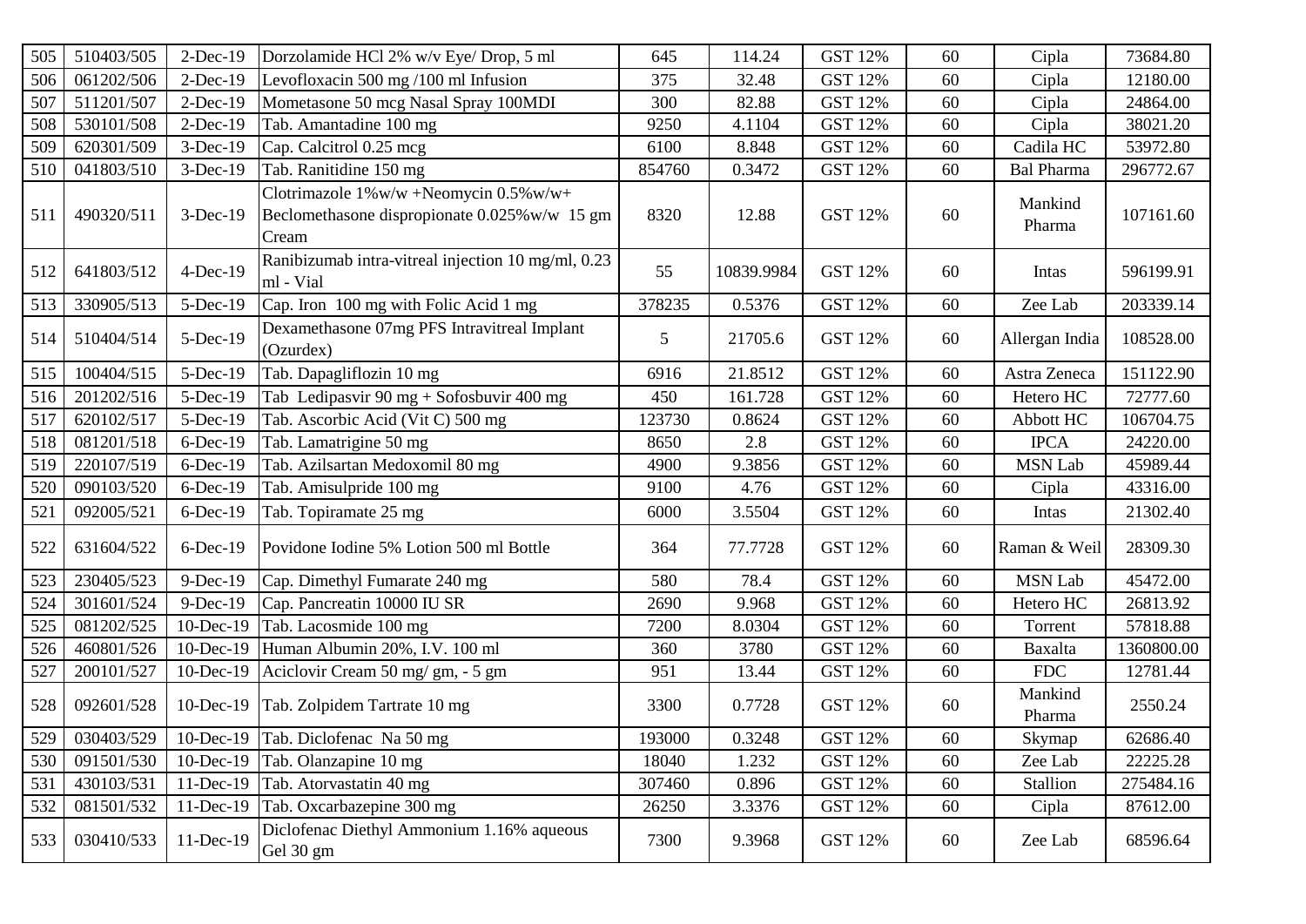| 505 | 510403/505 | 2-Dec-19 | Dorzolamide HCl 2% w/v Eye/ Drop, 5 ml | 645 | 114.24 | GST 12% | 60 | Cipla | 73684.80 |
|---|---|---|---|---|---|---|---|---|---|
| 506 | 061202/506 | 2-Dec-19 | Levofloxacin 500 mg /100 ml Infusion | 375 | 32.48 | GST 12% | 60 | Cipla | 12180.00 |
| 507 | 511201/507 | 2-Dec-19 | Mometasone 50 mcg Nasal Spray 100MDI | 300 | 82.88 | GST 12% | 60 | Cipla | 24864.00 |
| 508 | 530101/508 | 2-Dec-19 | Tab. Amantadine 100 mg | 9250 | 4.1104 | GST 12% | 60 | Cipla | 38021.20 |
| 509 | 620301/509 | 3-Dec-19 | Cap. Calcitrol 0.25 mcg | 6100 | 8.848 | GST 12% | 60 | Cadila HC | 53972.80 |
| 510 | 041803/510 | 3-Dec-19 | Tab. Ranitidine 150 mg | 854760 | 0.3472 | GST 12% | 60 | Bal Pharma | 296772.67 |
| 511 | 490320/511 | 3-Dec-19 | Clotrimazole 1%w/w +Neomycin 0.5%w/w+ Beclomethasone dispropionate 0.025%w/w 15 gm Cream | 8320 | 12.88 | GST 12% | 60 | Mankind Pharma | 107161.60 |
| 512 | 641803/512 | 4-Dec-19 | Ranibizumab intra-vitreal injection 10 mg/ml, 0.23 ml - Vial | 55 | 10839.9984 | GST 12% | 60 | Intas | 596199.91 |
| 513 | 330905/513 | 5-Dec-19 | Cap. Iron 100 mg with Folic Acid 1 mg | 378235 | 0.5376 | GST 12% | 60 | Zee Lab | 203339.14 |
| 514 | 510404/514 | 5-Dec-19 | Dexamethasone 07mg PFS Intravitreal Implant (Ozurdex) | 5 | 21705.6 | GST 12% | 60 | Allergan India | 108528.00 |
| 515 | 100404/515 | 5-Dec-19 | Tab. Dapagliflozin 10 mg | 6916 | 21.8512 | GST 12% | 60 | Astra Zeneca | 151122.90 |
| 516 | 201202/516 | 5-Dec-19 | Tab Ledipasvir 90 mg + Sofosbuvir 400 mg | 450 | 161.728 | GST 12% | 60 | Hetero HC | 72777.60 |
| 517 | 620102/517 | 5-Dec-19 | Tab. Ascorbic Acid (Vit C) 500 mg | 123730 | 0.8624 | GST 12% | 60 | Abbott HC | 106704.75 |
| 518 | 081201/518 | 6-Dec-19 | Tab. Lamatrigine 50 mg | 8650 | 2.8 | GST 12% | 60 | IPCA | 24220.00 |
| 519 | 220107/519 | 6-Dec-19 | Tab. Azilsartan Medoxomil 80 mg | 4900 | 9.3856 | GST 12% | 60 | MSN Lab | 45989.44 |
| 520 | 090103/520 | 6-Dec-19 | Tab. Amisulpride 100 mg | 9100 | 4.76 | GST 12% | 60 | Cipla | 43316.00 |
| 521 | 092005/521 | 6-Dec-19 | Tab. Topiramate 25 mg | 6000 | 3.5504 | GST 12% | 60 | Intas | 21302.40 |
| 522 | 631604/522 | 6-Dec-19 | Povidone Iodine 5% Lotion 500 ml Bottle | 364 | 77.7728 | GST 12% | 60 | Raman & Weil | 28309.30 |
| 523 | 230405/523 | 9-Dec-19 | Cap. Dimethyl Fumarate 240 mg | 580 | 78.4 | GST 12% | 60 | MSN Lab | 45472.00 |
| 524 | 301601/524 | 9-Dec-19 | Cap. Pancreatin 10000 IU SR | 2690 | 9.968 | GST 12% | 60 | Hetero HC | 26813.92 |
| 525 | 081202/525 | 10-Dec-19 | Tab. Lacosmide 100 mg | 7200 | 8.0304 | GST 12% | 60 | Torrent | 57818.88 |
| 526 | 460801/526 | 10-Dec-19 | Human Albumin 20%, I.V. 100 ml | 360 | 3780 | GST 12% | 60 | Baxalta | 1360800.00 |
| 527 | 200101/527 | 10-Dec-19 | Aciclovir Cream 50 mg/ gm, - 5 gm | 951 | 13.44 | GST 12% | 60 | FDC | 12781.44 |
| 528 | 092601/528 | 10-Dec-19 | Tab. Zolpidem Tartrate 10 mg | 3300 | 0.7728 | GST 12% | 60 | Mankind Pharma | 2550.24 |
| 529 | 030403/529 | 10-Dec-19 | Tab. Diclofenac Na 50 mg | 193000 | 0.3248 | GST 12% | 60 | Skymap | 62686.40 |
| 530 | 091501/530 | 10-Dec-19 | Tab. Olanzapine 10 mg | 18040 | 1.232 | GST 12% | 60 | Zee Lab | 22225.28 |
| 531 | 430103/531 | 11-Dec-19 | Tab. Atorvastatin 40 mg | 307460 | 0.896 | GST 12% | 60 | Stallion | 275484.16 |
| 532 | 081501/532 | 11-Dec-19 | Tab. Oxcarbazepine 300 mg | 26250 | 3.3376 | GST 12% | 60 | Cipla | 87612.00 |
| 533 | 030410/533 | 11-Dec-19 | Diclofenac Diethyl Ammonium 1.16% aqueous Gel 30 gm | 7300 | 9.3968 | GST 12% | 60 | Zee Lab | 68596.64 |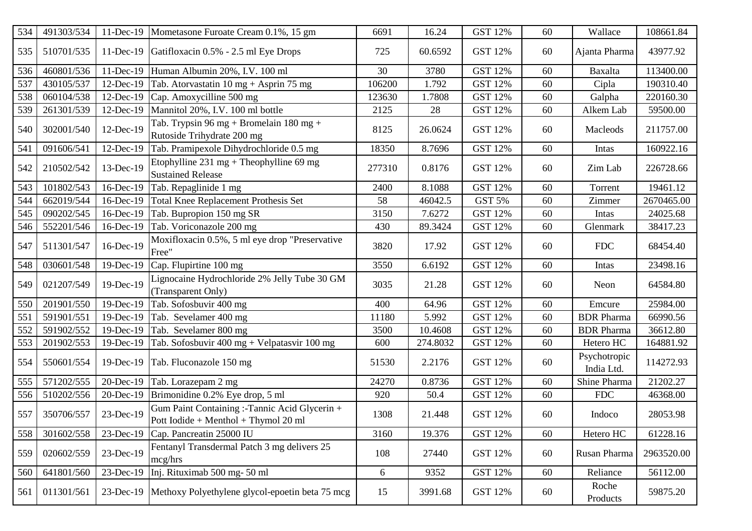| 534 | 491303/534 | 11-Dec-19 | Mometasone Furoate Cream 0.1%, 15 gm | 6691 | 16.24 | GST 12% | 60 | Wallace | 108661.84 |
|---|---|---|---|---|---|---|---|---|---|
| 535 | 510701/535 | 11-Dec-19 | Gatifloxacin 0.5% - 2.5 ml Eye Drops | 725 | 60.6592 | GST 12% | 60 | Ajanta Pharma | 43977.92 |
| 536 | 460801/536 | 11-Dec-19 | Human Albumin 20%, I.V. 100 ml | 30 | 3780 | GST 12% | 60 | Baxalta | 113400.00 |
| 537 | 430105/537 | 12-Dec-19 | Tab. Atorvastatin 10 mg + Asprin 75 mg | 106200 | 1.792 | GST 12% | 60 | Cipla | 190310.40 |
| 538 | 060104/538 | 12-Dec-19 | Cap. Amoxycilline 500 mg | 123630 | 1.7808 | GST 12% | 60 | Galpha | 220160.30 |
| 539 | 261301/539 | 12-Dec-19 | Mannitol 20%, I.V. 100 ml bottle | 2125 | 28 | GST 12% | 60 | Alkem Lab | 59500.00 |
| 540 | 302001/540 | 12-Dec-19 | Tab. Trypsin 96 mg + Bromelain 180 mg + Rutoside Trihydrate 200 mg | 8125 | 26.0624 | GST 12% | 60 | Macleods | 211757.00 |
| 541 | 091606/541 | 12-Dec-19 | Tab. Pramipexole Dihydrochloride 0.5 mg | 18350 | 8.7696 | GST 12% | 60 | Intas | 160922.16 |
| 542 | 210502/542 | 13-Dec-19 | Etophylline 231 mg + Theophylline 69 mg Sustained Release | 277310 | 0.8176 | GST 12% | 60 | Zim Lab | 226728.66 |
| 543 | 101802/543 | 16-Dec-19 | Tab. Repaglinide 1 mg | 2400 | 8.1088 | GST 12% | 60 | Torrent | 19461.12 |
| 544 | 662019/544 | 16-Dec-19 | Total Knee Replacement Prothesis Set | 58 | 46042.5 | GST 5% | 60 | Zimmer | 2670465.00 |
| 545 | 090202/545 | 16-Dec-19 | Tab. Bupropion 150 mg SR | 3150 | 7.6272 | GST 12% | 60 | Intas | 24025.68 |
| 546 | 552201/546 | 16-Dec-19 | Tab. Voriconazole 200 mg | 430 | 89.3424 | GST 12% | 60 | Glenmark | 38417.23 |
| 547 | 511301/547 | 16-Dec-19 | Moxifloxacin 0.5%, 5 ml eye drop "Preservative Free" | 3820 | 17.92 | GST 12% | 60 | FDC | 68454.40 |
| 548 | 030601/548 | 19-Dec-19 | Cap. Flupirtine 100 mg | 3550 | 6.6192 | GST 12% | 60 | Intas | 23498.16 |
| 549 | 021207/549 | 19-Dec-19 | Lignocaine Hydrochloride 2% Jelly Tube 30 GM (Transparent Only) | 3035 | 21.28 | GST 12% | 60 | Neon | 64584.80 |
| 550 | 201901/550 | 19-Dec-19 | Tab. Sofosbuvir 400 mg | 400 | 64.96 | GST 12% | 60 | Emcure | 25984.00 |
| 551 | 591901/551 | 19-Dec-19 | Tab. Sevelamer 400 mg | 11180 | 5.992 | GST 12% | 60 | BDR Pharma | 66990.56 |
| 552 | 591902/552 | 19-Dec-19 | Tab. Sevelamer 800 mg | 3500 | 10.4608 | GST 12% | 60 | BDR Pharma | 36612.80 |
| 553 | 201902/553 | 19-Dec-19 | Tab. Sofosbuvir 400 mg + Velpatasvir 100 mg | 600 | 274.8032 | GST 12% | 60 | Hetero HC | 164881.92 |
| 554 | 550601/554 | 19-Dec-19 | Tab. Fluconazole 150 mg | 51530 | 2.2176 | GST 12% | 60 | Psychotropic India Ltd. | 114272.93 |
| 555 | 571202/555 | 20-Dec-19 | Tab. Lorazepam 2 mg | 24270 | 0.8736 | GST 12% | 60 | Shine Pharma | 21202.27 |
| 556 | 510202/556 | 20-Dec-19 | Brimonidine 0.2% Eye drop, 5 ml | 920 | 50.4 | GST 12% | 60 | FDC | 46368.00 |
| 557 | 350706/557 | 23-Dec-19 | Gum Paint Containing :-Tannic Acid Glycerin + Pott Iodide + Menthol + Thymol 20 ml | 1308 | 21.448 | GST 12% | 60 | Indoco | 28053.98 |
| 558 | 301602/558 | 23-Dec-19 | Cap. Pancreatin 25000 IU | 3160 | 19.376 | GST 12% | 60 | Hetero HC | 61228.16 |
| 559 | 020602/559 | 23-Dec-19 | Fentanyl Transdermal Patch 3 mg delivers 25 mcg/hrs | 108 | 27440 | GST 12% | 60 | Rusan Pharma | 2963520.00 |
| 560 | 641801/560 | 23-Dec-19 | Inj. Rituximab 500 mg- 50 ml | 6 | 9352 | GST 12% | 60 | Reliance | 56112.00 |
| 561 | 011301/561 | 23-Dec-19 | Methoxy Polyethylene glycol-epoetin beta 75 mcg | 15 | 3991.68 | GST 12% | 60 | Roche Products | 59875.20 |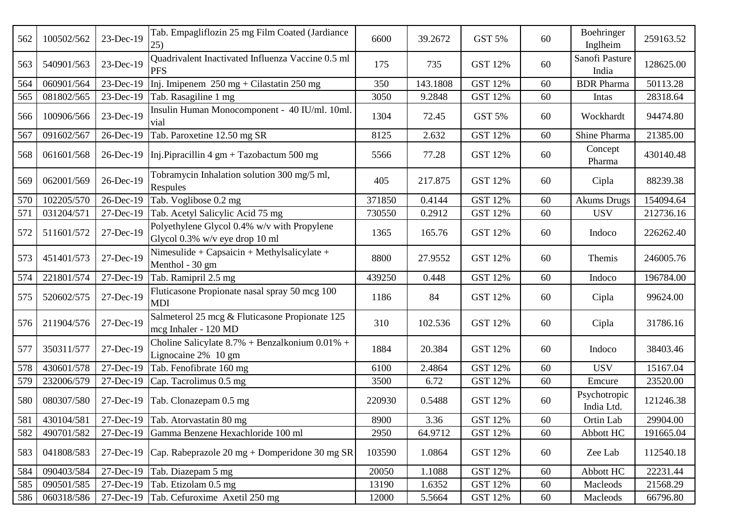| 562 | 100502/562 | 23-Dec-19 | Tab. Empagliflozin 25 mg Film Coated (Jardiance 25) | 6600 | 39.2672 | GST 5% | 60 | Boehringer Inglheim | 259163.52 |
|---|---|---|---|---|---|---|---|---|---|
| 563 | 540901/563 | 23-Dec-19 | Quadrivalent Inactivated Influenza Vaccine 0.5 ml PFS | 175 | 735 | GST 12% | 60 | Sanofi Pasture India | 128625.00 |
| 564 | 060901/564 | 23-Dec-19 | Inj. Imipenem 250 mg + Cilastatin 250 mg | 350 | 143.1808 | GST 12% | 60 | BDR Pharma | 50113.28 |
| 565 | 081802/565 | 23-Dec-19 | Tab. Rasagiline 1 mg | 3050 | 9.2848 | GST 12% | 60 | Intas | 28318.64 |
| 566 | 100906/566 | 23-Dec-19 | Insulin Human Monocomponent - 40 IU/ml. 10ml. vial | 1304 | 72.45 | GST 5% | 60 | Wockhardt | 94474.80 |
| 567 | 091602/567 | 26-Dec-19 | Tab. Paroxetine 12.50 mg SR | 8125 | 2.632 | GST 12% | 60 | Shine Pharma | 21385.00 |
| 568 | 061601/568 | 26-Dec-19 | Inj.Pipracillin 4 gm + Tazobactum 500 mg | 5566 | 77.28 | GST 12% | 60 | Concept Pharma | 430140.48 |
| 569 | 062001/569 | 26-Dec-19 | Tobramycin Inhalation solution 300 mg/5 ml, Respules | 405 | 217.875 | GST 12% | 60 | Cipla | 88239.38 |
| 570 | 102205/570 | 26-Dec-19 | Tab. Voglibose 0.2 mg | 371850 | 0.4144 | GST 12% | 60 | Akums Drugs | 154094.64 |
| 571 | 031204/571 | 27-Dec-19 | Tab. Acetyl Salicylic Acid 75 mg | 730550 | 0.2912 | GST 12% | 60 | USV | 212736.16 |
| 572 | 511601/572 | 27-Dec-19 | Polyethylene Glycol 0.4% w/v with Propylene Glycol 0.3% w/v eye drop 10 ml | 1365 | 165.76 | GST 12% | 60 | Indoco | 226262.40 |
| 573 | 451401/573 | 27-Dec-19 | Nimesulide + Capsaicin + Methylsalicylate + Menthol - 30 gm | 8800 | 27.9552 | GST 12% | 60 | Themis | 246005.76 |
| 574 | 221801/574 | 27-Dec-19 | Tab. Ramipril 2.5 mg | 439250 | 0.448 | GST 12% | 60 | Indoco | 196784.00 |
| 575 | 520602/575 | 27-Dec-19 | Fluticasone Propionate nasal spray 50 mcg 100 MDI | 1186 | 84 | GST 12% | 60 | Cipla | 99624.00 |
| 576 | 211904/576 | 27-Dec-19 | Salmeterol 25 mcg & Fluticasone Propionate 125 mcg Inhaler - 120 MD | 310 | 102.536 | GST 12% | 60 | Cipla | 31786.16 |
| 577 | 350311/577 | 27-Dec-19 | Choline Salicylate 8.7% + Benzalkonium 0.01% + Lignocaine 2% 10 gm | 1884 | 20.384 | GST 12% | 60 | Indoco | 38403.46 |
| 578 | 430601/578 | 27-Dec-19 | Tab. Fenofibrate 160 mg | 6100 | 2.4864 | GST 12% | 60 | USV | 15167.04 |
| 579 | 232006/579 | 27-Dec-19 | Cap. Tacrolimus 0.5 mg | 3500 | 6.72 | GST 12% | 60 | Emcure | 23520.00 |
| 580 | 080307/580 | 27-Dec-19 | Tab. Clonazepam 0.5 mg | 220930 | 0.5488 | GST 12% | 60 | Psychotropic India Ltd. | 121246.38 |
| 581 | 430104/581 | 27-Dec-19 | Tab. Atorvastatin 80 mg | 8900 | 3.36 | GST 12% | 60 | Ortin Lab | 29904.00 |
| 582 | 490701/582 | 27-Dec-19 | Gamma Benzene Hexachloride 100 ml | 2950 | 64.9712 | GST 12% | 60 | Abbott HC | 191665.04 |
| 583 | 041808/583 | 27-Dec-19 | Cap. Rabeprazole 20 mg + Domperidone 30 mg SR | 103590 | 1.0864 | GST 12% | 60 | Zee Lab | 112540.18 |
| 584 | 090403/584 | 27-Dec-19 | Tab. Diazepam 5 mg | 20050 | 1.1088 | GST 12% | 60 | Abbott HC | 22231.44 |
| 585 | 090501/585 | 27-Dec-19 | Tab. Etizolam 0.5 mg | 13190 | 1.6352 | GST 12% | 60 | Macleods | 21568.29 |
| 586 | 060318/586 | 27-Dec-19 | Tab. Cefuroxime Axetil 250 mg | 12000 | 5.5664 | GST 12% | 60 | Macleods | 66796.80 |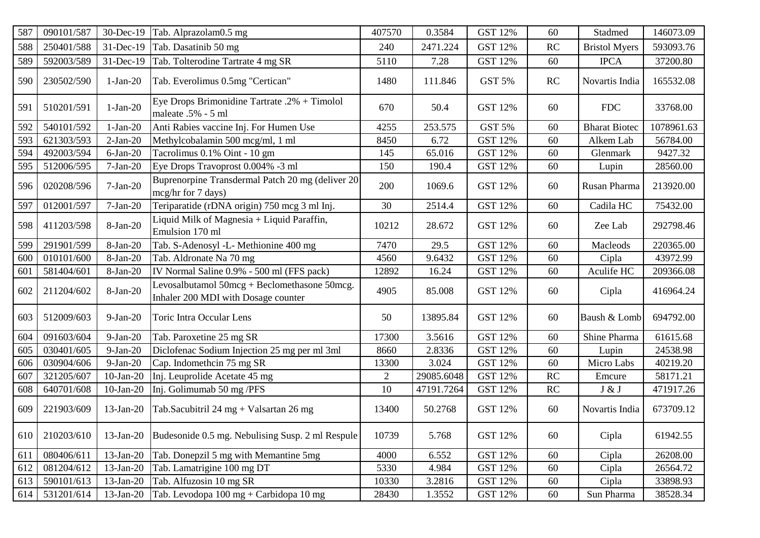| 587 | 090101/587 | 30-Dec-19 | Tab. Alprazolam0.5 mg | 407570 | 0.3584 | GST 12% | 60 | Stadmed | 146073.09 |
|---|---|---|---|---|---|---|---|---|---|
| 588 | 250401/588 | 31-Dec-19 | Tab. Dasatinib 50 mg | 240 | 2471.224 | GST 12% | RC | Bristol Myers | 593093.76 |
| 589 | 592003/589 | 31-Dec-19 | Tab. Tolterodine Tartrate 4 mg SR | 5110 | 7.28 | GST 12% | 60 | IPCA | 37200.80 |
| 590 | 230502/590 | 1-Jan-20 | Tab. Everolimus 0.5mg "Certican" | 1480 | 111.846 | GST 5% | RC | Novartis India | 165532.08 |
| 591 | 510201/591 | 1-Jan-20 | Eye Drops Brimonidine Tartrate .2% + Timolol maleate .5% - 5 ml | 670 | 50.4 | GST 12% | 60 | FDC | 33768.00 |
| 592 | 540101/592 | 1-Jan-20 | Anti Rabies vaccine Inj. For Humen Use | 4255 | 253.575 | GST 5% | 60 | Bharat Biotec | 1078961.63 |
| 593 | 621303/593 | 2-Jan-20 | Methylcobalamin 500 mcg/ml, 1 ml | 8450 | 6.72 | GST 12% | 60 | Alkem Lab | 56784.00 |
| 594 | 492003/594 | 6-Jan-20 | Tacrolimus 0.1% Oint - 10 gm | 145 | 65.016 | GST 12% | 60 | Glenmark | 9427.32 |
| 595 | 512006/595 | 7-Jan-20 | Eye Drops Travoprost 0.004% -3 ml | 150 | 190.4 | GST 12% | 60 | Lupin | 28560.00 |
| 596 | 020208/596 | 7-Jan-20 | Buprenorpine Transdermal Patch 20 mg (deliver 20 mcg/hr for 7 days) | 200 | 1069.6 | GST 12% | 60 | Rusan Pharma | 213920.00 |
| 597 | 012001/597 | 7-Jan-20 | Teriparatide (rDNA origin) 750 mcg 3 ml Inj. | 30 | 2514.4 | GST 12% | 60 | Cadila HC | 75432.00 |
| 598 | 411203/598 | 8-Jan-20 | Liquid Milk of Magnesia + Liquid Paraffin, Emulsion 170 ml | 10212 | 28.672 | GST 12% | 60 | Zee Lab | 292798.46 |
| 599 | 291901/599 | 8-Jan-20 | Tab. S-Adenosyl -L- Methionine 400 mg | 7470 | 29.5 | GST 12% | 60 | Macleods | 220365.00 |
| 600 | 010101/600 | 8-Jan-20 | Tab. Aldronate Na 70 mg | 4560 | 9.6432 | GST 12% | 60 | Cipla | 43972.99 |
| 601 | 581404/601 | 8-Jan-20 | IV Normal Saline 0.9% - 500 ml (FFS pack) | 12892 | 16.24 | GST 12% | 60 | Aculife HC | 209366.08 |
| 602 | 211204/602 | 8-Jan-20 | Levosalbutamol 50mcg + Beclomethasone 50mcg. Inhaler 200 MDI with Dosage counter | 4905 | 85.008 | GST 12% | 60 | Cipla | 416964.24 |
| 603 | 512009/603 | 9-Jan-20 | Toric Intra Occular Lens | 50 | 13895.84 | GST 12% | 60 | Baush & Lomb | 694792.00 |
| 604 | 091603/604 | 9-Jan-20 | Tab. Paroxetine 25 mg SR | 17300 | 3.5616 | GST 12% | 60 | Shine Pharma | 61615.68 |
| 605 | 030401/605 | 9-Jan-20 | Diclofenac Sodium Injection 25 mg per ml 3ml | 8660 | 2.8336 | GST 12% | 60 | Lupin | 24538.98 |
| 606 | 030904/606 | 9-Jan-20 | Cap. Indomethcin 75 mg SR | 13300 | 3.024 | GST 12% | 60 | Micro Labs | 40219.20 |
| 607 | 321205/607 | 10-Jan-20 | Inj. Leuprolide Acetate 45 mg | 2 | 29085.6048 | GST 12% | RC | Emcure | 58171.21 |
| 608 | 640701/608 | 10-Jan-20 | Inj. Golimumab 50 mg /PFS | 10 | 47191.7264 | GST 12% | RC | J & J | 471917.26 |
| 609 | 221903/609 | 13-Jan-20 | Tab.Sacubitril 24 mg + Valsartan 26 mg | 13400 | 50.2768 | GST 12% | 60 | Novartis India | 673709.12 |
| 610 | 210203/610 | 13-Jan-20 | Budesonide 0.5 mg. Nebulising Susp. 2 ml Respule | 10739 | 5.768 | GST 12% | 60 | Cipla | 61942.55 |
| 611 | 080406/611 | 13-Jan-20 | Tab. Donepzil 5 mg with Memantine 5mg | 4000 | 6.552 | GST 12% | 60 | Cipla | 26208.00 |
| 612 | 081204/612 | 13-Jan-20 | Tab. Lamatrigine 100 mg DT | 5330 | 4.984 | GST 12% | 60 | Cipla | 26564.72 |
| 613 | 590101/613 | 13-Jan-20 | Tab. Alfuzosin 10 mg SR | 10330 | 3.2816 | GST 12% | 60 | Cipla | 33898.93 |
| 614 | 531201/614 | 13-Jan-20 | Tab. Levodopa 100 mg + Carbidopa 10 mg | 28430 | 1.3552 | GST 12% | 60 | Sun Pharma | 38528.34 |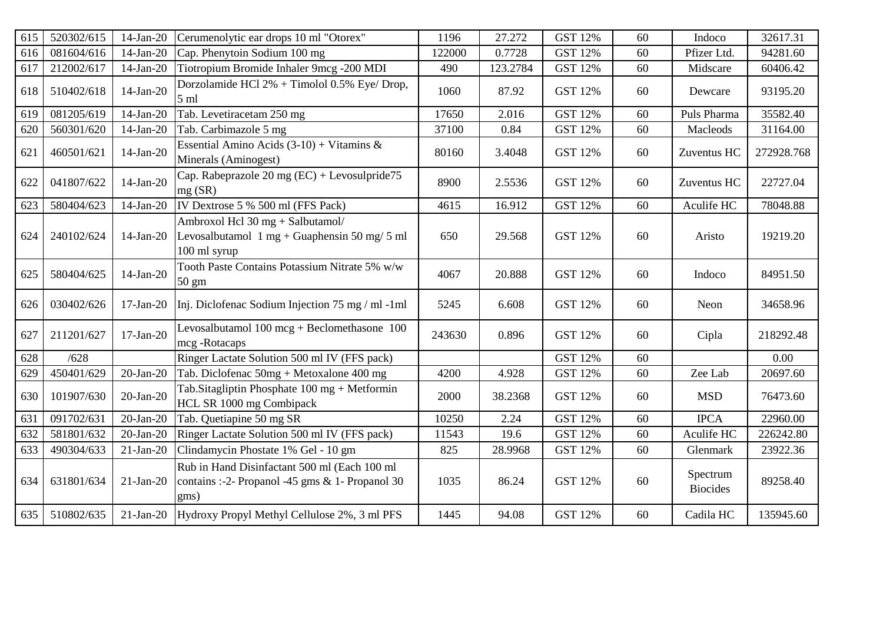| 615 | 520302/615 | 14-Jan-20 | Cerumenolytic ear drops 10 ml "Otorex" | 1196 | 27.272 | GST 12% | 60 | Indoco | 32617.31 |
|---|---|---|---|---|---|---|---|---|---|
| 616 | 081604/616 | 14-Jan-20 | Cap. Phenytoin Sodium 100 mg | 122000 | 0.7728 | GST 12% | 60 | Pfizer Ltd. | 94281.60 |
| 617 | 212002/617 | 14-Jan-20 | Tiotropium Bromide Inhaler 9mcg -200 MDI | 490 | 123.2784 | GST 12% | 60 | Midscare | 60406.42 |
| 618 | 510402/618 | 14-Jan-20 | Dorzolamide HCl 2% + Timolol 0.5% Eye/ Drop, 5 ml | 1060 | 87.92 | GST 12% | 60 | Dewcare | 93195.20 |
| 619 | 081205/619 | 14-Jan-20 | Tab. Levetiracetam 250 mg | 17650 | 2.016 | GST 12% | 60 | Puls Pharma | 35582.40 |
| 620 | 560301/620 | 14-Jan-20 | Tab. Carbimazole 5 mg | 37100 | 0.84 | GST 12% | 60 | Macleods | 31164.00 |
| 621 | 460501/621 | 14-Jan-20 | Essential Amino Acids (3-10) + Vitamins & Minerals (Aminogest) | 80160 | 3.4048 | GST 12% | 60 | Zuventus HC | 272928.768 |
| 622 | 041807/622 | 14-Jan-20 | Cap. Rabeprazole 20 mg (EC) + Levosulpride75 mg (SR) | 8900 | 2.5536 | GST 12% | 60 | Zuventus HC | 22727.04 |
| 623 | 580404/623 | 14-Jan-20 | IV Dextrose 5 % 500 ml (FFS Pack) | 4615 | 16.912 | GST 12% | 60 | Aculife HC | 78048.88 |
| 624 | 240102/624 | 14-Jan-20 | Ambroxol Hcl 30 mg + Salbutamol/ Levosalbutamol 1 mg + Guaphensin 50 mg/ 5 ml 100 ml syrup | 650 | 29.568 | GST 12% | 60 | Aristo | 19219.20 |
| 625 | 580404/625 | 14-Jan-20 | Tooth Paste Contains Potassium Nitrate 5% w/w 50 gm | 4067 | 20.888 | GST 12% | 60 | Indoco | 84951.50 |
| 626 | 030402/626 | 17-Jan-20 | Inj. Diclofenac Sodium Injection 75 mg / ml -1ml | 5245 | 6.608 | GST 12% | 60 | Neon | 34658.96 |
| 627 | 211201/627 | 17-Jan-20 | Levosalbutamol 100 mcg + Beclomethasone 100 mcg -Rotacaps | 243630 | 0.896 | GST 12% | 60 | Cipla | 218292.48 |
| 628 | /628 | | Ringer Lactate Solution 500 ml IV (FFS pack) | | | GST 12% | 60 | | 0.00 |
| 629 | 450401/629 | 20-Jan-20 | Tab. Diclofenac 50mg + Metoxalone 400 mg | 4200 | 4.928 | GST 12% | 60 | Zee Lab | 20697.60 |
| 630 | 101907/630 | 20-Jan-20 | Tab.Sitagliptin Phosphate 100 mg + Metformin HCL SR 1000 mg Combipack | 2000 | 38.2368 | GST 12% | 60 | MSD | 76473.60 |
| 631 | 091702/631 | 20-Jan-20 | Tab. Quetiapine 50 mg SR | 10250 | 2.24 | GST 12% | 60 | IPCA | 22960.00 |
| 632 | 581801/632 | 20-Jan-20 | Ringer Lactate Solution 500 ml IV (FFS pack) | 11543 | 19.6 | GST 12% | 60 | Aculife HC | 226242.80 |
| 633 | 490304/633 | 21-Jan-20 | Clindamycin Phostate 1% Gel - 10 gm | 825 | 28.9968 | GST 12% | 60 | Glenmark | 23922.36 |
| 634 | 631801/634 | 21-Jan-20 | Rub in Hand Disinfactant 500 ml (Each 100 ml contains :-2- Propanol -45 gms & 1- Propanol 30 gms) | 1035 | 86.24 | GST 12% | 60 | Spectrum Biocides | 89258.40 |
| 635 | 510802/635 | 21-Jan-20 | Hydroxy Propyl Methyl Cellulose 2%, 3 ml PFS | 1445 | 94.08 | GST 12% | 60 | Cadila HC | 135945.60 |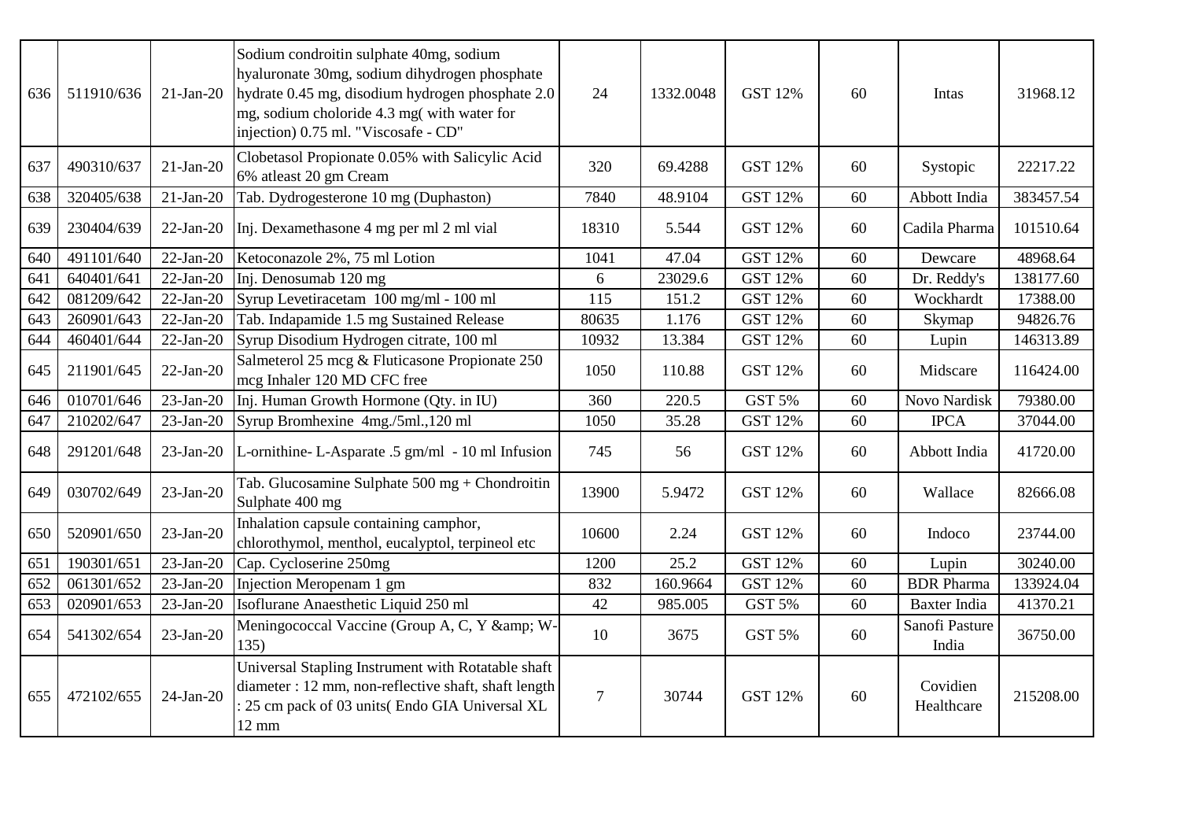| 636 | 511910/636 | 21-Jan-20 | Sodium condroitin sulphate 40mg, sodium hyaluronate 30mg, sodium dihydrogen phosphate hydrate 0.45 mg, disodium hydrogen phosphate 2.0 mg, sodium choloride 4.3 mg( with water for injection) 0.75 ml. "Viscosafe - CD" | 24 | 1332.0048 | GST 12% | 60 | Intas | 31968.12 |
|---|---|---|---|---|---|---|---|---|---|
| 637 | 490310/637 | 21-Jan-20 | Clobetasol Propionate 0.05% with Salicylic Acid 6% atleast 20 gm Cream | 320 | 69.4288 | GST 12% | 60 | Systopic | 22217.22 |
| 638 | 320405/638 | 21-Jan-20 | Tab. Dydrogesterone 10 mg (Duphaston) | 7840 | 48.9104 | GST 12% | 60 | Abbott India | 383457.54 |
| 639 | 230404/639 | 22-Jan-20 | Inj. Dexamethasone 4 mg per ml 2 ml vial | 18310 | 5.544 | GST 12% | 60 | Cadila Pharma | 101510.64 |
| 640 | 491101/640 | 22-Jan-20 | Ketoconazole 2%, 75 ml Lotion | 1041 | 47.04 | GST 12% | 60 | Dewcare | 48968.64 |
| 641 | 640401/641 | 22-Jan-20 | Inj. Denosumab 120 mg | 6 | 23029.6 | GST 12% | 60 | Dr. Reddy's | 138177.60 |
| 642 | 081209/642 | 22-Jan-20 | Syrup Levetiracetam 100 mg/ml - 100 ml | 115 | 151.2 | GST 12% | 60 | Wockhardt | 17388.00 |
| 643 | 260901/643 | 22-Jan-20 | Tab. Indapamide 1.5 mg Sustained Release | 80635 | 1.176 | GST 12% | 60 | Skymap | 94826.76 |
| 644 | 460401/644 | 22-Jan-20 | Syrup Disodium Hydrogen citrate, 100 ml | 10932 | 13.384 | GST 12% | 60 | Lupin | 146313.89 |
| 645 | 211901/645 | 22-Jan-20 | Salmeterol 25 mcg & Fluticasone Propionate 250 mcg Inhaler 120 MD CFC free | 1050 | 110.88 | GST 12% | 60 | Midscare | 116424.00 |
| 646 | 010701/646 | 23-Jan-20 | Inj. Human Growth Hormone (Qty. in IU) | 360 | 220.5 | GST 5% | 60 | Novo Nardisk | 79380.00 |
| 647 | 210202/647 | 23-Jan-20 | Syrup Bromhexine 4mg./5ml.,120 ml | 1050 | 35.28 | GST 12% | 60 | IPCA | 37044.00 |
| 648 | 291201/648 | 23-Jan-20 | L-ornithine- L-Asparate .5 gm/ml - 10 ml Infusion | 745 | 56 | GST 12% | 60 | Abbott India | 41720.00 |
| 649 | 030702/649 | 23-Jan-20 | Tab. Glucosamine Sulphate 500 mg + Chondroitin Sulphate 400 mg | 13900 | 5.9472 | GST 12% | 60 | Wallace | 82666.08 |
| 650 | 520901/650 | 23-Jan-20 | Inhalation capsule containing camphor, chlorothymol, menthol, eucalyptol, terpineol etc | 10600 | 2.24 | GST 12% | 60 | Indoco | 23744.00 |
| 651 | 190301/651 | 23-Jan-20 | Cap. Cycloserine 250mg | 1200 | 25.2 | GST 12% | 60 | Lupin | 30240.00 |
| 652 | 061301/652 | 23-Jan-20 | Injection Meropenam 1 gm | 832 | 160.9664 | GST 12% | 60 | BDR Pharma | 133924.04 |
| 653 | 020901/653 | 23-Jan-20 | Isoflurane Anaesthetic Liquid 250 ml | 42 | 985.005 | GST 5% | 60 | Baxter India | 41370.21 |
| 654 | 541302/654 | 23-Jan-20 | Meningococcal Vaccine (Group A, C, Y &amp; W-135) | 10 | 3675 | GST 5% | 60 | Sanofi Pasture India | 36750.00 |
| 655 | 472102/655 | 24-Jan-20 | Universal Stapling Instrument with Rotatable shaft diameter : 12 mm, non-reflective shaft, shaft length : 25 cm pack of 03 units( Endo GIA Universal XL 12 mm | 7 | 30744 | GST 12% | 60 | Covidien Healthcare | 215208.00 |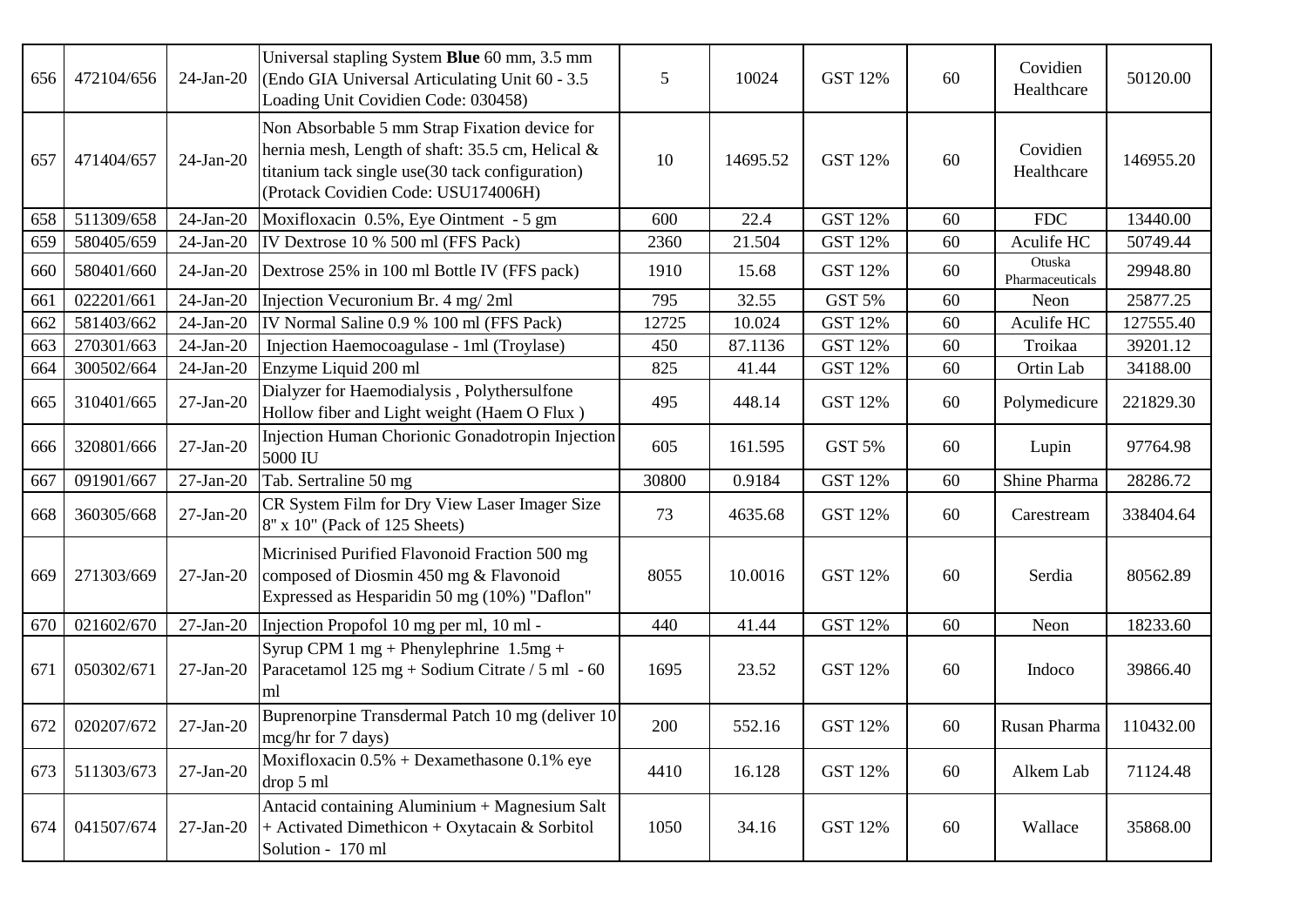| | | | | | | | | | |
|---|---|---|---|---|---|---|---|---|---|
| 656 | 472104/656 | 24-Jan-20 | Universal stapling System **Blue** 60 mm, 3.5 mm (Endo GIA Universal Articulating Unit 60 - 3.5 Loading Unit Covidien Code: 030458) | 5 | 10024 | GST 12% | 60 | Covidien Healthcare | 50120.00 |
| 657 | 471404/657 | 24-Jan-20 | Non Absorbable 5 mm Strap Fixation device for hernia mesh, Length of shaft: 35.5 cm, Helical & titanium tack single use(30 tack configuration) (Protack Covidien Code: USU174006H) | 10 | 14695.52 | GST 12% | 60 | Covidien Healthcare | 146955.20 |
| 658 | 511309/658 | 24-Jan-20 | Moxifloxacin 0.5%, Eye Ointment - 5 gm | 600 | 22.4 | GST 12% | 60 | FDC | 13440.00 |
| 659 | 580405/659 | 24-Jan-20 | IV Dextrose 10 % 500 ml (FFS Pack) | 2360 | 21.504 | GST 12% | 60 | Aculife HC | 50749.44 |
| 660 | 580401/660 | 24-Jan-20 | Dextrose 25% in 100 ml Bottle IV (FFS pack) | 1910 | 15.68 | GST 12% | 60 | Otuska Pharmaceuticals | 29948.80 |
| 661 | 022201/661 | 24-Jan-20 | Injection Vecuronium Br. 4 mg/ 2ml | 795 | 32.55 | GST 5% | 60 | Neon | 25877.25 |
| 662 | 581403/662 | 24-Jan-20 | IV Normal Saline 0.9 % 100 ml (FFS Pack) | 12725 | 10.024 | GST 12% | 60 | Aculife HC | 127555.40 |
| 663 | 270301/663 | 24-Jan-20 | Injection Haemocoagulase - 1ml (Troylase) | 450 | 87.1136 | GST 12% | 60 | Troikaa | 39201.12 |
| 664 | 300502/664 | 24-Jan-20 | Enzyme Liquid 200 ml | 825 | 41.44 | GST 12% | 60 | Ortin Lab | 34188.00 |
| 665 | 310401/665 | 27-Jan-20 | Dialyzer for Haemodialysis , Polythersulfone Hollow fiber and Light weight (Haem O Flux ) | 495 | 448.14 | GST 12% | 60 | Polymedicure | 221829.30 |
| 666 | 320801/666 | 27-Jan-20 | Injection Human Chorionic Gonadotropin Injection 5000 IU | 605 | 161.595 | GST 5% | 60 | Lupin | 97764.98 |
| 667 | 091901/667 | 27-Jan-20 | Tab. Sertraline 50 mg | 30800 | 0.9184 | GST 12% | 60 | Shine Pharma | 28286.72 |
| 668 | 360305/668 | 27-Jan-20 | CR System Film for Dry View Laser Imager Size 8" x 10" (Pack of 125 Sheets) | 73 | 4635.68 | GST 12% | 60 | Carestream | 338404.64 |
| 669 | 271303/669 | 27-Jan-20 | Micrinised Purified Flavonoid Fraction 500 mg composed of Diosmin 450 mg & Flavonoid Expressed as Hesparidin 50 mg (10%) "Daflon" | 8055 | 10.0016 | GST 12% | 60 | Serdia | 80562.89 |
| 670 | 021602/670 | 27-Jan-20 | Injection Propofol 10 mg per ml, 10 ml - | 440 | 41.44 | GST 12% | 60 | Neon | 18233.60 |
| 671 | 050302/671 | 27-Jan-20 | Syrup CPM 1 mg + Phenylephrine 1.5mg + Paracetamol 125 mg + Sodium Citrate / 5 ml - 60 ml | 1695 | 23.52 | GST 12% | 60 | Indoco | 39866.40 |
| 672 | 020207/672 | 27-Jan-20 | Buprenorpine Transdermal Patch 10 mg (deliver 10 mcg/hr for 7 days) | 200 | 552.16 | GST 12% | 60 | Rusan Pharma | 110432.00 |
| 673 | 511303/673 | 27-Jan-20 | Moxifloxacin 0.5% + Dexamethasone 0.1% eye drop 5 ml | 4410 | 16.128 | GST 12% | 60 | Alkem Lab | 71124.48 |
| 674 | 041507/674 | 27-Jan-20 | Antacid containing Aluminium + Magnesium Salt + Activated Dimethicon + Oxytacain & Sorbitol Solution - 170 ml | 1050 | 34.16 | GST 12% | 60 | Wallace | 35868.00 |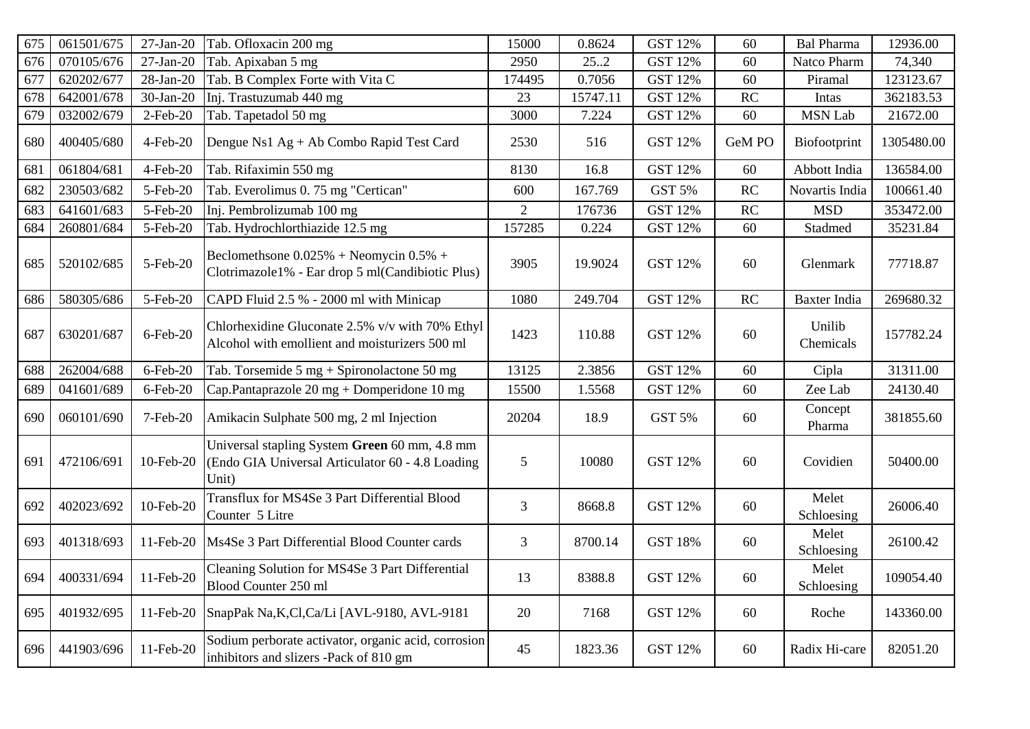| 675 | 061501/675 | 27-Jan-20 | Tab. Ofloxacin 200 mg | 15000 | 0.8624 | GST 12% | 60 | Bal Pharma | 12936.00 |
|---|---|---|---|---|---|---|---|---|---|
| 676 | 070105/676 | 27-Jan-20 | Tab. Apixaban 5 mg | 2950 | 25..2 | GST 12% | 60 | Natco Pharm | 74,340 |
| 677 | 620202/677 | 28-Jan-20 | Tab. B Complex Forte with Vita C | 174495 | 0.7056 | GST 12% | 60 | Piramal | 123123.67 |
| 678 | 642001/678 | 30-Jan-20 | Inj. Trastuzumab 440 mg | 23 | 15747.11 | GST 12% | RC | Intas | 362183.53 |
| 679 | 032002/679 | 2-Feb-20 | Tab. Tapetadol 50 mg | 3000 | 7.224 | GST 12% | 60 | MSN Lab | 21672.00 |
| 680 | 400405/680 | 4-Feb-20 | Dengue Ns1 Ag + Ab Combo Rapid Test Card | 2530 | 516 | GST 12% | GeM PO | Biofootprint | 1305480.00 |
| 681 | 061804/681 | 4-Feb-20 | Tab. Rifaximin 550 mg | 8130 | 16.8 | GST 12% | 60 | Abbott India | 136584.00 |
| 682 | 230503/682 | 5-Feb-20 | Tab. Everolimus 0. 75 mg "Certican" | 600 | 167.769 | GST 5% | RC | Novartis India | 100661.40 |
| 683 | 641601/683 | 5-Feb-20 | Inj. Pembrolizumab 100 mg | 2 | 176736 | GST 12% | RC | MSD | 353472.00 |
| 684 | 260801/684 | 5-Feb-20 | Tab. Hydrochlorthiazide 12.5 mg | 157285 | 0.224 | GST 12% | 60 | Stadmed | 35231.84 |
| 685 | 520102/685 | 5-Feb-20 | Beclomethsone 0.025% + Neomycin 0.5% + Clotrimazole1% - Ear drop 5 ml(Candibiotic Plus) | 3905 | 19.9024 | GST 12% | 60 | Glenmark | 77718.87 |
| 686 | 580305/686 | 5-Feb-20 | CAPD Fluid 2.5 % - 2000 ml with Minicap | 1080 | 249.704 | GST 12% | RC | Baxter India | 269680.32 |
| 687 | 630201/687 | 6-Feb-20 | Chlorhexidine Gluconate 2.5% v/v with 70% Ethyl Alcohol with emollient and moisturizers 500 ml | 1423 | 110.88 | GST 12% | 60 | Unilib Chemicals | 157782.24 |
| 688 | 262004/688 | 6-Feb-20 | Tab. Torsemide 5 mg + Spironolactone 50 mg | 13125 | 2.3856 | GST 12% | 60 | Cipla | 31311.00 |
| 689 | 041601/689 | 6-Feb-20 | Cap.Pantaprazole 20 mg + Domperidone 10 mg | 15500 | 1.5568 | GST 12% | 60 | Zee Lab | 24130.40 |
| 690 | 060101/690 | 7-Feb-20 | Amikacin Sulphate 500 mg, 2 ml Injection | 20204 | 18.9 | GST 5% | 60 | Concept Pharma | 381855.60 |
| 691 | 472106/691 | 10-Feb-20 | Universal stapling System **Green** 60 mm, 4.8 mm (Endo GIA Universal Articulator 60 - 4.8 Loading Unit) | 5 | 10080 | GST 12% | 60 | Covidien | 50400.00 |
| 692 | 402023/692 | 10-Feb-20 | Transflux for MS4Se 3 Part Differential Blood Counter 5 Litre | 3 | 8668.8 | GST 12% | 60 | Melet Schloesing | 26006.40 |
| 693 | 401318/693 | 11-Feb-20 | Ms4Se 3 Part Differential Blood Counter cards | 3 | 8700.14 | GST 18% | 60 | Melet Schloesing | 26100.42 |
| 694 | 400331/694 | 11-Feb-20 | Cleaning Solution for MS4Se 3 Part Differential Blood Counter 250 ml | 13 | 8388.8 | GST 12% | 60 | Melet Schloesing | 109054.40 |
| 695 | 401932/695 | 11-Feb-20 | SnapPak Na,K,Cl,Ca/Li [AVL-9180, AVL-9181 | 20 | 7168 | GST 12% | 60 | Roche | 143360.00 |
| 696 | 441903/696 | 11-Feb-20 | Sodium perborate activator, organic acid, corrosion inhibitors and slizers -Pack of 810 gm | 45 | 1823.36 | GST 12% | 60 | Radix Hi-care | 82051.20 |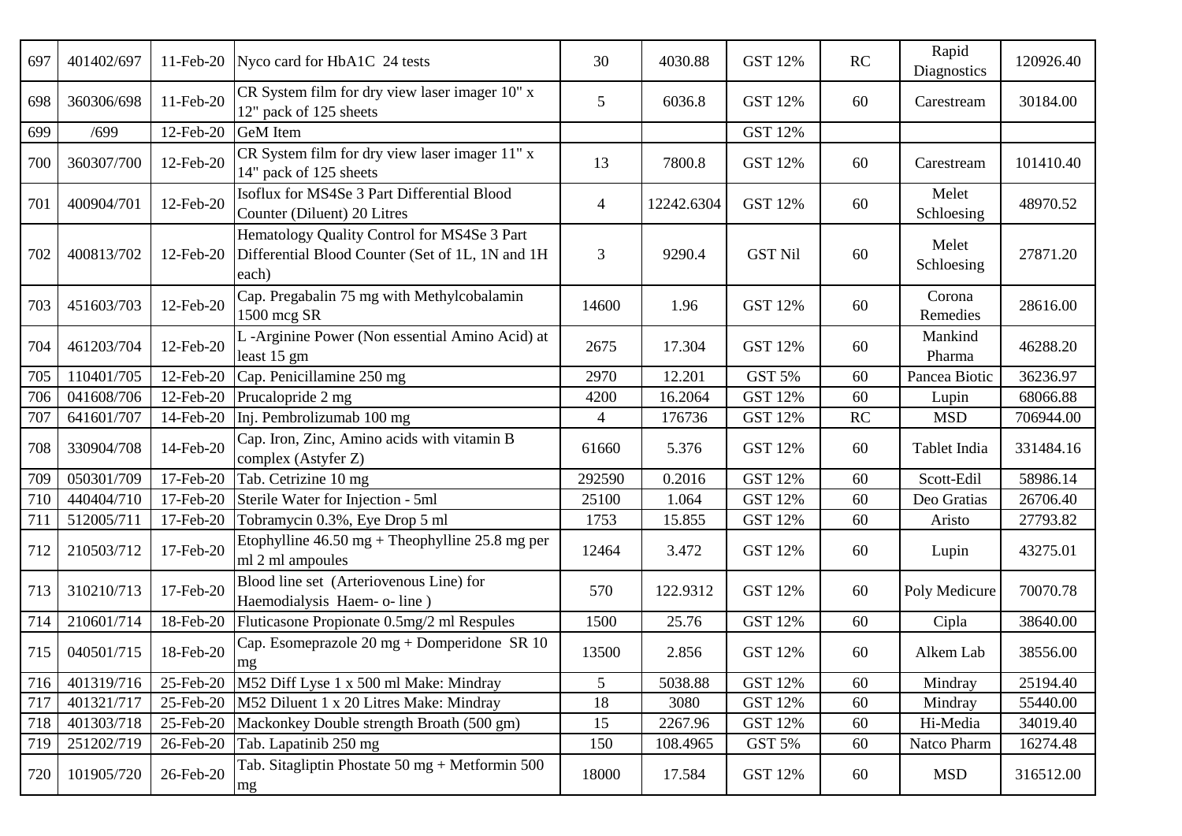| 697 | 401402/697 | 11-Feb-20 | Nyco card for HbA1C 24 tests | 30 | 4030.88 | GST 12% | RC | Rapid Diagnostics | 120926.40 |
|---|---|---|---|---|---|---|---|---|---|
| 698 | 360306/698 | 11-Feb-20 | CR System film for dry view laser imager 10" x 12" pack of 125 sheets | 5 | 6036.8 | GST 12% | 60 | Carestream | 30184.00 |
| 699 | /699 | 12-Feb-20 | GeM Item | | | GST 12% | | | |
| 700 | 360307/700 | 12-Feb-20 | CR System film for dry view laser imager 11" x 14" pack of 125 sheets | 13 | 7800.8 | GST 12% | 60 | Carestream | 101410.40 |
| 701 | 400904/701 | 12-Feb-20 | Isoflux for MS4Se 3 Part Differential Blood Counter (Diluent) 20 Litres | 4 | 12242.6304 | GST 12% | 60 | Melet Schloesing | 48970.52 |
| 702 | 400813/702 | 12-Feb-20 | Hematology Quality Control for MS4Se 3 Part Differential Blood Counter (Set of 1L, 1N and 1H each) | 3 | 9290.4 | GST Nil | 60 | Melet Schloesing | 27871.20 |
| 703 | 451603/703 | 12-Feb-20 | Cap. Pregabalin 75 mg with Methylcobalamin 1500 mcg SR | 14600 | 1.96 | GST 12% | 60 | Corona Remedies | 28616.00 |
| 704 | 461203/704 | 12-Feb-20 | L -Arginine Power (Non essential Amino Acid) at least 15 gm | 2675 | 17.304 | GST 12% | 60 | Mankind Pharma | 46288.20 |
| 705 | 110401/705 | 12-Feb-20 | Cap. Penicillamine 250 mg | 2970 | 12.201 | GST 5% | 60 | Pancea Biotic | 36236.97 |
| 706 | 041608/706 | 12-Feb-20 | Prucalopride 2 mg | 4200 | 16.2064 | GST 12% | 60 | Lupin | 68066.88 |
| 707 | 641601/707 | 14-Feb-20 | Inj. Pembrolizumab 100 mg | 4 | 176736 | GST 12% | RC | MSD | 706944.00 |
| 708 | 330904/708 | 14-Feb-20 | Cap. Iron, Zinc, Amino acids with vitamin B complex (Astyfer Z) | 61660 | 5.376 | GST 12% | 60 | Tablet India | 331484.16 |
| 709 | 050301/709 | 17-Feb-20 | Tab. Cetrizine 10 mg | 292590 | 0.2016 | GST 12% | 60 | Scott-Edil | 58986.14 |
| 710 | 440404/710 | 17-Feb-20 | Sterile Water for Injection - 5ml | 25100 | 1.064 | GST 12% | 60 | Deo Gratias | 26706.40 |
| 711 | 512005/711 | 17-Feb-20 | Tobramycin 0.3%, Eye Drop 5 ml | 1753 | 15.855 | GST 12% | 60 | Aristo | 27793.82 |
| 712 | 210503/712 | 17-Feb-20 | Etophylline 46.50 mg + Theophylline 25.8 mg per ml 2 ml ampoules | 12464 | 3.472 | GST 12% | 60 | Lupin | 43275.01 |
| 713 | 310210/713 | 17-Feb-20 | Blood line set (Arteriovenous Line) for Haemodialysis Haem- o- line ) | 570 | 122.9312 | GST 12% | 60 | Poly Medicure | 70070.78 |
| 714 | 210601/714 | 18-Feb-20 | Fluticasone Propionate 0.5mg/2 ml Respules | 1500 | 25.76 | GST 12% | 60 | Cipla | 38640.00 |
| 715 | 040501/715 | 18-Feb-20 | Cap. Esomeprazole 20 mg + Domperidone SR 10 mg | 13500 | 2.856 | GST 12% | 60 | Alkem Lab | 38556.00 |
| 716 | 401319/716 | 25-Feb-20 | M52 Diff Lyse 1 x 500 ml Make: Mindray | 5 | 5038.88 | GST 12% | 60 | Mindray | 25194.40 |
| 717 | 401321/717 | 25-Feb-20 | M52 Diluent 1 x 20 Litres Make: Mindray | 18 | 3080 | GST 12% | 60 | Mindray | 55440.00 |
| 718 | 401303/718 | 25-Feb-20 | Mackonkey Double strength Broath (500 gm) | 15 | 2267.96 | GST 12% | 60 | Hi-Media | 34019.40 |
| 719 | 251202/719 | 26-Feb-20 | Tab. Lapatinib 250 mg | 150 | 108.4965 | GST 5% | 60 | Natco Pharm | 16274.48 |
| 720 | 101905/720 | 26-Feb-20 | Tab. Sitagliptin Phostate 50 mg + Metformin 500 mg | 18000 | 17.584 | GST 12% | 60 | MSD | 316512.00 |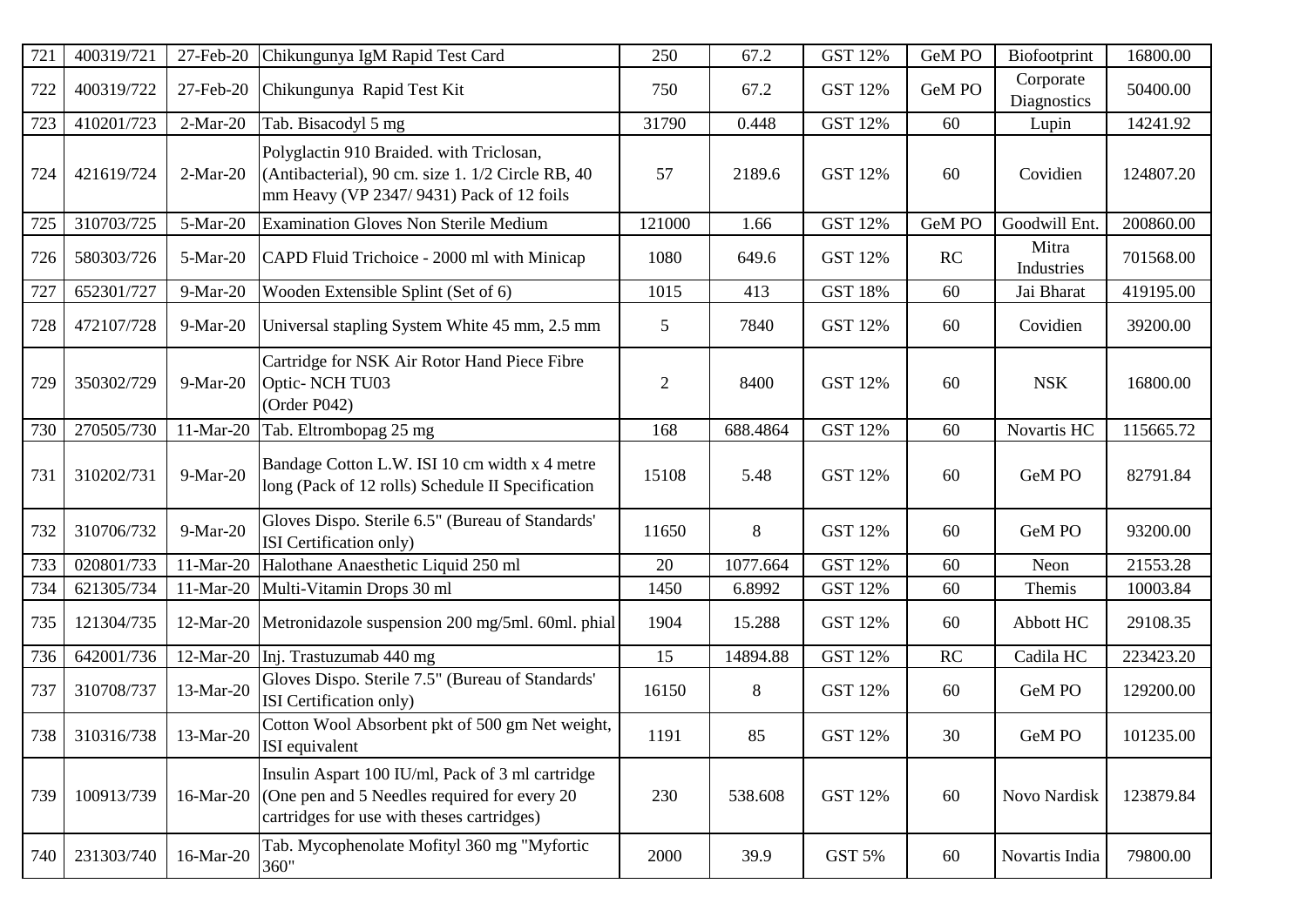| 721 | 400319/721 | 27-Feb-20 | Chikungunya IgM Rapid Test Card | 250 | 67.2 | GST 12% | GeM PO | Biofootprint | 16800.00 |
|---|---|---|---|---|---|---|---|---|---|
| 722 | 400319/722 | 27-Feb-20 | Chikungunya Rapid Test Kit | 750 | 67.2 | GST 12% | GeM PO | Corporate Diagnostics | 50400.00 |
| 723 | 410201/723 | 2-Mar-20 | Tab. Bisacodyl 5 mg | 31790 | 0.448 | GST 12% | 60 | Lupin | 14241.92 |
| 724 | 421619/724 | 2-Mar-20 | Polyglactin 910 Braided. with Triclosan, (Antibacterial), 90 cm. size 1. 1/2 Circle RB, 40 mm Heavy (VP 2347/ 9431) Pack of 12 foils | 57 | 2189.6 | GST 12% | 60 | Covidien | 124807.20 |
| 725 | 310703/725 | 5-Mar-20 | Examination Gloves Non Sterile Medium | 121000 | 1.66 | GST 12% | GeM PO | Goodwill Ent. | 200860.00 |
| 726 | 580303/726 | 5-Mar-20 | CAPD Fluid Trichoice - 2000 ml with Minicap | 1080 | 649.6 | GST 12% | RC | Mitra Industries | 701568.00 |
| 727 | 652301/727 | 9-Mar-20 | Wooden Extensible Splint (Set of 6) | 1015 | 413 | GST 18% | 60 | Jai Bharat | 419195.00 |
| 728 | 472107/728 | 9-Mar-20 | Universal stapling System White 45 mm, 2.5 mm | 5 | 7840 | GST 12% | 60 | Covidien | 39200.00 |
| 729 | 350302/729 | 9-Mar-20 | Cartridge for NSK Air Rotor Hand Piece Fibre Optic- NCH TU03 (Order P042) | 2 | 8400 | GST 12% | 60 | NSK | 16800.00 |
| 730 | 270505/730 | 11-Mar-20 | Tab. Eltrombopag 25 mg | 168 | 688.4864 | GST 12% | 60 | Novartis HC | 115665.72 |
| 731 | 310202/731 | 9-Mar-20 | Bandage Cotton L.W. ISI 10 cm width x 4 metre long (Pack of 12 rolls) Schedule II Specification | 15108 | 5.48 | GST 12% | 60 | GeM PO | 82791.84 |
| 732 | 310706/732 | 9-Mar-20 | Gloves Dispo. Sterile 6.5" (Bureau of Standards' ISI Certification only) | 11650 | 8 | GST 12% | 60 | GeM PO | 93200.00 |
| 733 | 020801/733 | 11-Mar-20 | Halothane Anaesthetic Liquid 250 ml | 20 | 1077.664 | GST 12% | 60 | Neon | 21553.28 |
| 734 | 621305/734 | 11-Mar-20 | Multi-Vitamin Drops 30 ml | 1450 | 6.8992 | GST 12% | 60 | Themis | 10003.84 |
| 735 | 121304/735 | 12-Mar-20 | Metronidazole suspension 200 mg/5ml. 60ml. phial | 1904 | 15.288 | GST 12% | 60 | Abbott HC | 29108.35 |
| 736 | 642001/736 | 12-Mar-20 | Inj. Trastuzumab 440 mg | 15 | 14894.88 | GST 12% | RC | Cadila HC | 223423.20 |
| 737 | 310708/737 | 13-Mar-20 | Gloves Dispo. Sterile 7.5" (Bureau of Standards' ISI Certification only) | 16150 | 8 | GST 12% | 60 | GeM PO | 129200.00 |
| 738 | 310316/738 | 13-Mar-20 | Cotton Wool Absorbent pkt of 500 gm Net weight, ISI equivalent | 1191 | 85 | GST 12% | 30 | GeM PO | 101235.00 |
| 739 | 100913/739 | 16-Mar-20 | Insulin Aspart 100 IU/ml, Pack of 3 ml cartridge (One pen and 5 Needles required for every 20 cartridges for use with theses cartridges) | 230 | 538.608 | GST 12% | 60 | Novo Nardisk | 123879.84 |
| 740 | 231303/740 | 16-Mar-20 | Tab. Mycophenolate Mofityl 360 mg "Myfortic 360" | 2000 | 39.9 | GST 5% | 60 | Novartis India | 79800.00 |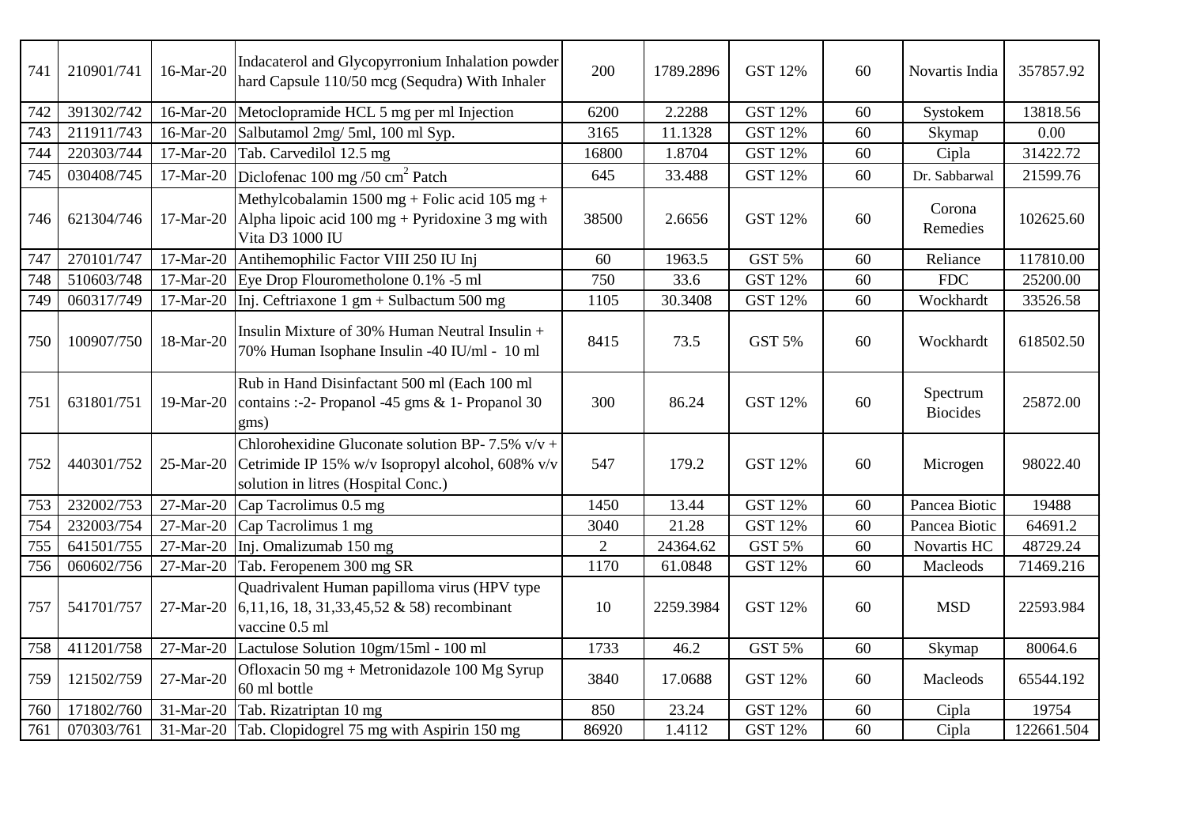| | | | | | | | | | |
|---|---|---|---|---|---|---|---|---|---|
| 741 | 210901/741 | 16-Mar-20 | Indacaterol and Glycopyrronium Inhalation powder hard Capsule 110/50 mcg (Sequdra) With Inhaler | 200 | 1789.2896 | GST 12% | 60 | Novartis India | 357857.92 |
| 742 | 391302/742 | 16-Mar-20 | Metoclopramide HCL 5 mg per ml Injection | 6200 | 2.2288 | GST 12% | 60 | Systokem | 13818.56 |
| 743 | 211911/743 | 16-Mar-20 | Salbutamol 2mg/ 5ml, 100 ml Syp. | 3165 | 11.1328 | GST 12% | 60 | Skymap | 0.00 |
| 744 | 220303/744 | 17-Mar-20 | Tab. Carvedilol 12.5 mg | 16800 | 1.8704 | GST 12% | 60 | Cipla | 31422.72 |
| 745 | 030408/745 | 17-Mar-20 | Diclofenac 100 mg /50 $cm^2$ Patch | 645 | 33.488 | GST 12% | 60 | Dr. Sabbarwal | 21599.76 |
| 746 | 621304/746 | 17-Mar-20 | Methylcobalamin 1500 mg + Folic acid 105 mg + Alpha lipoic acid 100 mg + Pyridoxine 3 mg with Vita D3 1000 IU | 38500 | 2.6656 | GST 12% | 60 | Corona Remedies | 102625.60 |
| 747 | 270101/747 | 17-Mar-20 | Antihemophilic Factor VIII 250 IU Inj | 60 | 1963.5 | GST 5% | 60 | Reliance | 117810.00 |
| 748 | 510603/748 | 17-Mar-20 | Eye Drop Flourometholone 0.1% -5 ml | 750 | 33.6 | GST 12% | 60 | FDC | 25200.00 |
| 749 | 060317/749 | 17-Mar-20 | Inj. Ceftriaxone 1 gm + Sulbactum 500 mg | 1105 | 30.3408 | GST 12% | 60 | Wockhardt | 33526.58 |
| 750 | 100907/750 | 18-Mar-20 | Insulin Mixture of 30% Human Neutral Insulin + 70% Human Isophane Insulin -40 IU/ml - 10 ml | 8415 | 73.5 | GST 5% | 60 | Wockhardt | 618502.50 |
| 751 | 631801/751 | 19-Mar-20 | Rub in Hand Disinfactant 500 ml (Each 100 ml contains :-2- Propanol -45 gms & 1- Propanol 30 gms) | 300 | 86.24 | GST 12% | 60 | Spectrum Biocides | 25872.00 |
| 752 | 440301/752 | 25-Mar-20 | Chlorohexidine Gluconate solution BP- 7.5% v/v + Cetrimide IP 15% w/v Isopropyl alcohol, 608% v/v solution in litres (Hospital Conc.) | 547 | 179.2 | GST 12% | 60 | Microgen | 98022.40 |
| 753 | 232002/753 | 27-Mar-20 | Cap Tacrolimus 0.5 mg | 1450 | 13.44 | GST 12% | 60 | Pancea Biotic | 19488 |
| 754 | 232003/754 | 27-Mar-20 | Cap Tacrolimus 1 mg | 3040 | 21.28 | GST 12% | 60 | Pancea Biotic | 64691.2 |
| 755 | 641501/755 | 27-Mar-20 | Inj. Omalizumab 150 mg | 2 | 24364.62 | GST 5% | 60 | Novartis HC | 48729.24 |
| 756 | 060602/756 | 27-Mar-20 | Tab. Feropenem 300 mg SR | 1170 | 61.0848 | GST 12% | 60 | Macleods | 71469.216 |
| 757 | 541701/757 | 27-Mar-20 | Quadrivalent Human papilloma virus (HPV type 6,11,16, 18, 31,33,45,52 & 58) recombinant vaccine 0.5 ml | 10 | 2259.3984 | GST 12% | 60 | MSD | 22593.984 |
| 758 | 411201/758 | 27-Mar-20 | Lactulose Solution 10gm/15ml - 100 ml | 1733 | 46.2 | GST 5% | 60 | Skymap | 80064.6 |
| 759 | 121502/759 | 27-Mar-20 | Ofloxacin 50 mg + Metronidazole 100 Mg Syrup 60 ml bottle | 3840 | 17.0688 | GST 12% | 60 | Macleods | 65544.192 |
| 760 | 171802/760 | 31-Mar-20 | Tab. Rizatriptan 10 mg | 850 | 23.24 | GST 12% | 60 | Cipla | 19754 |
| 761 | 070303/761 | 31-Mar-20 | Tab. Clopidogrel 75 mg with Aspirin 150 mg | 86920 | 1.4112 | GST 12% | 60 | Cipla | 122661.504 |